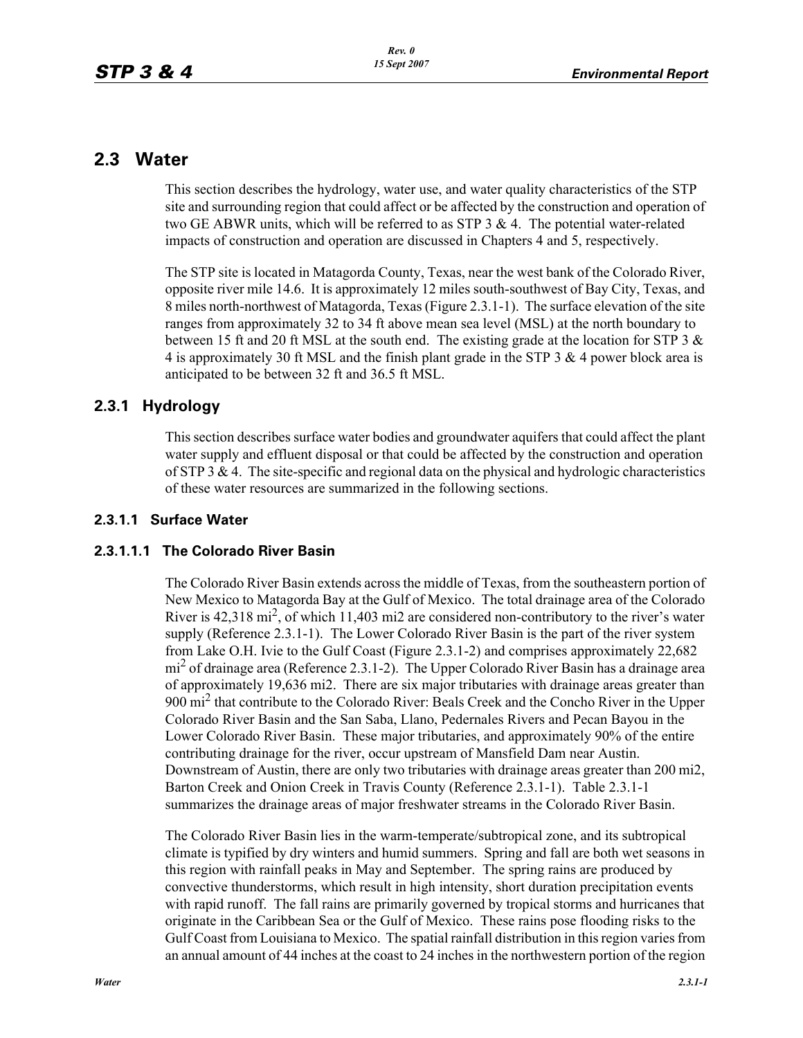## 2.3 Water

This section describes the hydrology, water use, and water quality characteristics of the STP site and surrounding region that could affect or be affected by the construction and operation of two GE ABWR units, which will be referred to as STP 3 & 4. The potential water-related impacts of construction and operation are discussed in Chapters 4 and 5, respectively.

The STP site is located in Matagorda County, Texas, near the west bank of the Colorado River, opposite river mile 14.6. It is approximately 12 miles south-southwest of Bay City, Texas, and 8 miles north-northwest of Matagorda, Texas (Figure 2.3.1-1). The surface elevation of the site ranges from approximately 32 to 34 ft above mean sea level (MSL) at the north boundary to between 15 ft and 20 ft MSL at the south end. The existing grade at the location for STP 3 & 4 is approximately 30 ft MSL and the finish plant grade in the STP 3 & 4 power block area is anticipated to be between 32 ft and 36.5 ft MSL.

### 2.3.1 Hydrology

This section describes surface water bodies and groundwater aquifers that could affect the plant water supply and effluent disposal or that could be affected by the construction and operation of STP 3 & 4. The site-specific and regional data on the physical and hydrologic characteristics of these water resources are summarized in the following sections.

#### 2.3.1.1 Surface Water

##### 2.3.1.1.1 The Colorado River Basin

The Colorado River Basin extends across the middle of Texas, from the southeastern portion of New Mexico to Matagorda Bay at the Gulf of Mexico. The total drainage area of the Colorado River is 42,318 mi$^2$, of which 11,403 mi2 are considered non-contributory to the river's water supply (Reference 2.3.1-1). The Lower Colorado River Basin is the part of the river system from Lake O.H. Ivie to the Gulf Coast (Figure 2.3.1-2) and comprises approximately 22,682 mi$^2$ of drainage area (Reference 2.3.1-2). The Upper Colorado River Basin has a drainage area of approximately 19,636 mi2. There are six major tributaries with drainage areas greater than 900 mi$^2$ that contribute to the Colorado River: Beals Creek and the Concho River in the Upper Colorado River Basin and the San Saba, Llano, Pedernales Rivers and Pecan Bayou in the Lower Colorado River Basin. These major tributaries, and approximately 90% of the entire contributing drainage for the river, occur upstream of Mansfield Dam near Austin. Downstream of Austin, there are only two tributaries with drainage areas greater than 200 mi2, Barton Creek and Onion Creek in Travis County (Reference 2.3.1-1). Table 2.3.1-1 summarizes the drainage areas of major freshwater streams in the Colorado River Basin.

The Colorado River Basin lies in the warm-temperate/subtropical zone, and its subtropical climate is typified by dry winters and humid summers. Spring and fall are both wet seasons in this region with rainfall peaks in May and September. The spring rains are produced by convective thunderstorms, which result in high intensity, short duration precipitation events with rapid runoff. The fall rains are primarily governed by tropical storms and hurricanes that originate in the Caribbean Sea or the Gulf of Mexico. These rains pose flooding risks to the Gulf Coast from Louisiana to Mexico. The spatial rainfall distribution in this region varies from an annual amount of 44 inches at the coast to 24 inches in the northwestern portion of the region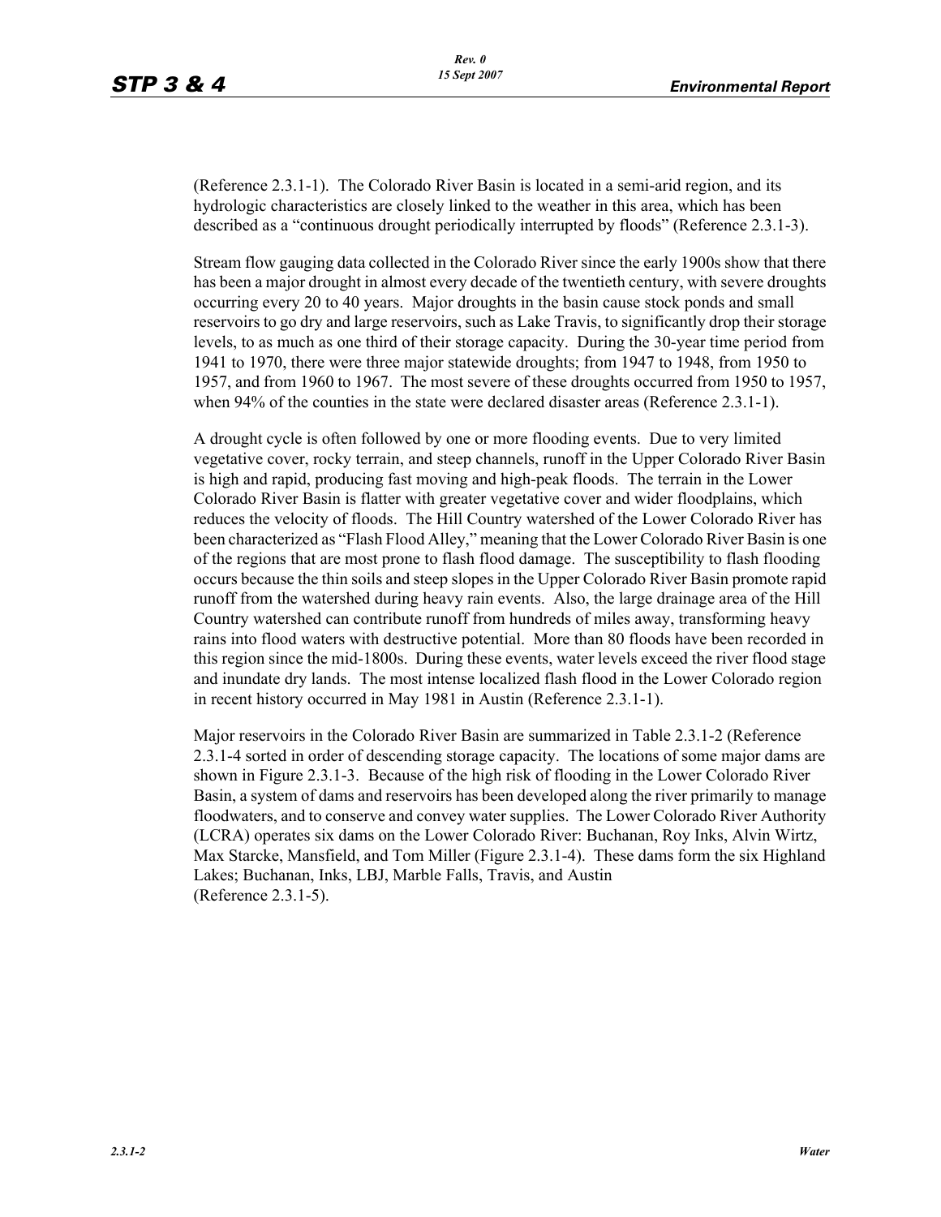(Reference 2.3.1-1). The Colorado River Basin is located in a semi-arid region, and its hydrologic characteristics are closely linked to the weather in this area, which has been described as a "continuous drought periodically interrupted by floods" (Reference 2.3.1-3).

Stream flow gauging data collected in the Colorado River since the early 1900s show that there has been a major drought in almost every decade of the twentieth century, with severe droughts occurring every 20 to 40 years. Major droughts in the basin cause stock ponds and small reservoirs to go dry and large reservoirs, such as Lake Travis, to significantly drop their storage levels, to as much as one third of their storage capacity. During the 30-year time period from 1941 to 1970, there were three major statewide droughts; from 1947 to 1948, from 1950 to 1957, and from 1960 to 1967. The most severe of these droughts occurred from 1950 to 1957, when 94% of the counties in the state were declared disaster areas (Reference 2.3.1-1).

A drought cycle is often followed by one or more flooding events. Due to very limited vegetative cover, rocky terrain, and steep channels, runoff in the Upper Colorado River Basin is high and rapid, producing fast moving and high-peak floods. The terrain in the Lower Colorado River Basin is flatter with greater vegetative cover and wider floodplains, which reduces the velocity of floods. The Hill Country watershed of the Lower Colorado River has been characterized as "Flash Flood Alley," meaning that the Lower Colorado River Basin is one of the regions that are most prone to flash flood damage. The susceptibility to flash flooding occurs because the thin soils and steep slopes in the Upper Colorado River Basin promote rapid runoff from the watershed during heavy rain events. Also, the large drainage area of the Hill Country watershed can contribute runoff from hundreds of miles away, transforming heavy rains into flood waters with destructive potential. More than 80 floods have been recorded in this region since the mid-1800s. During these events, water levels exceed the river flood stage and inundate dry lands. The most intense localized flash flood in the Lower Colorado region in recent history occurred in May 1981 in Austin (Reference 2.3.1-1).

Major reservoirs in the Colorado River Basin are summarized in Table 2.3.1-2 (Reference 2.3.1-4 sorted in order of descending storage capacity. The locations of some major dams are shown in Figure 2.3.1-3. Because of the high risk of flooding in the Lower Colorado River Basin, a system of dams and reservoirs has been developed along the river primarily to manage floodwaters, and to conserve and convey water supplies. The Lower Colorado River Authority (LCRA) operates six dams on the Lower Colorado River: Buchanan, Roy Inks, Alvin Wirtz, Max Starcke, Mansfield, and Tom Miller (Figure 2.3.1-4). These dams form the six Highland Lakes; Buchanan, Inks, LBJ, Marble Falls, Travis, and Austin (Reference 2.3.1-5).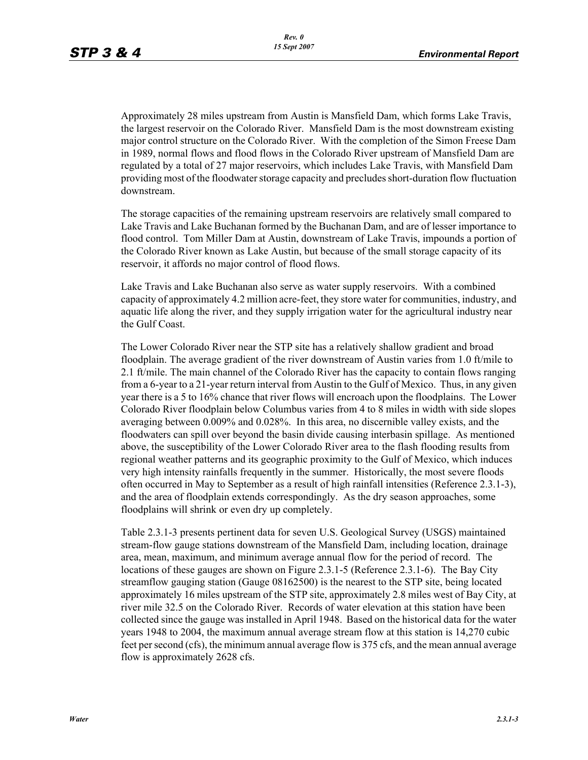Approximately 28 miles upstream from Austin is Mansfield Dam, which forms Lake Travis, the largest reservoir on the Colorado River. Mansfield Dam is the most downstream existing major control structure on the Colorado River. With the completion of the Simon Freese Dam in 1989, normal flows and flood flows in the Colorado River upstream of Mansfield Dam are regulated by a total of 27 major reservoirs, which includes Lake Travis, with Mansfield Dam providing most of the floodwater storage capacity and precludes short-duration flow fluctuation downstream.

The storage capacities of the remaining upstream reservoirs are relatively small compared to Lake Travis and Lake Buchanan formed by the Buchanan Dam, and are of lesser importance to flood control. Tom Miller Dam at Austin, downstream of Lake Travis, impounds a portion of the Colorado River known as Lake Austin, but because of the small storage capacity of its reservoir, it affords no major control of flood flows.

Lake Travis and Lake Buchanan also serve as water supply reservoirs. With a combined capacity of approximately 4.2 million acre-feet, they store water for communities, industry, and aquatic life along the river, and they supply irrigation water for the agricultural industry near the Gulf Coast.

The Lower Colorado River near the STP site has a relatively shallow gradient and broad floodplain. The average gradient of the river downstream of Austin varies from 1.0 ft/mile to 2.1 ft/mile. The main channel of the Colorado River has the capacity to contain flows ranging from a 6-year to a 21-year return interval from Austin to the Gulf of Mexico. Thus, in any given year there is a 5 to 16% chance that river flows will encroach upon the floodplains. The Lower Colorado River floodplain below Columbus varies from 4 to 8 miles in width with side slopes averaging between 0.009% and 0.028%. In this area, no discernible valley exists, and the floodwaters can spill over beyond the basin divide causing interbasin spillage. As mentioned above, the susceptibility of the Lower Colorado River area to the flash flooding results from regional weather patterns and its geographic proximity to the Gulf of Mexico, which induces very high intensity rainfalls frequently in the summer. Historically, the most severe floods often occurred in May to September as a result of high rainfall intensities (Reference 2.3.1-3), and the area of floodplain extends correspondingly. As the dry season approaches, some floodplains will shrink or even dry up completely.

Table 2.3.1-3 presents pertinent data for seven U.S. Geological Survey (USGS) maintained stream-flow gauge stations downstream of the Mansfield Dam, including location, drainage area, mean, maximum, and minimum average annual flow for the period of record. The locations of these gauges are shown on Figure 2.3.1-5 (Reference 2.3.1-6). The Bay City streamflow gauging station (Gauge 08162500) is the nearest to the STP site, being located approximately 16 miles upstream of the STP site, approximately 2.8 miles west of Bay City, at river mile 32.5 on the Colorado River. Records of water elevation at this station have been collected since the gauge was installed in April 1948. Based on the historical data for the water years 1948 to 2004, the maximum annual average stream flow at this station is 14,270 cubic feet per second (cfs), the minimum annual average flow is 375 cfs, and the mean annual average flow is approximately 2628 cfs.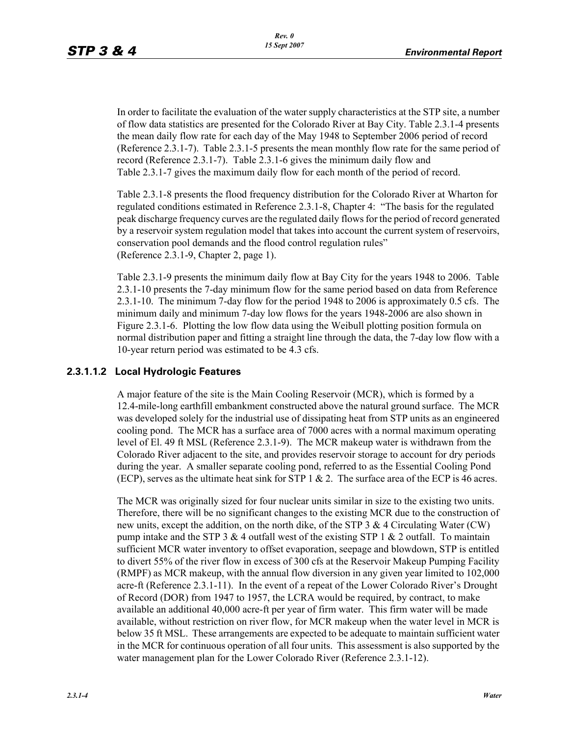In order to facilitate the evaluation of the water supply characteristics at the STP site, a number of flow data statistics are presented for the Colorado River at Bay City. Table 2.3.1-4 presents the mean daily flow rate for each day of the May 1948 to September 2006 period of record (Reference 2.3.1-7). Table 2.3.1-5 presents the mean monthly flow rate for the same period of record (Reference 2.3.1-7). Table 2.3.1-6 gives the minimum daily flow and Table 2.3.1-7 gives the maximum daily flow for each month of the period of record.

Table 2.3.1-8 presents the flood frequency distribution for the Colorado River at Wharton for regulated conditions estimated in Reference 2.3.1-8, Chapter 4: "The basis for the regulated peak discharge frequency curves are the regulated daily flows for the period of record generated by a reservoir system regulation model that takes into account the current system of reservoirs, conservation pool demands and the flood control regulation rules" (Reference 2.3.1-9, Chapter 2, page 1).

Table 2.3.1-9 presents the minimum daily flow at Bay City for the years 1948 to 2006. Table 2.3.1-10 presents the 7-day minimum flow for the same period based on data from Reference 2.3.1-10. The minimum 7-day flow for the period 1948 to 2006 is approximately 0.5 cfs. The minimum daily and minimum 7-day low flows for the years 1948-2006 are also shown in Figure 2.3.1-6. Plotting the low flow data using the Weibull plotting position formula on normal distribution paper and fitting a straight line through the data, the 7-day low flow with a 10-year return period was estimated to be 4.3 cfs.

#### 2.3.1.1.2 Local Hydrologic Features

A major feature of the site is the Main Cooling Reservoir (MCR), which is formed by a 12.4-mile-long earthfill embankment constructed above the natural ground surface. The MCR was developed solely for the industrial use of dissipating heat from STP units as an engineered cooling pond. The MCR has a surface area of 7000 acres with a normal maximum operating level of El. 49 ft MSL (Reference 2.3.1-9). The MCR makeup water is withdrawn from the Colorado River adjacent to the site, and provides reservoir storage to account for dry periods during the year. A smaller separate cooling pond, referred to as the Essential Cooling Pond (ECP), serves as the ultimate heat sink for STP 1 & 2. The surface area of the ECP is 46 acres.

The MCR was originally sized for four nuclear units similar in size to the existing two units. Therefore, there will be no significant changes to the existing MCR due to the construction of new units, except the addition, on the north dike, of the STP 3 & 4 Circulating Water (CW) pump intake and the STP 3 & 4 outfall west of the existing STP 1 & 2 outfall. To maintain sufficient MCR water inventory to offset evaporation, seepage and blowdown, STP is entitled to divert 55% of the river flow in excess of 300 cfs at the Reservoir Makeup Pumping Facility (RMPF) as MCR makeup, with the annual flow diversion in any given year limited to 102,000 acre-ft (Reference 2.3.1-11). In the event of a repeat of the Lower Colorado River's Drought of Record (DOR) from 1947 to 1957, the LCRA would be required, by contract, to make available an additional 40,000 acre-ft per year of firm water. This firm water will be made available, without restriction on river flow, for MCR makeup when the water level in MCR is below 35 ft MSL. These arrangements are expected to be adequate to maintain sufficient water in the MCR for continuous operation of all four units. This assessment is also supported by the water management plan for the Lower Colorado River (Reference 2.3.1-12).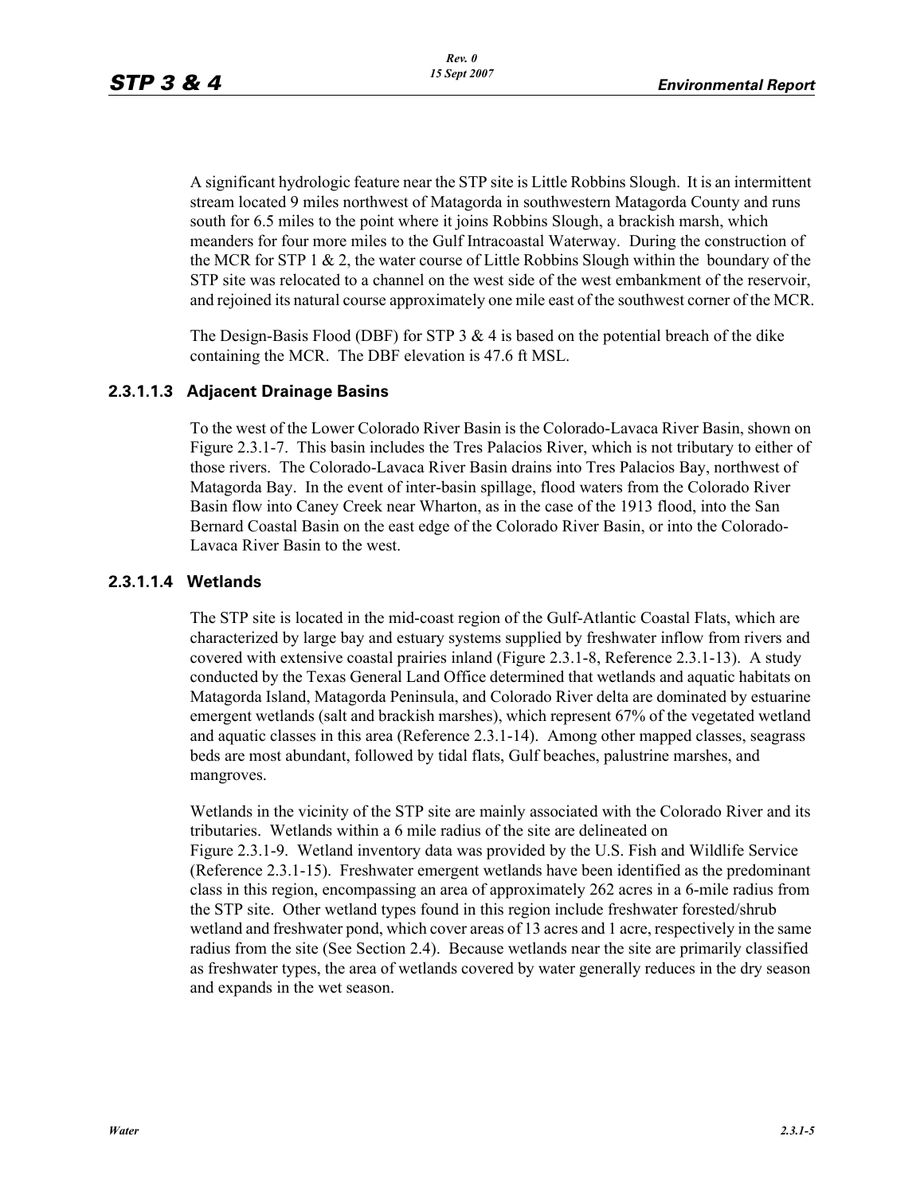A significant hydrologic feature near the STP site is Little Robbins Slough. It is an intermittent stream located 9 miles northwest of Matagorda in southwestern Matagorda County and runs south for 6.5 miles to the point where it joins Robbins Slough, a brackish marsh, which meanders for four more miles to the Gulf Intracoastal Waterway. During the construction of the MCR for STP 1 & 2, the water course of Little Robbins Slough within the boundary of the STP site was relocated to a channel on the west side of the west embankment of the reservoir, and rejoined its natural course approximately one mile east of the southwest corner of the MCR.

The Design-Basis Flood (DBF) for STP 3 & 4 is based on the potential breach of the dike containing the MCR. The DBF elevation is 47.6 ft MSL.

### 2.3.1.1.3 Adjacent Drainage Basins

To the west of the Lower Colorado River Basin is the Colorado-Lavaca River Basin, shown on Figure 2.3.1-7. This basin includes the Tres Palacios River, which is not tributary to either of those rivers. The Colorado-Lavaca River Basin drains into Tres Palacios Bay, northwest of Matagorda Bay. In the event of inter-basin spillage, flood waters from the Colorado River Basin flow into Caney Creek near Wharton, as in the case of the 1913 flood, into the San Bernard Coastal Basin on the east edge of the Colorado River Basin, or into the Colorado-Lavaca River Basin to the west.

### 2.3.1.1.4 Wetlands

The STP site is located in the mid-coast region of the Gulf-Atlantic Coastal Flats, which are characterized by large bay and estuary systems supplied by freshwater inflow from rivers and covered with extensive coastal prairies inland (Figure 2.3.1-8, Reference 2.3.1-13). A study conducted by the Texas General Land Office determined that wetlands and aquatic habitats on Matagorda Island, Matagorda Peninsula, and Colorado River delta are dominated by estuarine emergent wetlands (salt and brackish marshes), which represent 67% of the vegetated wetland and aquatic classes in this area (Reference 2.3.1-14). Among other mapped classes, seagrass beds are most abundant, followed by tidal flats, Gulf beaches, palustrine marshes, and mangroves.

Wetlands in the vicinity of the STP site are mainly associated with the Colorado River and its tributaries. Wetlands within a 6 mile radius of the site are delineated on Figure 2.3.1-9. Wetland inventory data was provided by the U.S. Fish and Wildlife Service (Reference 2.3.1-15). Freshwater emergent wetlands have been identified as the predominant class in this region, encompassing an area of approximately 262 acres in a 6-mile radius from the STP site. Other wetland types found in this region include freshwater forested/shrub wetland and freshwater pond, which cover areas of 13 acres and 1 acre, respectively in the same radius from the site (See Section 2.4). Because wetlands near the site are primarily classified as freshwater types, the area of wetlands covered by water generally reduces in the dry season and expands in the wet season.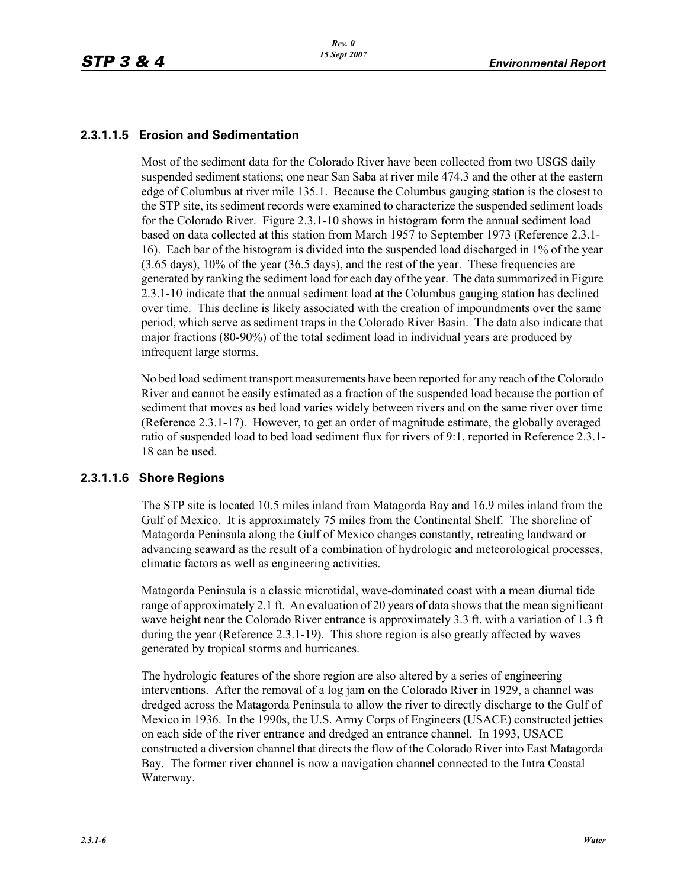#### 2.3.1.1.5 Erosion and Sedimentation

Most of the sediment data for the Colorado River have been collected from two USGS daily suspended sediment stations; one near San Saba at river mile 474.3 and the other at the eastern edge of Columbus at river mile 135.1. Because the Columbus gauging station is the closest to the STP site, its sediment records were examined to characterize the suspended sediment loads for the Colorado River. Figure 2.3.1-10 shows in histogram form the annual sediment load based on data collected at this station from March 1957 to September 1973 (Reference 2.3.1-16). Each bar of the histogram is divided into the suspended load discharged in 1% of the year (3.65 days), 10% of the year (36.5 days), and the rest of the year. These frequencies are generated by ranking the sediment load for each day of the year. The data summarized in Figure 2.3.1-10 indicate that the annual sediment load at the Columbus gauging station has declined over time. This decline is likely associated with the creation of impoundments over the same period, which serve as sediment traps in the Colorado River Basin. The data also indicate that major fractions (80-90%) of the total sediment load in individual years are produced by infrequent large storms.

No bed load sediment transport measurements have been reported for any reach of the Colorado River and cannot be easily estimated as a fraction of the suspended load because the portion of sediment that moves as bed load varies widely between rivers and on the same river over time (Reference 2.3.1-17). However, to get an order of magnitude estimate, the globally averaged ratio of suspended load to bed load sediment flux for rivers of 9:1, reported in Reference 2.3.1-18 can be used.

#### 2.3.1.1.6 Shore Regions

The STP site is located 10.5 miles inland from Matagorda Bay and 16.9 miles inland from the Gulf of Mexico. It is approximately 75 miles from the Continental Shelf. The shoreline of Matagorda Peninsula along the Gulf of Mexico changes constantly, retreating landward or advancing seaward as the result of a combination of hydrologic and meteorological processes, climatic factors as well as engineering activities.

Matagorda Peninsula is a classic microtidal, wave-dominated coast with a mean diurnal tide range of approximately 2.1 ft. An evaluation of 20 years of data shows that the mean significant wave height near the Colorado River entrance is approximately 3.3 ft, with a variation of 1.3 ft during the year (Reference 2.3.1-19). This shore region is also greatly affected by waves generated by tropical storms and hurricanes.

The hydrologic features of the shore region are also altered by a series of engineering interventions. After the removal of a log jam on the Colorado River in 1929, a channel was dredged across the Matagorda Peninsula to allow the river to directly discharge to the Gulf of Mexico in 1936. In the 1990s, the U.S. Army Corps of Engineers (USACE) constructed jetties on each side of the river entrance and dredged an entrance channel. In 1993, USACE constructed a diversion channel that directs the flow of the Colorado River into East Matagorda Bay. The former river channel is now a navigation channel connected to the Intra Coastal Waterway.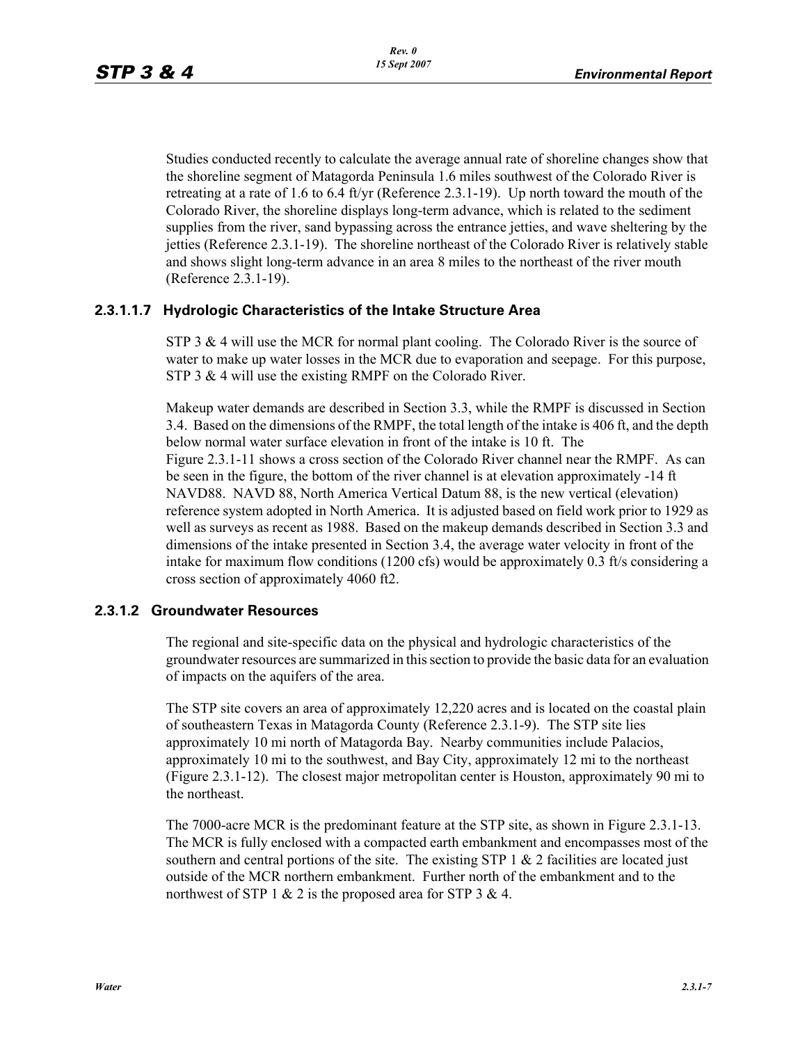Studies conducted recently to calculate the average annual rate of shoreline changes show that the shoreline segment of Matagorda Peninsula 1.6 miles southwest of the Colorado River is retreating at a rate of 1.6 to 6.4 ft/yr (Reference 2.3.1-19). Up north toward the mouth of the Colorado River, the shoreline displays long-term advance, which is related to the sediment supplies from the river, sand bypassing across the entrance jetties, and wave sheltering by the jetties (Reference 2.3.1-19). The shoreline northeast of the Colorado River is relatively stable and shows slight long-term advance in an area 8 miles to the northeast of the river mouth (Reference 2.3.1-19).

#### 2.3.1.1.7 Hydrologic Characteristics of the Intake Structure Area

STP 3 & 4 will use the MCR for normal plant cooling. The Colorado River is the source of water to make up water losses in the MCR due to evaporation and seepage. For this purpose, STP 3 & 4 will use the existing RMPF on the Colorado River.

Makeup water demands are described in Section 3.3, while the RMPF is discussed in Section 3.4. Based on the dimensions of the RMPF, the total length of the intake is 406 ft, and the depth below normal water surface elevation in front of the intake is 10 ft. The Figure 2.3.1-11 shows a cross section of the Colorado River channel near the RMPF. As can be seen in the figure, the bottom of the river channel is at elevation approximately -14 ft NAVD88. NAVD 88, North America Vertical Datum 88, is the new vertical (elevation) reference system adopted in North America. It is adjusted based on field work prior to 1929 as well as surveys as recent as 1988. Based on the makeup demands described in Section 3.3 and dimensions of the intake presented in Section 3.4, the average water velocity in front of the intake for maximum flow conditions (1200 cfs) would be approximately 0.3 ft/s considering a cross section of approximately 4060 ft2.

### 2.3.1.2 Groundwater Resources

The regional and site-specific data on the physical and hydrologic characteristics of the groundwater resources are summarized in this section to provide the basic data for an evaluation of impacts on the aquifers of the area.

The STP site covers an area of approximately 12,220 acres and is located on the coastal plain of southeastern Texas in Matagorda County (Reference 2.3.1-9). The STP site lies approximately 10 mi north of Matagorda Bay. Nearby communities include Palacios, approximately 10 mi to the southwest, and Bay City, approximately 12 mi to the northeast (Figure 2.3.1-12). The closest major metropolitan center is Houston, approximately 90 mi to the northeast.

The 7000-acre MCR is the predominant feature at the STP site, as shown in Figure 2.3.1-13. The MCR is fully enclosed with a compacted earth embankment and encompasses most of the southern and central portions of the site. The existing STP 1 & 2 facilities are located just outside of the MCR northern embankment. Further north of the embankment and to the northwest of STP 1 & 2 is the proposed area for STP 3 & 4.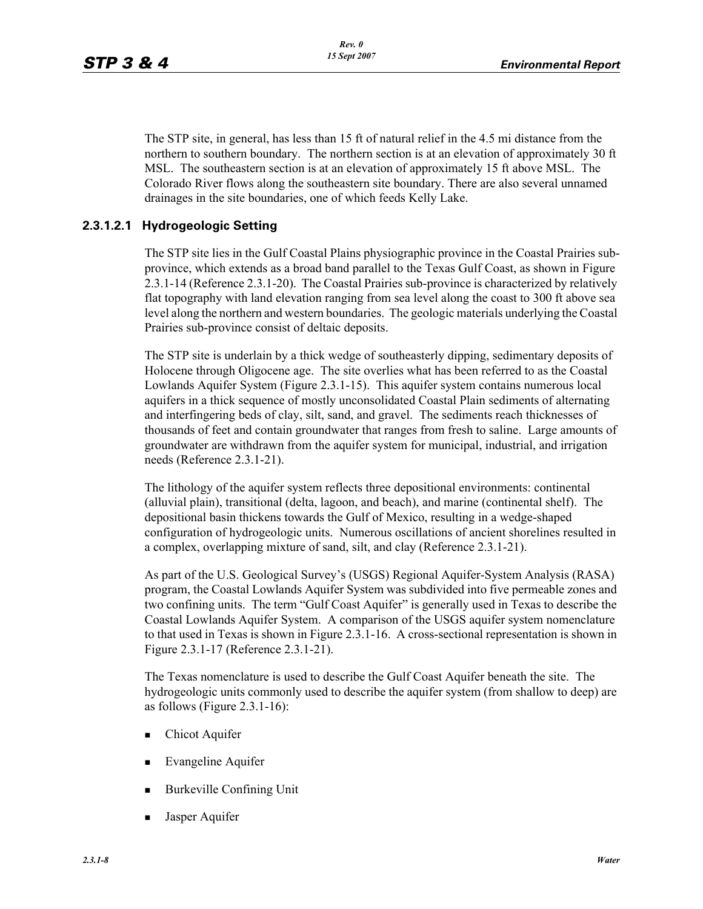The STP site, in general, has less than 15 ft of natural relief in the 4.5 mi distance from the northern to southern boundary. The northern section is at an elevation of approximately 30 ft MSL. The southeastern section is at an elevation of approximately 15 ft above MSL. The Colorado River flows along the southeastern site boundary. There are also several unnamed drainages in the site boundaries, one of which feeds Kelly Lake.

### 2.3.1.2.1 Hydrogeologic Setting

The STP site lies in the Gulf Coastal Plains physiographic province in the Coastal Prairies sub-province, which extends as a broad band parallel to the Texas Gulf Coast, as shown in Figure 2.3.1-14 (Reference 2.3.1-20). The Coastal Prairies sub-province is characterized by relatively flat topography with land elevation ranging from sea level along the coast to 300 ft above sea level along the northern and western boundaries. The geologic materials underlying the Coastal Prairies sub-province consist of deltaic deposits.

The STP site is underlain by a thick wedge of southeasterly dipping, sedimentary deposits of Holocene through Oligocene age. The site overlies what has been referred to as the Coastal Lowlands Aquifer System (Figure 2.3.1-15). This aquifer system contains numerous local aquifers in a thick sequence of mostly unconsolidated Coastal Plain sediments of alternating and interfingering beds of clay, silt, sand, and gravel. The sediments reach thicknesses of thousands of feet and contain groundwater that ranges from fresh to saline. Large amounts of groundwater are withdrawn from the aquifer system for municipal, industrial, and irrigation needs (Reference 2.3.1-21).

The lithology of the aquifer system reflects three depositional environments: continental (alluvial plain), transitional (delta, lagoon, and beach), and marine (continental shelf). The depositional basin thickens towards the Gulf of Mexico, resulting in a wedge-shaped configuration of hydrogeologic units. Numerous oscillations of ancient shorelines resulted in a complex, overlapping mixture of sand, silt, and clay (Reference 2.3.1-21).

As part of the U.S. Geological Survey's (USGS) Regional Aquifer-System Analysis (RASA) program, the Coastal Lowlands Aquifer System was subdivided into five permeable zones and two confining units. The term "Gulf Coast Aquifer" is generally used in Texas to describe the Coastal Lowlands Aquifer System. A comparison of the USGS aquifer system nomenclature to that used in Texas is shown in Figure 2.3.1-16. A cross-sectional representation is shown in Figure 2.3.1-17 (Reference 2.3.1-21).

The Texas nomenclature is used to describe the Gulf Coast Aquifer beneath the site. The hydrogeologic units commonly used to describe the aquifer system (from shallow to deep) are as follows (Figure 2.3.1-16):

- Chicot Aquifer
- Evangeline Aquifer
- Burkeville Confining Unit
- Jasper Aquifer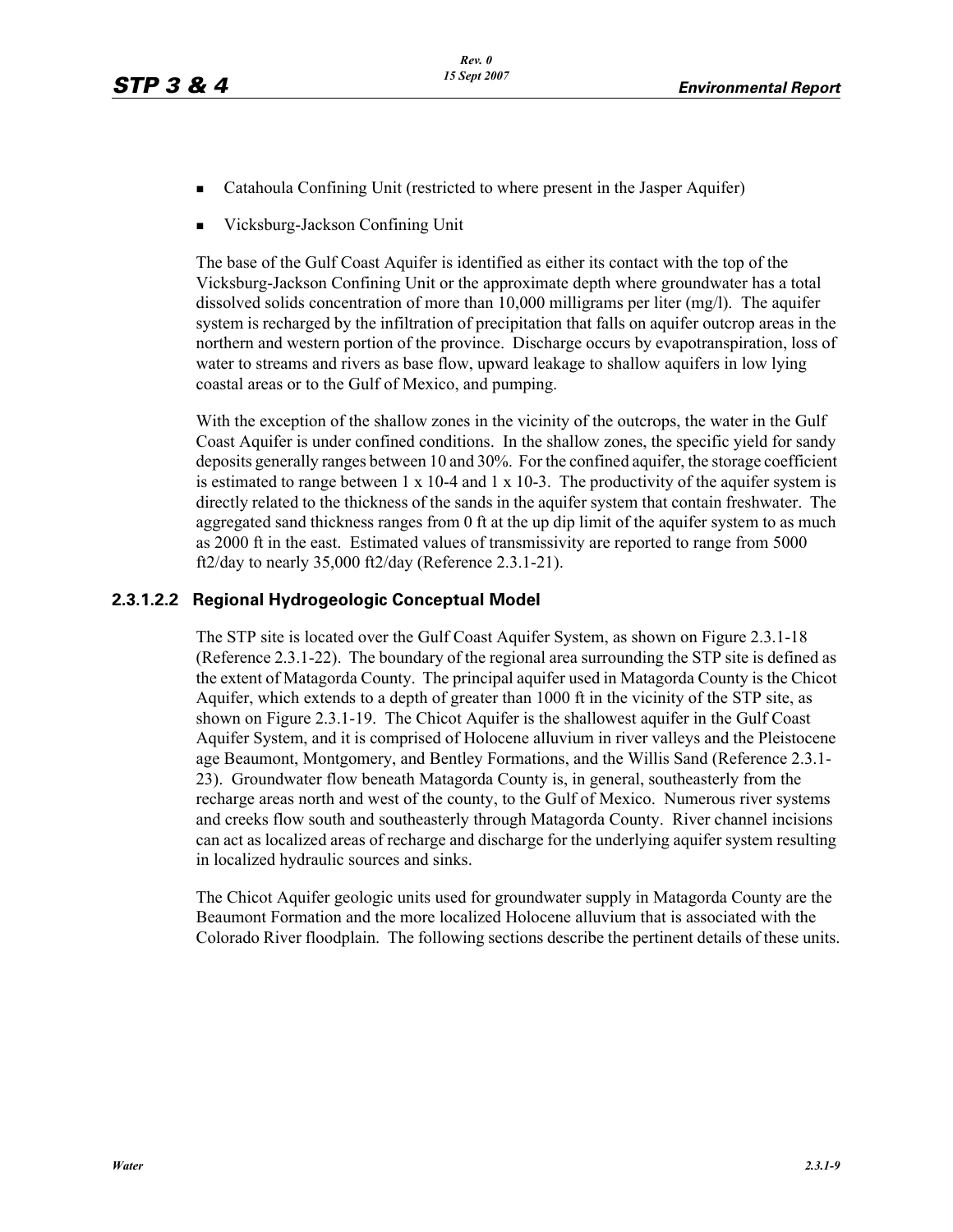- Catahoula Confining Unit (restricted to where present in the Jasper Aquifer)
- Vicksburg-Jackson Confining Unit

The base of the Gulf Coast Aquifer is identified as either its contact with the top of the Vicksburg-Jackson Confining Unit or the approximate depth where groundwater has a total dissolved solids concentration of more than 10,000 milligrams per liter (mg/l). The aquifer system is recharged by the infiltration of precipitation that falls on aquifer outcrop areas in the northern and western portion of the province. Discharge occurs by evapotranspiration, loss of water to streams and rivers as base flow, upward leakage to shallow aquifers in low lying coastal areas or to the Gulf of Mexico, and pumping.

With the exception of the shallow zones in the vicinity of the outcrops, the water in the Gulf Coast Aquifer is under confined conditions. In the shallow zones, the specific yield for sandy deposits generally ranges between 10 and 30%. For the confined aquifer, the storage coefficient is estimated to range between 1 x 10-4 and 1 x 10-3. The productivity of the aquifer system is directly related to the thickness of the sands in the aquifer system that contain freshwater. The aggregated sand thickness ranges from 0 ft at the up dip limit of the aquifer system to as much as 2000 ft in the east. Estimated values of transmissivity are reported to range from 5000 ft2/day to nearly 35,000 ft2/day (Reference 2.3.1-21).

### 2.3.1.2.2 Regional Hydrogeologic Conceptual Model

The STP site is located over the Gulf Coast Aquifer System, as shown on Figure 2.3.1-18 (Reference 2.3.1-22). The boundary of the regional area surrounding the STP site is defined as the extent of Matagorda County. The principal aquifer used in Matagorda County is the Chicot Aquifer, which extends to a depth of greater than 1000 ft in the vicinity of the STP site, as shown on Figure 2.3.1-19. The Chicot Aquifer is the shallowest aquifer in the Gulf Coast Aquifer System, and it is comprised of Holocene alluvium in river valleys and the Pleistocene age Beaumont, Montgomery, and Bentley Formations, and the Willis Sand (Reference 2.3.1-23). Groundwater flow beneath Matagorda County is, in general, southeasterly from the recharge areas north and west of the county, to the Gulf of Mexico. Numerous river systems and creeks flow south and southeasterly through Matagorda County. River channel incisions can act as localized areas of recharge and discharge for the underlying aquifer system resulting in localized hydraulic sources and sinks.

The Chicot Aquifer geologic units used for groundwater supply in Matagorda County are the Beaumont Formation and the more localized Holocene alluvium that is associated with the Colorado River floodplain. The following sections describe the pertinent details of these units.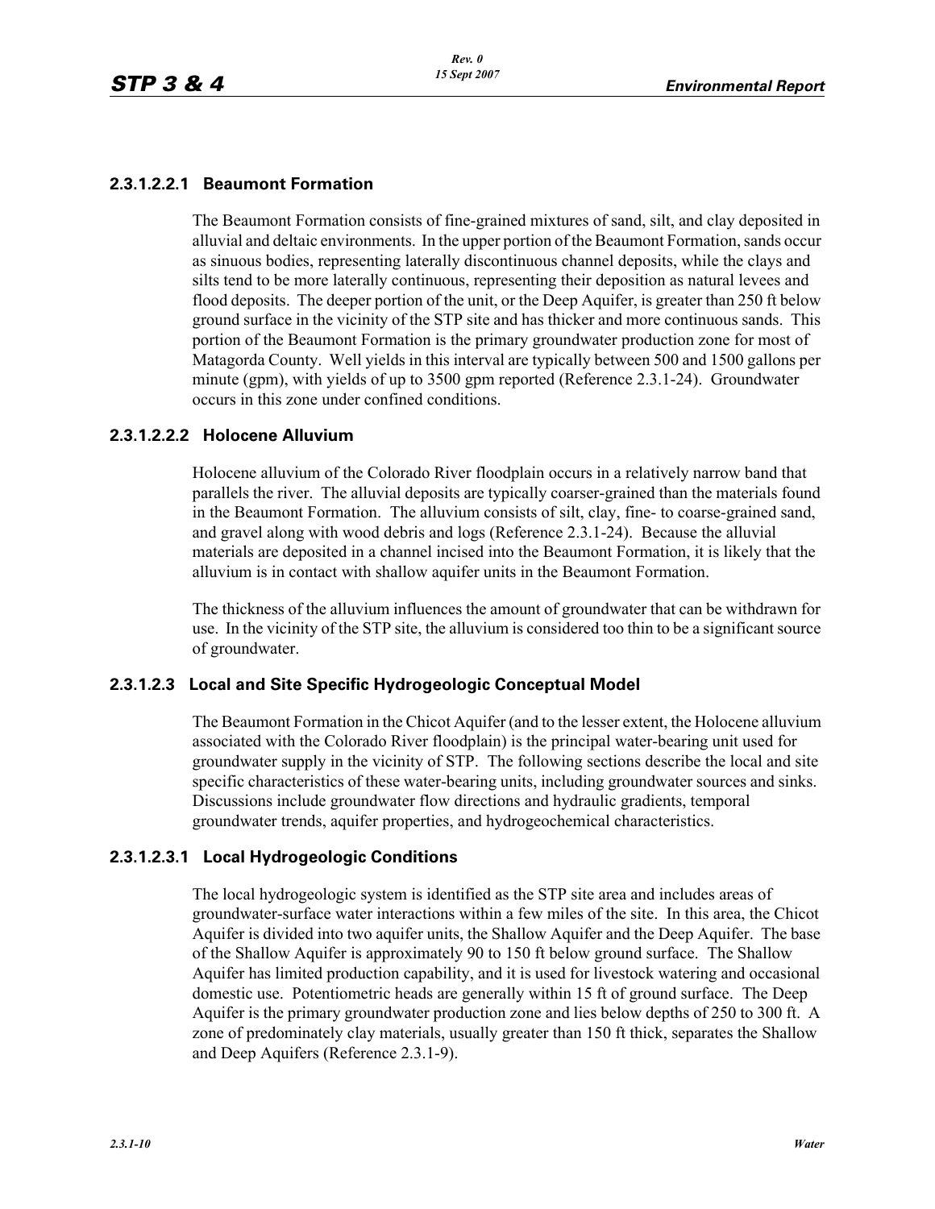#### 2.3.1.2.2.1 Beaumont Formation

The Beaumont Formation consists of fine-grained mixtures of sand, silt, and clay deposited in alluvial and deltaic environments. In the upper portion of the Beaumont Formation, sands occur as sinuous bodies, representing laterally discontinuous channel deposits, while the clays and silts tend to be more laterally continuous, representing their deposition as natural levees and flood deposits. The deeper portion of the unit, or the Deep Aquifer, is greater than 250 ft below ground surface in the vicinity of the STP site and has thicker and more continuous sands. This portion of the Beaumont Formation is the primary groundwater production zone for most of Matagorda County. Well yields in this interval are typically between 500 and 1500 gallons per minute (gpm), with yields of up to 3500 gpm reported (Reference 2.3.1-24). Groundwater occurs in this zone under confined conditions.

#### 2.3.1.2.2.2 Holocene Alluvium

Holocene alluvium of the Colorado River floodplain occurs in a relatively narrow band that parallels the river. The alluvial deposits are typically coarser-grained than the materials found in the Beaumont Formation. The alluvium consists of silt, clay, fine- to coarse-grained sand, and gravel along with wood debris and logs (Reference 2.3.1-24). Because the alluvial materials are deposited in a channel incised into the Beaumont Formation, it is likely that the alluvium is in contact with shallow aquifer units in the Beaumont Formation.

The thickness of the alluvium influences the amount of groundwater that can be withdrawn for use. In the vicinity of the STP site, the alluvium is considered too thin to be a significant source of groundwater.

### 2.3.1.2.3 Local and Site Specific Hydrogeologic Conceptual Model

The Beaumont Formation in the Chicot Aquifer (and to the lesser extent, the Holocene alluvium associated with the Colorado River floodplain) is the principal water-bearing unit used for groundwater supply in the vicinity of STP. The following sections describe the local and site specific characteristics of these water-bearing units, including groundwater sources and sinks. Discussions include groundwater flow directions and hydraulic gradients, temporal groundwater trends, aquifer properties, and hydrogeochemical characteristics.

#### 2.3.1.2.3.1 Local Hydrogeologic Conditions

The local hydrogeologic system is identified as the STP site area and includes areas of groundwater-surface water interactions within a few miles of the site. In this area, the Chicot Aquifer is divided into two aquifer units, the Shallow Aquifer and the Deep Aquifer. The base of the Shallow Aquifer is approximately 90 to 150 ft below ground surface. The Shallow Aquifer has limited production capability, and it is used for livestock watering and occasional domestic use. Potentiometric heads are generally within 15 ft of ground surface. The Deep Aquifer is the primary groundwater production zone and lies below depths of 250 to 300 ft. A zone of predominately clay materials, usually greater than 150 ft thick, separates the Shallow and Deep Aquifers (Reference 2.3.1-9).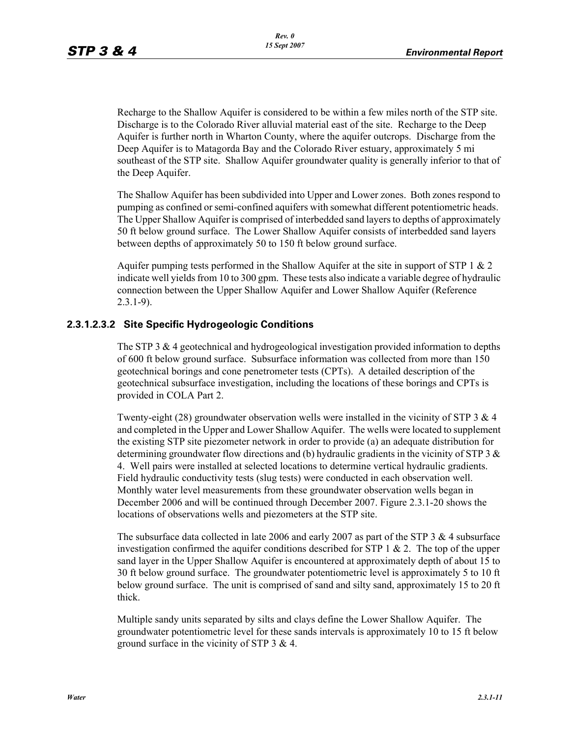Recharge to the Shallow Aquifer is considered to be within a few miles north of the STP site. Discharge is to the Colorado River alluvial material east of the site. Recharge to the Deep Aquifer is further north in Wharton County, where the aquifer outcrops. Discharge from the Deep Aquifer is to Matagorda Bay and the Colorado River estuary, approximately 5 mi southeast of the STP site. Shallow Aquifer groundwater quality is generally inferior to that of the Deep Aquifer.

The Shallow Aquifer has been subdivided into Upper and Lower zones. Both zones respond to pumping as confined or semi-confined aquifers with somewhat different potentiometric heads. The Upper Shallow Aquifer is comprised of interbedded sand layers to depths of approximately 50 ft below ground surface. The Lower Shallow Aquifer consists of interbedded sand layers between depths of approximately 50 to 150 ft below ground surface.

Aquifer pumping tests performed in the Shallow Aquifer at the site in support of STP 1 & 2 indicate well yields from 10 to 300 gpm. These tests also indicate a variable degree of hydraulic connection between the Upper Shallow Aquifer and Lower Shallow Aquifer (Reference 2.3.1-9).

#### 2.3.1.2.3.2 Site Specific Hydrogeologic Conditions

The STP 3 & 4 geotechnical and hydrogeological investigation provided information to depths of 600 ft below ground surface. Subsurface information was collected from more than 150 geotechnical borings and cone penetrometer tests (CPTs). A detailed description of the geotechnical subsurface investigation, including the locations of these borings and CPTs is provided in COLA Part 2.

Twenty-eight (28) groundwater observation wells were installed in the vicinity of STP 3 & 4 and completed in the Upper and Lower Shallow Aquifer. The wells were located to supplement the existing STP site piezometer network in order to provide (a) an adequate distribution for determining groundwater flow directions and (b) hydraulic gradients in the vicinity of STP 3 & 4. Well pairs were installed at selected locations to determine vertical hydraulic gradients. Field hydraulic conductivity tests (slug tests) were conducted in each observation well. Monthly water level measurements from these groundwater observation wells began in December 2006 and will be continued through December 2007. Figure 2.3.1-20 shows the locations of observations wells and piezometers at the STP site.

The subsurface data collected in late 2006 and early 2007 as part of the STP 3 & 4 subsurface investigation confirmed the aquifer conditions described for STP 1 & 2. The top of the upper sand layer in the Upper Shallow Aquifer is encountered at approximately depth of about 15 to 30 ft below ground surface. The groundwater potentiometric level is approximately 5 to 10 ft below ground surface. The unit is comprised of sand and silty sand, approximately 15 to 20 ft thick.

Multiple sandy units separated by silts and clays define the Lower Shallow Aquifer. The groundwater potentiometric level for these sands intervals is approximately 10 to 15 ft below ground surface in the vicinity of STP 3 & 4.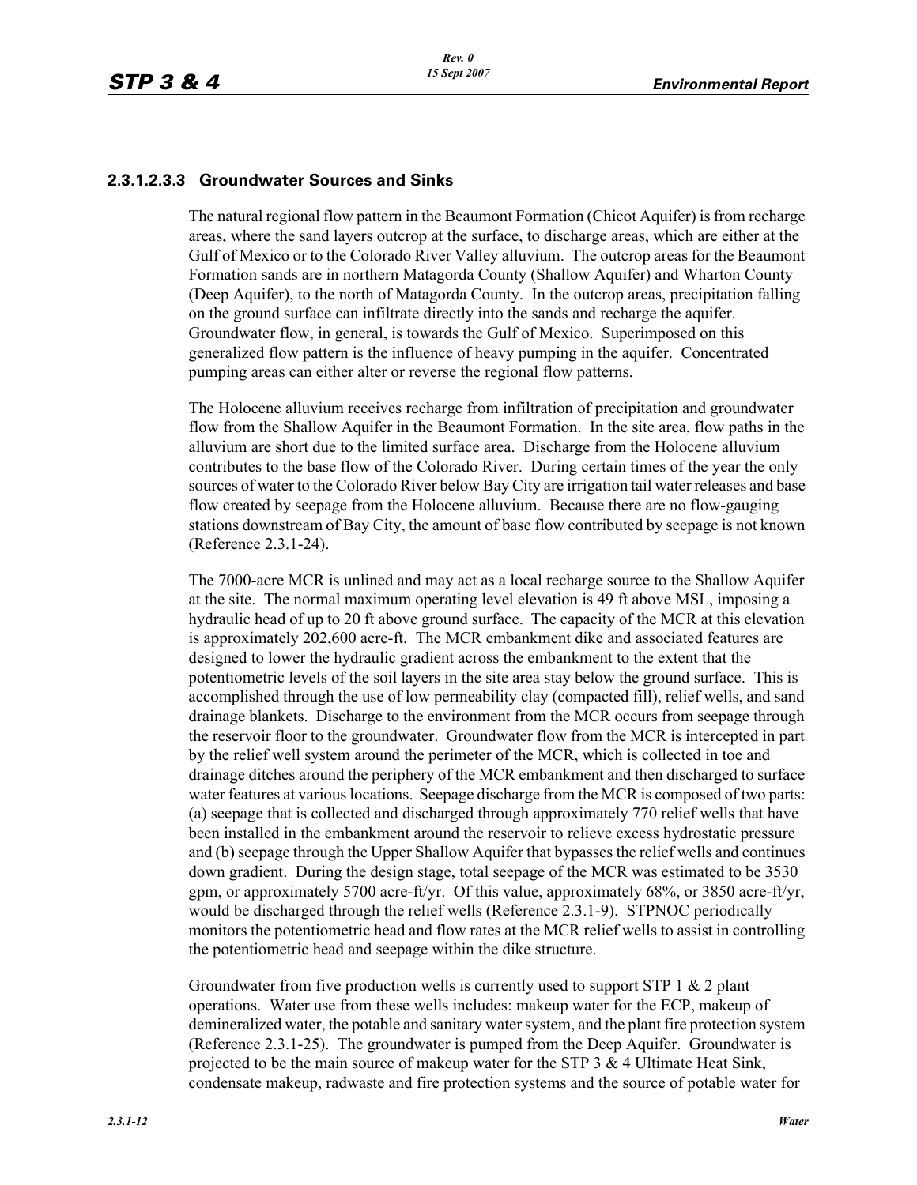#### 2.3.1.2.3.3 Groundwater Sources and Sinks

The natural regional flow pattern in the Beaumont Formation (Chicot Aquifer) is from recharge areas, where the sand layers outcrop at the surface, to discharge areas, which are either at the Gulf of Mexico or to the Colorado River Valley alluvium. The outcrop areas for the Beaumont Formation sands are in northern Matagorda County (Shallow Aquifer) and Wharton County (Deep Aquifer), to the north of Matagorda County. In the outcrop areas, precipitation falling on the ground surface can infiltrate directly into the sands and recharge the aquifer. Groundwater flow, in general, is towards the Gulf of Mexico. Superimposed on this generalized flow pattern is the influence of heavy pumping in the aquifer. Concentrated pumping areas can either alter or reverse the regional flow patterns.

The Holocene alluvium receives recharge from infiltration of precipitation and groundwater flow from the Shallow Aquifer in the Beaumont Formation. In the site area, flow paths in the alluvium are short due to the limited surface area. Discharge from the Holocene alluvium contributes to the base flow of the Colorado River. During certain times of the year the only sources of water to the Colorado River below Bay City are irrigation tail water releases and base flow created by seepage from the Holocene alluvium. Because there are no flow-gauging stations downstream of Bay City, the amount of base flow contributed by seepage is not known (Reference 2.3.1-24).

The 7000-acre MCR is unlined and may act as a local recharge source to the Shallow Aquifer at the site. The normal maximum operating level elevation is 49 ft above MSL, imposing a hydraulic head of up to 20 ft above ground surface. The capacity of the MCR at this elevation is approximately 202,600 acre-ft. The MCR embankment dike and associated features are designed to lower the hydraulic gradient across the embankment to the extent that the potentiometric levels of the soil layers in the site area stay below the ground surface. This is accomplished through the use of low permeability clay (compacted fill), relief wells, and sand drainage blankets. Discharge to the environment from the MCR occurs from seepage through the reservoir floor to the groundwater. Groundwater flow from the MCR is intercepted in part by the relief well system around the perimeter of the MCR, which is collected in toe and drainage ditches around the periphery of the MCR embankment and then discharged to surface water features at various locations. Seepage discharge from the MCR is composed of two parts: (a) seepage that is collected and discharged through approximately 770 relief wells that have been installed in the embankment around the reservoir to relieve excess hydrostatic pressure and (b) seepage through the Upper Shallow Aquifer that bypasses the relief wells and continues down gradient. During the design stage, total seepage of the MCR was estimated to be 3530 gpm, or approximately 5700 acre-ft/yr. Of this value, approximately 68%, or 3850 acre-ft/yr, would be discharged through the relief wells (Reference 2.3.1-9). STPNOC periodically monitors the potentiometric head and flow rates at the MCR relief wells to assist in controlling the potentiometric head and seepage within the dike structure.

Groundwater from five production wells is currently used to support STP 1 & 2 plant operations. Water use from these wells includes: makeup water for the ECP, makeup of demineralized water, the potable and sanitary water system, and the plant fire protection system (Reference 2.3.1-25). The groundwater is pumped from the Deep Aquifer. Groundwater is projected to be the main source of makeup water for the STP 3 & 4 Ultimate Heat Sink, condensate makeup, radwaste and fire protection systems and the source of potable water for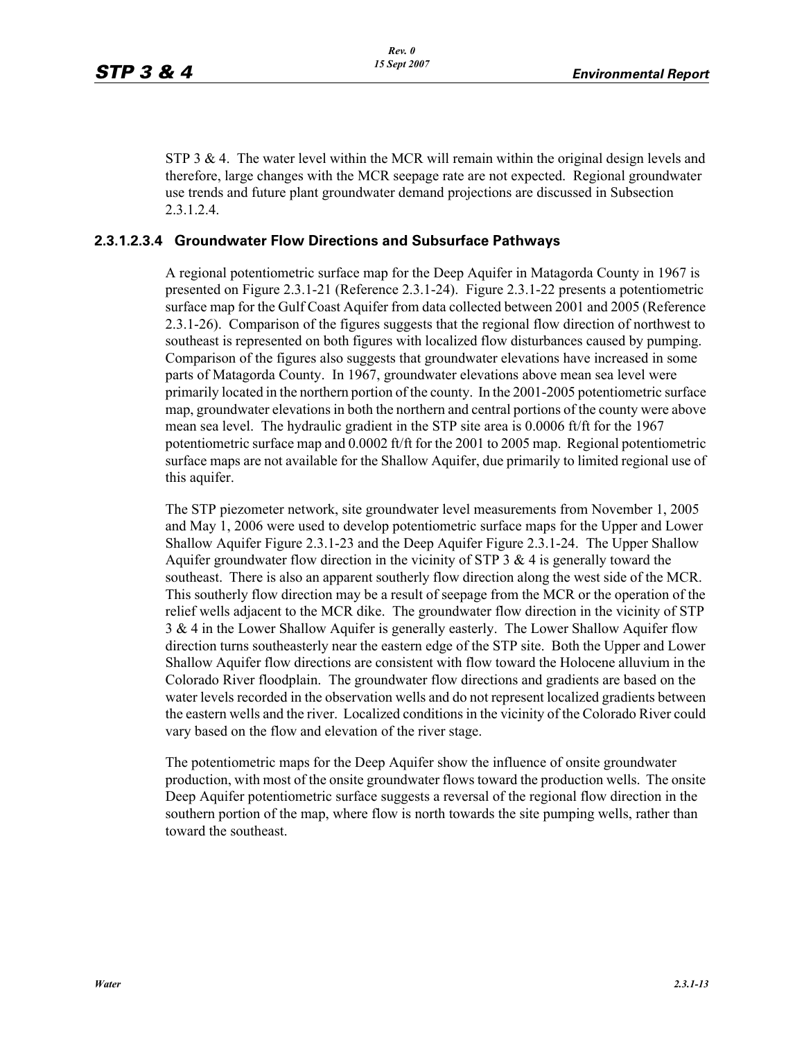STP 3 & 4. The water level within the MCR will remain within the original design levels and therefore, large changes with the MCR seepage rate are not expected. Regional groundwater use trends and future plant groundwater demand projections are discussed in Subsection 2.3.1.2.4.

#### 2.3.1.2.3.4 Groundwater Flow Directions and Subsurface Pathways

A regional potentiometric surface map for the Deep Aquifer in Matagorda County in 1967 is presented on Figure 2.3.1-21 (Reference 2.3.1-24). Figure 2.3.1-22 presents a potentiometric surface map for the Gulf Coast Aquifer from data collected between 2001 and 2005 (Reference 2.3.1-26). Comparison of the figures suggests that the regional flow direction of northwest to southeast is represented on both figures with localized flow disturbances caused by pumping. Comparison of the figures also suggests that groundwater elevations have increased in some parts of Matagorda County. In 1967, groundwater elevations above mean sea level were primarily located in the northern portion of the county. In the 2001-2005 potentiometric surface map, groundwater elevations in both the northern and central portions of the county were above mean sea level. The hydraulic gradient in the STP site area is 0.0006 ft/ft for the 1967 potentiometric surface map and 0.0002 ft/ft for the 2001 to 2005 map. Regional potentiometric surface maps are not available for the Shallow Aquifer, due primarily to limited regional use of this aquifer.

The STP piezometer network, site groundwater level measurements from November 1, 2005 and May 1, 2006 were used to develop potentiometric surface maps for the Upper and Lower Shallow Aquifer Figure 2.3.1-23 and the Deep Aquifer Figure 2.3.1-24. The Upper Shallow Aquifer groundwater flow direction in the vicinity of STP 3 & 4 is generally toward the southeast. There is also an apparent southerly flow direction along the west side of the MCR. This southerly flow direction may be a result of seepage from the MCR or the operation of the relief wells adjacent to the MCR dike. The groundwater flow direction in the vicinity of STP 3 & 4 in the Lower Shallow Aquifer is generally easterly. The Lower Shallow Aquifer flow direction turns southeasterly near the eastern edge of the STP site. Both the Upper and Lower Shallow Aquifer flow directions are consistent with flow toward the Holocene alluvium in the Colorado River floodplain. The groundwater flow directions and gradients are based on the water levels recorded in the observation wells and do not represent localized gradients between the eastern wells and the river. Localized conditions in the vicinity of the Colorado River could vary based on the flow and elevation of the river stage.

The potentiometric maps for the Deep Aquifer show the influence of onsite groundwater production, with most of the onsite groundwater flows toward the production wells. The onsite Deep Aquifer potentiometric surface suggests a reversal of the regional flow direction in the southern portion of the map, where flow is north towards the site pumping wells, rather than toward the southeast.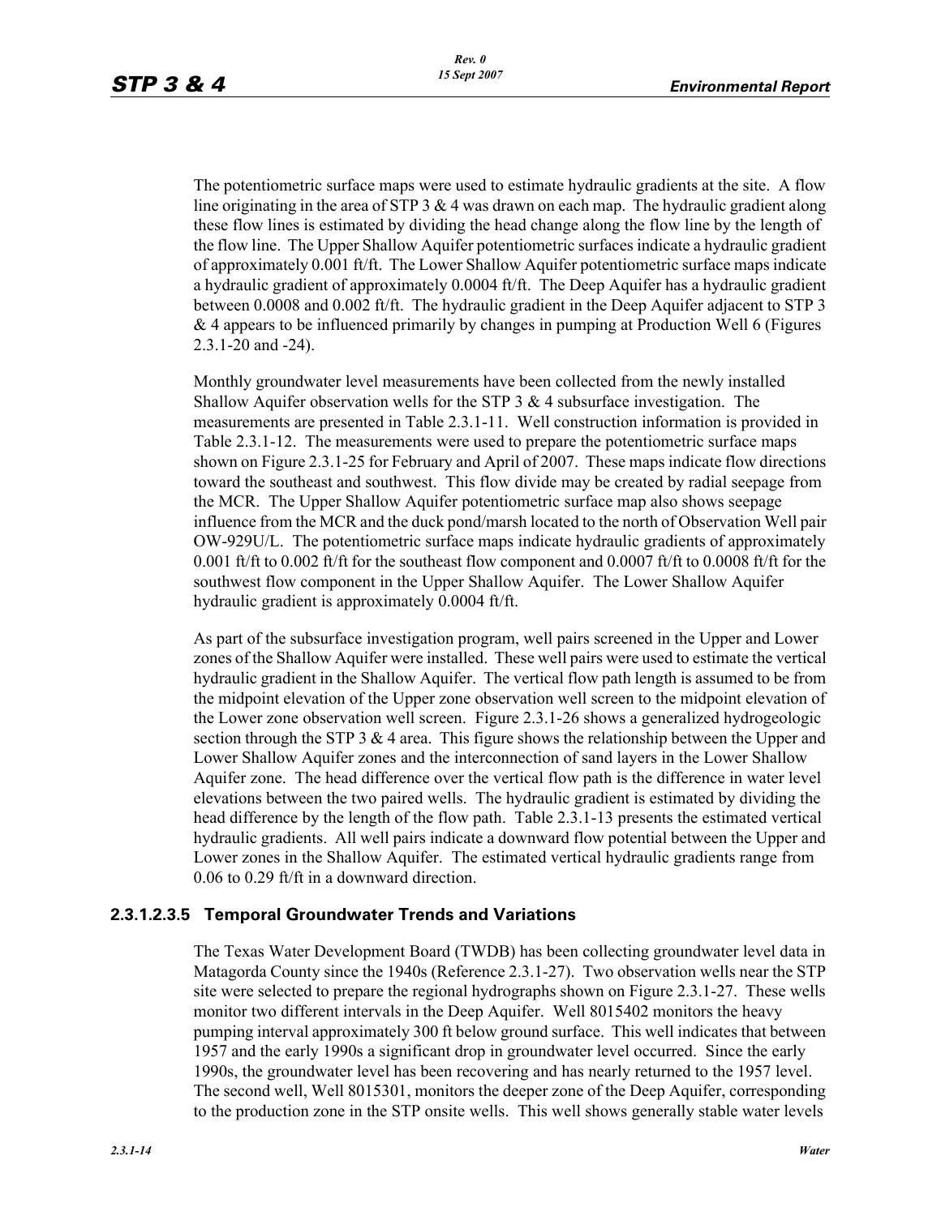The potentiometric surface maps were used to estimate hydraulic gradients at the site. A flow line originating in the area of STP 3 & 4 was drawn on each map. The hydraulic gradient along these flow lines is estimated by dividing the head change along the flow line by the length of the flow line. The Upper Shallow Aquifer potentiometric surfaces indicate a hydraulic gradient of approximately 0.001 ft/ft. The Lower Shallow Aquifer potentiometric surface maps indicate a hydraulic gradient of approximately 0.0004 ft/ft. The Deep Aquifer has a hydraulic gradient between 0.0008 and 0.002 ft/ft. The hydraulic gradient in the Deep Aquifer adjacent to STP 3 & 4 appears to be influenced primarily by changes in pumping at Production Well 6 (Figures 2.3.1-20 and -24).

Monthly groundwater level measurements have been collected from the newly installed Shallow Aquifer observation wells for the STP 3 & 4 subsurface investigation. The measurements are presented in Table 2.3.1-11. Well construction information is provided in Table 2.3.1-12. The measurements were used to prepare the potentiometric surface maps shown on Figure 2.3.1-25 for February and April of 2007. These maps indicate flow directions toward the southeast and southwest. This flow divide may be created by radial seepage from the MCR. The Upper Shallow Aquifer potentiometric surface map also shows seepage influence from the MCR and the duck pond/marsh located to the north of Observation Well pair OW-929U/L. The potentiometric surface maps indicate hydraulic gradients of approximately 0.001 ft/ft to 0.002 ft/ft for the southeast flow component and 0.0007 ft/ft to 0.0008 ft/ft for the southwest flow component in the Upper Shallow Aquifer. The Lower Shallow Aquifer hydraulic gradient is approximately 0.0004 ft/ft.

As part of the subsurface investigation program, well pairs screened in the Upper and Lower zones of the Shallow Aquifer were installed. These well pairs were used to estimate the vertical hydraulic gradient in the Shallow Aquifer. The vertical flow path length is assumed to be from the midpoint elevation of the Upper zone observation well screen to the midpoint elevation of the Lower zone observation well screen. Figure 2.3.1-26 shows a generalized hydrogeologic section through the STP 3 & 4 area. This figure shows the relationship between the Upper and Lower Shallow Aquifer zones and the interconnection of sand layers in the Lower Shallow Aquifer zone. The head difference over the vertical flow path is the difference in water level elevations between the two paired wells. The hydraulic gradient is estimated by dividing the head difference by the length of the flow path. Table 2.3.1-13 presents the estimated vertical hydraulic gradients. All well pairs indicate a downward flow potential between the Upper and Lower zones in the Shallow Aquifer. The estimated vertical hydraulic gradients range from 0.06 to 0.29 ft/ft in a downward direction.

#### 2.3.1.2.3.5 Temporal Groundwater Trends and Variations

The Texas Water Development Board (TWDB) has been collecting groundwater level data in Matagorda County since the 1940s (Reference 2.3.1-27). Two observation wells near the STP site were selected to prepare the regional hydrographs shown on Figure 2.3.1-27. These wells monitor two different intervals in the Deep Aquifer. Well 8015402 monitors the heavy pumping interval approximately 300 ft below ground surface. This well indicates that between 1957 and the early 1990s a significant drop in groundwater level occurred. Since the early 1990s, the groundwater level has been recovering and has nearly returned to the 1957 level. The second well, Well 8015301, monitors the deeper zone of the Deep Aquifer, corresponding to the production zone in the STP onsite wells. This well shows generally stable water levels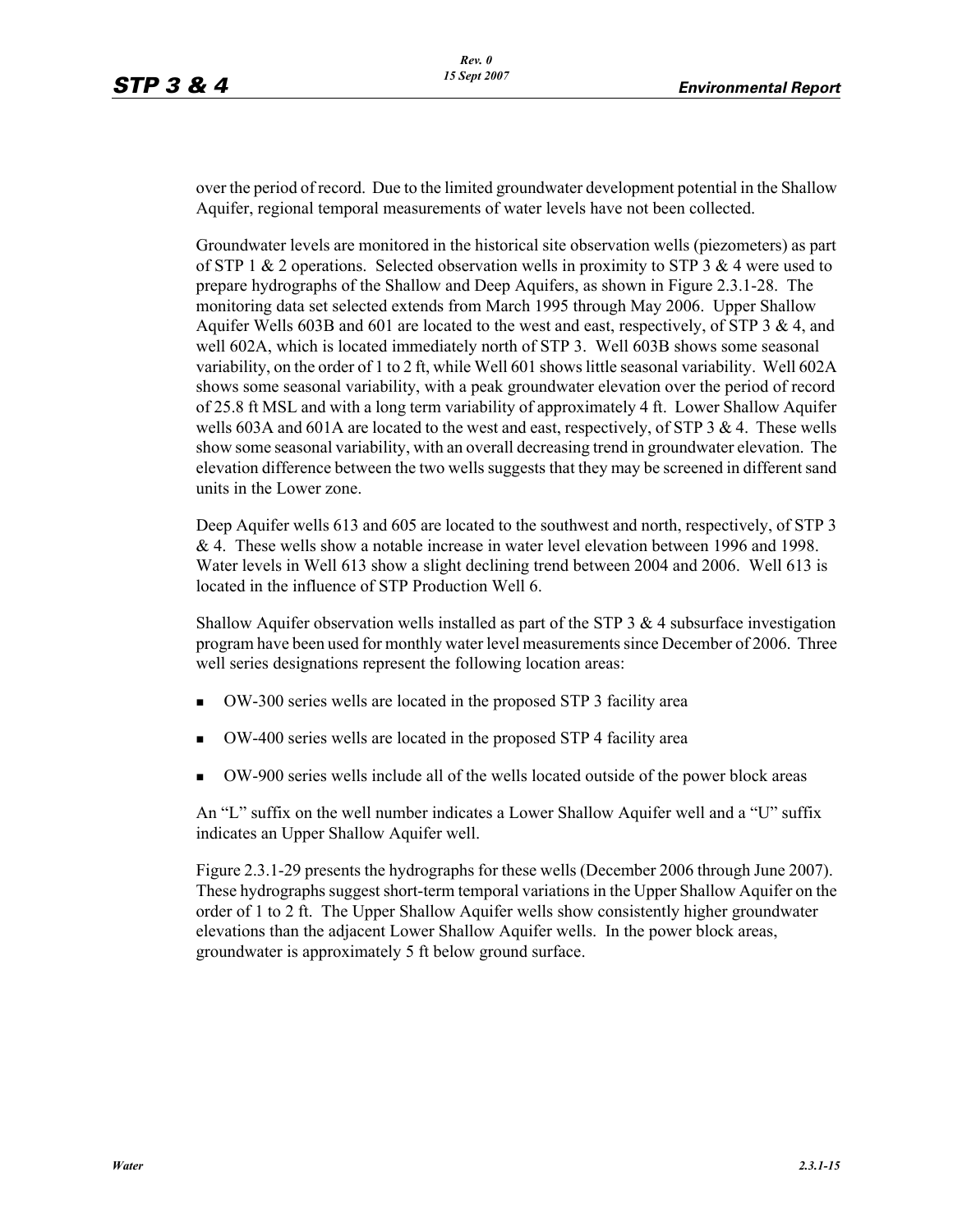over the period of record. Due to the limited groundwater development potential in the Shallow Aquifer, regional temporal measurements of water levels have not been collected.

Groundwater levels are monitored in the historical site observation wells (piezometers) as part of STP 1 & 2 operations. Selected observation wells in proximity to STP 3 & 4 were used to prepare hydrographs of the Shallow and Deep Aquifers, as shown in Figure 2.3.1-28. The monitoring data set selected extends from March 1995 through May 2006. Upper Shallow Aquifer Wells 603B and 601 are located to the west and east, respectively, of STP 3 & 4, and well 602A, which is located immediately north of STP 3. Well 603B shows some seasonal variability, on the order of 1 to 2 ft, while Well 601 shows little seasonal variability. Well 602A shows some seasonal variability, with a peak groundwater elevation over the period of record of 25.8 ft MSL and with a long term variability of approximately 4 ft. Lower Shallow Aquifer wells 603A and 601A are located to the west and east, respectively, of STP 3 & 4. These wells show some seasonal variability, with an overall decreasing trend in groundwater elevation. The elevation difference between the two wells suggests that they may be screened in different sand units in the Lower zone.

Deep Aquifer wells 613 and 605 are located to the southwest and north, respectively, of STP 3 & 4. These wells show a notable increase in water level elevation between 1996 and 1998. Water levels in Well 613 show a slight declining trend between 2004 and 2006. Well 613 is located in the influence of STP Production Well 6.

Shallow Aquifer observation wells installed as part of the STP 3 & 4 subsurface investigation program have been used for monthly water level measurements since December of 2006. Three well series designations represent the following location areas:

- OW-300 series wells are located in the proposed STP 3 facility area
- OW-400 series wells are located in the proposed STP 4 facility area
- OW-900 series wells include all of the wells located outside of the power block areas

An “L” suffix on the well number indicates a Lower Shallow Aquifer well and a “U” suffix indicates an Upper Shallow Aquifer well.

Figure 2.3.1-29 presents the hydrographs for these wells (December 2006 through June 2007). These hydrographs suggest short-term temporal variations in the Upper Shallow Aquifer on the order of 1 to 2 ft. The Upper Shallow Aquifer wells show consistently higher groundwater elevations than the adjacent Lower Shallow Aquifer wells. In the power block areas, groundwater is approximately 5 ft below ground surface.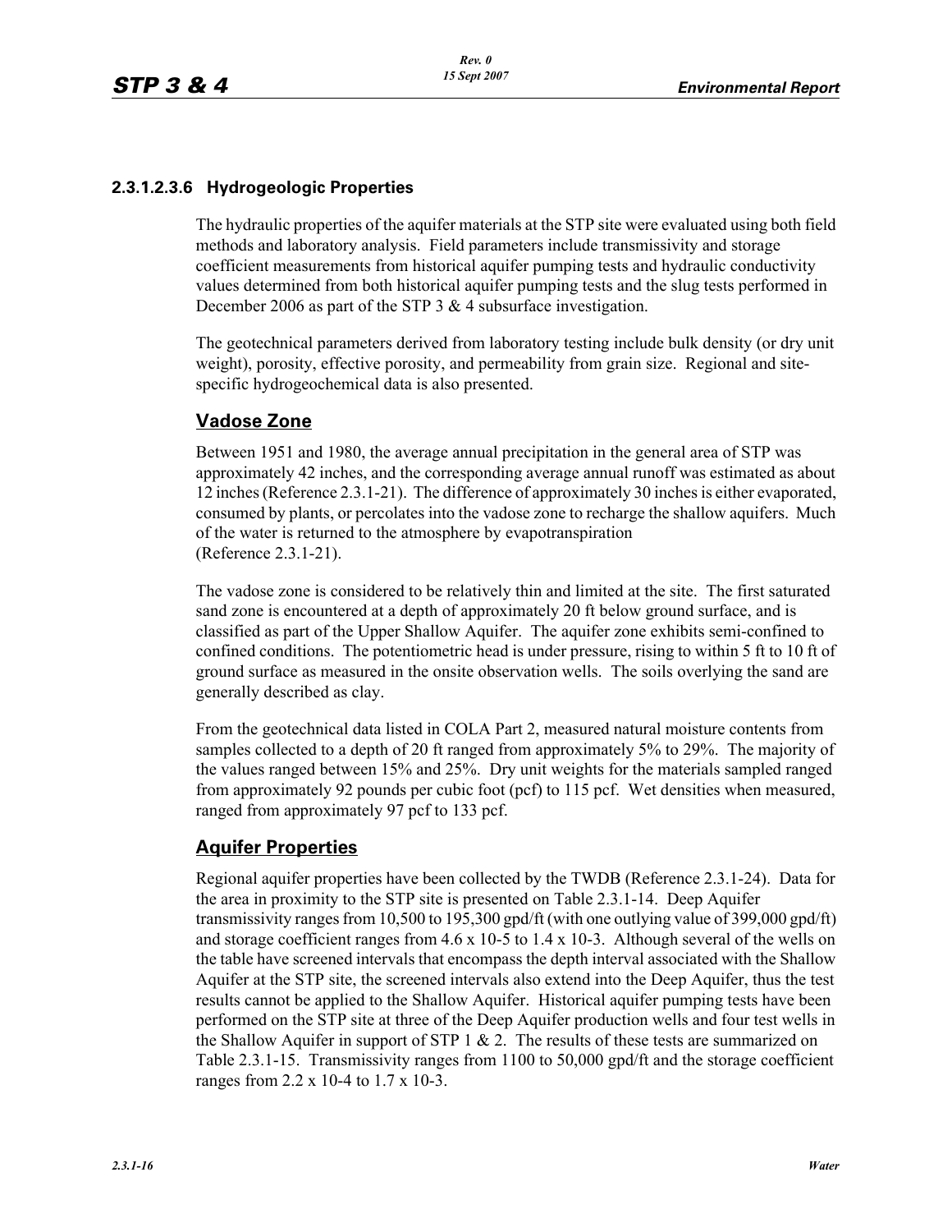### 2.3.1.2.3.6 Hydrogeologic Properties

The hydraulic properties of the aquifer materials at the STP site were evaluated using both field methods and laboratory analysis. Field parameters include transmissivity and storage coefficient measurements from historical aquifer pumping tests and hydraulic conductivity values determined from both historical aquifer pumping tests and the slug tests performed in December 2006 as part of the STP 3 & 4 subsurface investigation.

The geotechnical parameters derived from laboratory testing include bulk density (or dry unit weight), porosity, effective porosity, and permeability from grain size. Regional and site-specific hydrogeochemical data is also presented.

## Vadose Zone

Between 1951 and 1980, the average annual precipitation in the general area of STP was approximately 42 inches, and the corresponding average annual runoff was estimated as about 12 inches (Reference 2.3.1-21). The difference of approximately 30 inches is either evaporated, consumed by plants, or percolates into the vadose zone to recharge the shallow aquifers. Much of the water is returned to the atmosphere by evapotranspiration (Reference 2.3.1-21).

The vadose zone is considered to be relatively thin and limited at the site. The first saturated sand zone is encountered at a depth of approximately 20 ft below ground surface, and is classified as part of the Upper Shallow Aquifer. The aquifer zone exhibits semi-confined to confined conditions. The potentiometric head is under pressure, rising to within 5 ft to 10 ft of ground surface as measured in the onsite observation wells. The soils overlying the sand are generally described as clay.

From the geotechnical data listed in COLA Part 2, measured natural moisture contents from samples collected to a depth of 20 ft ranged from approximately 5% to 29%. The majority of the values ranged between 15% and 25%. Dry unit weights for the materials sampled ranged from approximately 92 pounds per cubic foot (pcf) to 115 pcf. Wet densities when measured, ranged from approximately 97 pcf to 133 pcf.

## Aquifer Properties

Regional aquifer properties have been collected by the TWDB (Reference 2.3.1-24). Data for the area in proximity to the STP site is presented on Table 2.3.1-14. Deep Aquifer transmissivity ranges from 10,500 to 195,300 gpd/ft (with one outlying value of 399,000 gpd/ft) and storage coefficient ranges from $4.6 \times 10^{-5}$ to $1.4 \times 10^{-3}$. Although several of the wells on the table have screened intervals that encompass the depth interval associated with the Shallow Aquifer at the STP site, the screened intervals also extend into the Deep Aquifer, thus the test results cannot be applied to the Shallow Aquifer. Historical aquifer pumping tests have been performed on the STP site at three of the Deep Aquifer production wells and four test wells in the Shallow Aquifer in support of STP 1 & 2. The results of these tests are summarized on Table 2.3.1-15. Transmissivity ranges from 1100 to 50,000 gpd/ft and the storage coefficient ranges from $2.2 \times 10^{-4}$ to $1.7 \times 10^{-3}$.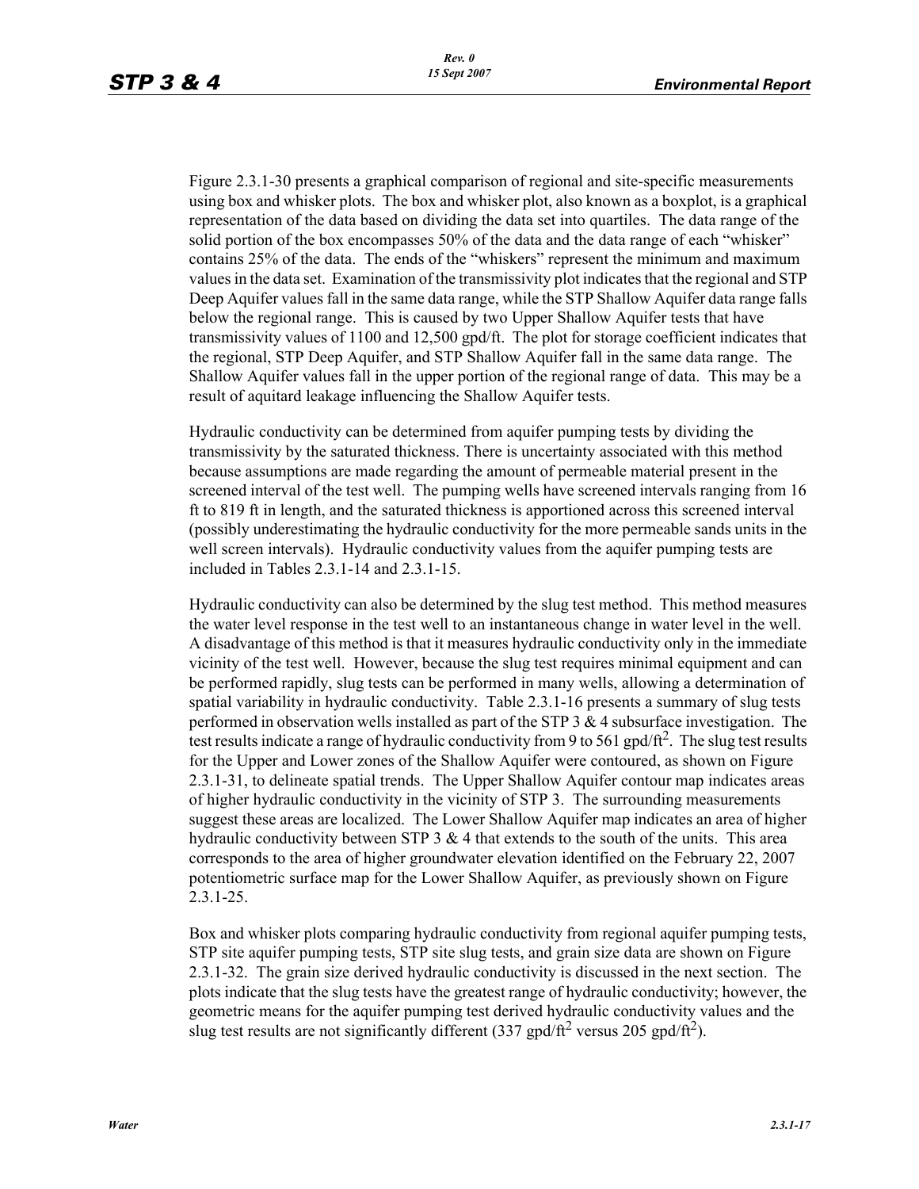Figure 2.3.1-30 presents a graphical comparison of regional and site-specific measurements using box and whisker plots. The box and whisker plot, also known as a boxplot, is a graphical representation of the data based on dividing the data set into quartiles. The data range of the solid portion of the box encompasses 50% of the data and the data range of each "whisker" contains 25% of the data. The ends of the "whiskers" represent the minimum and maximum values in the data set. Examination of the transmissivity plot indicates that the regional and STP Deep Aquifer values fall in the same data range, while the STP Shallow Aquifer data range falls below the regional range. This is caused by two Upper Shallow Aquifer tests that have transmissivity values of 1100 and 12,500 gpd/ft. The plot for storage coefficient indicates that the regional, STP Deep Aquifer, and STP Shallow Aquifer fall in the same data range. The Shallow Aquifer values fall in the upper portion of the regional range of data. This may be a result of aquitard leakage influencing the Shallow Aquifer tests.

Hydraulic conductivity can be determined from aquifer pumping tests by dividing the transmissivity by the saturated thickness. There is uncertainty associated with this method because assumptions are made regarding the amount of permeable material present in the screened interval of the test well. The pumping wells have screened intervals ranging from 16 ft to 819 ft in length, and the saturated thickness is apportioned across this screened interval (possibly underestimating the hydraulic conductivity for the more permeable sands units in the well screen intervals). Hydraulic conductivity values from the aquifer pumping tests are included in Tables 2.3.1-14 and 2.3.1-15.

Hydraulic conductivity can also be determined by the slug test method. This method measures the water level response in the test well to an instantaneous change in water level in the well. A disadvantage of this method is that it measures hydraulic conductivity only in the immediate vicinity of the test well. However, because the slug test requires minimal equipment and can be performed rapidly, slug tests can be performed in many wells, allowing a determination of spatial variability in hydraulic conductivity. Table 2.3.1-16 presents a summary of slug tests performed in observation wells installed as part of the STP 3 & 4 subsurface investigation. The test results indicate a range of hydraulic conductivity from 9 to 561 gpd/ft$^2$. The slug test results for the Upper and Lower zones of the Shallow Aquifer were contoured, as shown on Figure 2.3.1-31, to delineate spatial trends. The Upper Shallow Aquifer contour map indicates areas of higher hydraulic conductivity in the vicinity of STP 3. The surrounding measurements suggest these areas are localized. The Lower Shallow Aquifer map indicates an area of higher hydraulic conductivity between STP 3 & 4 that extends to the south of the units. This area corresponds to the area of higher groundwater elevation identified on the February 22, 2007 potentiometric surface map for the Lower Shallow Aquifer, as previously shown on Figure 2.3.1-25.

Box and whisker plots comparing hydraulic conductivity from regional aquifer pumping tests, STP site aquifer pumping tests, STP site slug tests, and grain size data are shown on Figure 2.3.1-32. The grain size derived hydraulic conductivity is discussed in the next section. The plots indicate that the slug tests have the greatest range of hydraulic conductivity; however, the geometric means for the aquifer pumping test derived hydraulic conductivity values and the slug test results are not significantly different (337 gpd/ft$^2$ versus 205 gpd/ft$^2$).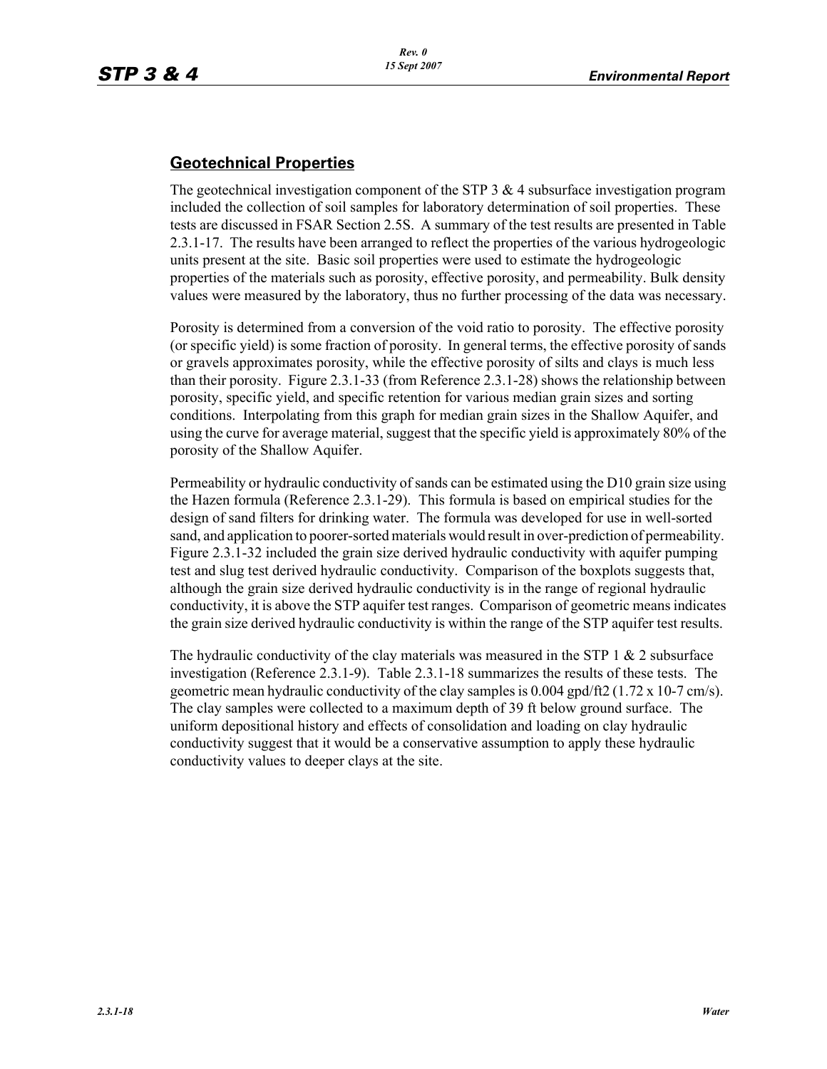## Geotechnical Properties

The geotechnical investigation component of the STP 3 & 4 subsurface investigation program included the collection of soil samples for laboratory determination of soil properties. These tests are discussed in FSAR Section 2.5S. A summary of the test results are presented in Table 2.3.1-17. The results have been arranged to reflect the properties of the various hydrogeologic units present at the site. Basic soil properties were used to estimate the hydrogeologic properties of the materials such as porosity, effective porosity, and permeability. Bulk density values were measured by the laboratory, thus no further processing of the data was necessary.

Porosity is determined from a conversion of the void ratio to porosity. The effective porosity (or specific yield) is some fraction of porosity. In general terms, the effective porosity of sands or gravels approximates porosity, while the effective porosity of silts and clays is much less than their porosity. Figure 2.3.1-33 (from Reference 2.3.1-28) shows the relationship between porosity, specific yield, and specific retention for various median grain sizes and sorting conditions. Interpolating from this graph for median grain sizes in the Shallow Aquifer, and using the curve for average material, suggest that the specific yield is approximately 80% of the porosity of the Shallow Aquifer.

Permeability or hydraulic conductivity of sands can be estimated using the D10 grain size using the Hazen formula (Reference 2.3.1-29). This formula is based on empirical studies for the design of sand filters for drinking water. The formula was developed for use in well-sorted sand, and application to poorer-sorted materials would result in over-prediction of permeability. Figure 2.3.1-32 included the grain size derived hydraulic conductivity with aquifer pumping test and slug test derived hydraulic conductivity. Comparison of the boxplots suggests that, although the grain size derived hydraulic conductivity is in the range of regional hydraulic conductivity, it is above the STP aquifer test ranges. Comparison of geometric means indicates the grain size derived hydraulic conductivity is within the range of the STP aquifer test results.

The hydraulic conductivity of the clay materials was measured in the STP 1 & 2 subsurface investigation (Reference 2.3.1-9). Table 2.3.1-18 summarizes the results of these tests. The geometric mean hydraulic conductivity of the clay samples is 0.004 gpd/ft2 ($1.72 \times 10^{-7}$ cm/s). The clay samples were collected to a maximum depth of 39 ft below ground surface. The uniform depositional history and effects of consolidation and loading on clay hydraulic conductivity suggest that it would be a conservative assumption to apply these hydraulic conductivity values to deeper clays at the site.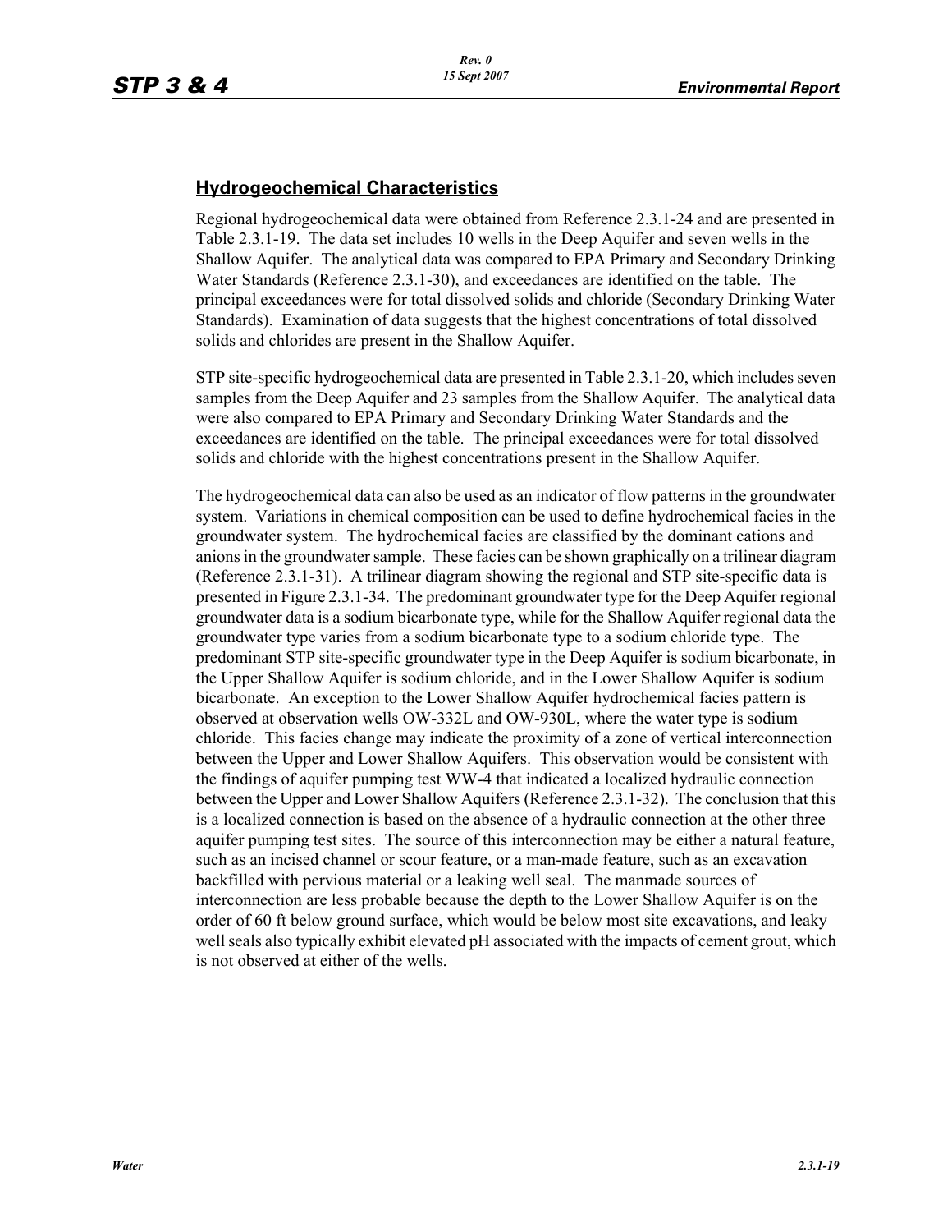## Hydrogeochemical Characteristics

Regional hydrogeochemical data were obtained from Reference 2.3.1-24 and are presented in Table 2.3.1-19. The data set includes 10 wells in the Deep Aquifer and seven wells in the Shallow Aquifer. The analytical data was compared to EPA Primary and Secondary Drinking Water Standards (Reference 2.3.1-30), and exceedances are identified on the table. The principal exceedances were for total dissolved solids and chloride (Secondary Drinking Water Standards). Examination of data suggests that the highest concentrations of total dissolved solids and chlorides are present in the Shallow Aquifer.

STP site-specific hydrogeochemical data are presented in Table 2.3.1-20, which includes seven samples from the Deep Aquifer and 23 samples from the Shallow Aquifer. The analytical data were also compared to EPA Primary and Secondary Drinking Water Standards and the exceedances are identified on the table. The principal exceedances were for total dissolved solids and chloride with the highest concentrations present in the Shallow Aquifer.

The hydrogeochemical data can also be used as an indicator of flow patterns in the groundwater system. Variations in chemical composition can be used to define hydrochemical facies in the groundwater system. The hydrochemical facies are classified by the dominant cations and anions in the groundwater sample. These facies can be shown graphically on a trilinear diagram (Reference 2.3.1-31). A trilinear diagram showing the regional and STP site-specific data is presented in Figure 2.3.1-34. The predominant groundwater type for the Deep Aquifer regional groundwater data is a sodium bicarbonate type, while for the Shallow Aquifer regional data the groundwater type varies from a sodium bicarbonate type to a sodium chloride type. The predominant STP site-specific groundwater type in the Deep Aquifer is sodium bicarbonate, in the Upper Shallow Aquifer is sodium chloride, and in the Lower Shallow Aquifer is sodium bicarbonate. An exception to the Lower Shallow Aquifer hydrochemical facies pattern is observed at observation wells OW-332L and OW-930L, where the water type is sodium chloride. This facies change may indicate the proximity of a zone of vertical interconnection between the Upper and Lower Shallow Aquifers. This observation would be consistent with the findings of aquifer pumping test WW-4 that indicated a localized hydraulic connection between the Upper and Lower Shallow Aquifers (Reference 2.3.1-32). The conclusion that this is a localized connection is based on the absence of a hydraulic connection at the other three aquifer pumping test sites. The source of this interconnection may be either a natural feature, such as an incised channel or scour feature, or a man-made feature, such as an excavation backfilled with pervious material or a leaking well seal. The manmade sources of interconnection are less probable because the depth to the Lower Shallow Aquifer is on the order of 60 ft below ground surface, which would be below most site excavations, and leaky well seals also typically exhibit elevated pH associated with the impacts of cement grout, which is not observed at either of the wells.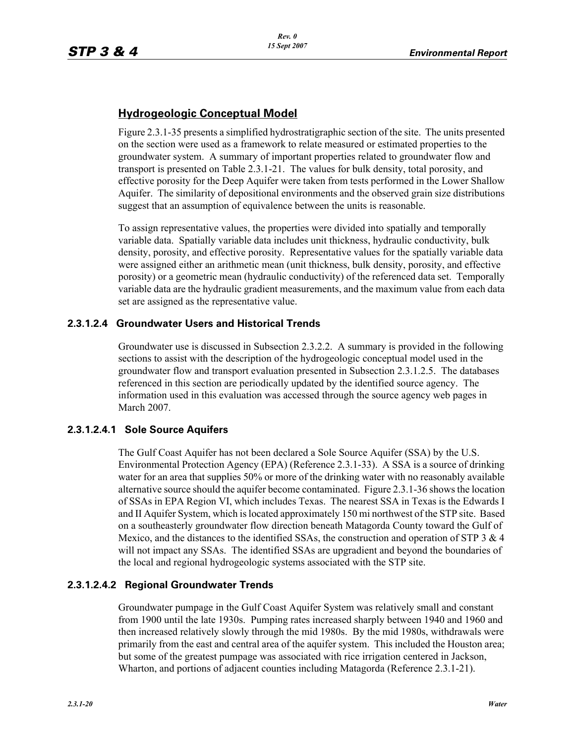## Hydrogeologic Conceptual Model

Figure 2.3.1-35 presents a simplified hydrostratigraphic section of the site. The units presented on the section were used as a framework to relate measured or estimated properties to the groundwater system. A summary of important properties related to groundwater flow and transport is presented on Table 2.3.1-21. The values for bulk density, total porosity, and effective porosity for the Deep Aquifer were taken from tests performed in the Lower Shallow Aquifer. The similarity of depositional environments and the observed grain size distributions suggest that an assumption of equivalence between the units is reasonable.

To assign representative values, the properties were divided into spatially and temporally variable data. Spatially variable data includes unit thickness, hydraulic conductivity, bulk density, porosity, and effective porosity. Representative values for the spatially variable data were assigned either an arithmetic mean (unit thickness, bulk density, porosity, and effective porosity) or a geometric mean (hydraulic conductivity) of the referenced data set. Temporally variable data are the hydraulic gradient measurements, and the maximum value from each data set are assigned as the representative value.

### 2.3.1.2.4 Groundwater Users and Historical Trends

Groundwater use is discussed in Subsection 2.3.2.2. A summary is provided in the following sections to assist with the description of the hydrogeologic conceptual model used in the groundwater flow and transport evaluation presented in Subsection 2.3.1.2.5. The databases referenced in this section are periodically updated by the identified source agency. The information used in this evaluation was accessed through the source agency web pages in March 2007.

#### 2.3.1.2.4.1 Sole Source Aquifers

The Gulf Coast Aquifer has not been declared a Sole Source Aquifer (SSA) by the U.S. Environmental Protection Agency (EPA) (Reference 2.3.1-33). A SSA is a source of drinking water for an area that supplies 50% or more of the drinking water with no reasonably available alternative source should the aquifer become contaminated. Figure 2.3.1-36 shows the location of SSAs in EPA Region VI, which includes Texas. The nearest SSA in Texas is the Edwards I and II Aquifer System, which is located approximately 150 mi northwest of the STP site. Based on a southeasterly groundwater flow direction beneath Matagorda County toward the Gulf of Mexico, and the distances to the identified SSAs, the construction and operation of STP 3 & 4 will not impact any SSAs. The identified SSAs are upgradient and beyond the boundaries of the local and regional hydrogeologic systems associated with the STP site.

#### 2.3.1.2.4.2 Regional Groundwater Trends

Groundwater pumpage in the Gulf Coast Aquifer System was relatively small and constant from 1900 until the late 1930s. Pumping rates increased sharply between 1940 and 1960 and then increased relatively slowly through the mid 1980s. By the mid 1980s, withdrawals were primarily from the east and central area of the aquifer system. This included the Houston area; but some of the greatest pumpage was associated with rice irrigation centered in Jackson, Wharton, and portions of adjacent counties including Matagorda (Reference 2.3.1-21).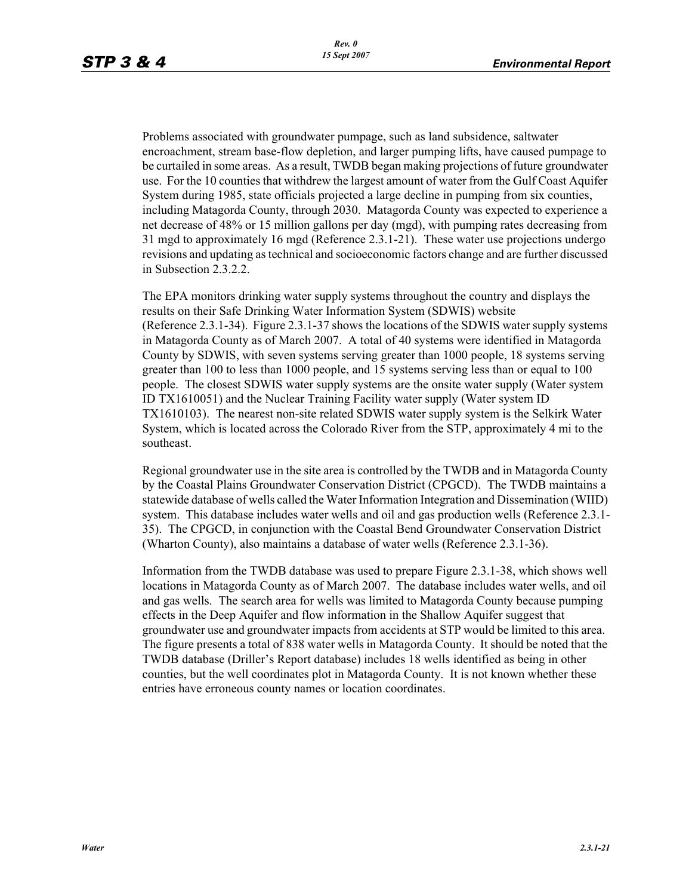Problems associated with groundwater pumpage, such as land subsidence, saltwater encroachment, stream base-flow depletion, and larger pumping lifts, have caused pumpage to be curtailed in some areas. As a result, TWDB began making projections of future groundwater use. For the 10 counties that withdrew the largest amount of water from the Gulf Coast Aquifer System during 1985, state officials projected a large decline in pumping from six counties, including Matagorda County, through 2030. Matagorda County was expected to experience a net decrease of 48% or 15 million gallons per day (mgd), with pumping rates decreasing from 31 mgd to approximately 16 mgd (Reference 2.3.1-21). These water use projections undergo revisions and updating as technical and socioeconomic factors change and are further discussed in Subsection 2.3.2.2.

The EPA monitors drinking water supply systems throughout the country and displays the results on their Safe Drinking Water Information System (SDWIS) website (Reference 2.3.1-34). Figure 2.3.1-37 shows the locations of the SDWIS water supply systems in Matagorda County as of March 2007. A total of 40 systems were identified in Matagorda County by SDWIS, with seven systems serving greater than 1000 people, 18 systems serving greater than 100 to less than 1000 people, and 15 systems serving less than or equal to 100 people. The closest SDWIS water supply systems are the onsite water supply (Water system ID TX1610051) and the Nuclear Training Facility water supply (Water system ID TX1610103). The nearest non-site related SDWIS water supply system is the Selkirk Water System, which is located across the Colorado River from the STP, approximately 4 mi to the southeast.

Regional groundwater use in the site area is controlled by the TWDB and in Matagorda County by the Coastal Plains Groundwater Conservation District (CPGCD). The TWDB maintains a statewide database of wells called the Water Information Integration and Dissemination (WIID) system. This database includes water wells and oil and gas production wells (Reference 2.3.1-35). The CPGCD, in conjunction with the Coastal Bend Groundwater Conservation District (Wharton County), also maintains a database of water wells (Reference 2.3.1-36).

Information from the TWDB database was used to prepare Figure 2.3.1-38, which shows well locations in Matagorda County as of March 2007. The database includes water wells, and oil and gas wells. The search area for wells was limited to Matagorda County because pumping effects in the Deep Aquifer and flow information in the Shallow Aquifer suggest that groundwater use and groundwater impacts from accidents at STP would be limited to this area. The figure presents a total of 838 water wells in Matagorda County. It should be noted that the TWDB database (Driller's Report database) includes 18 wells identified as being in other counties, but the well coordinates plot in Matagorda County. It is not known whether these entries have erroneous county names or location coordinates.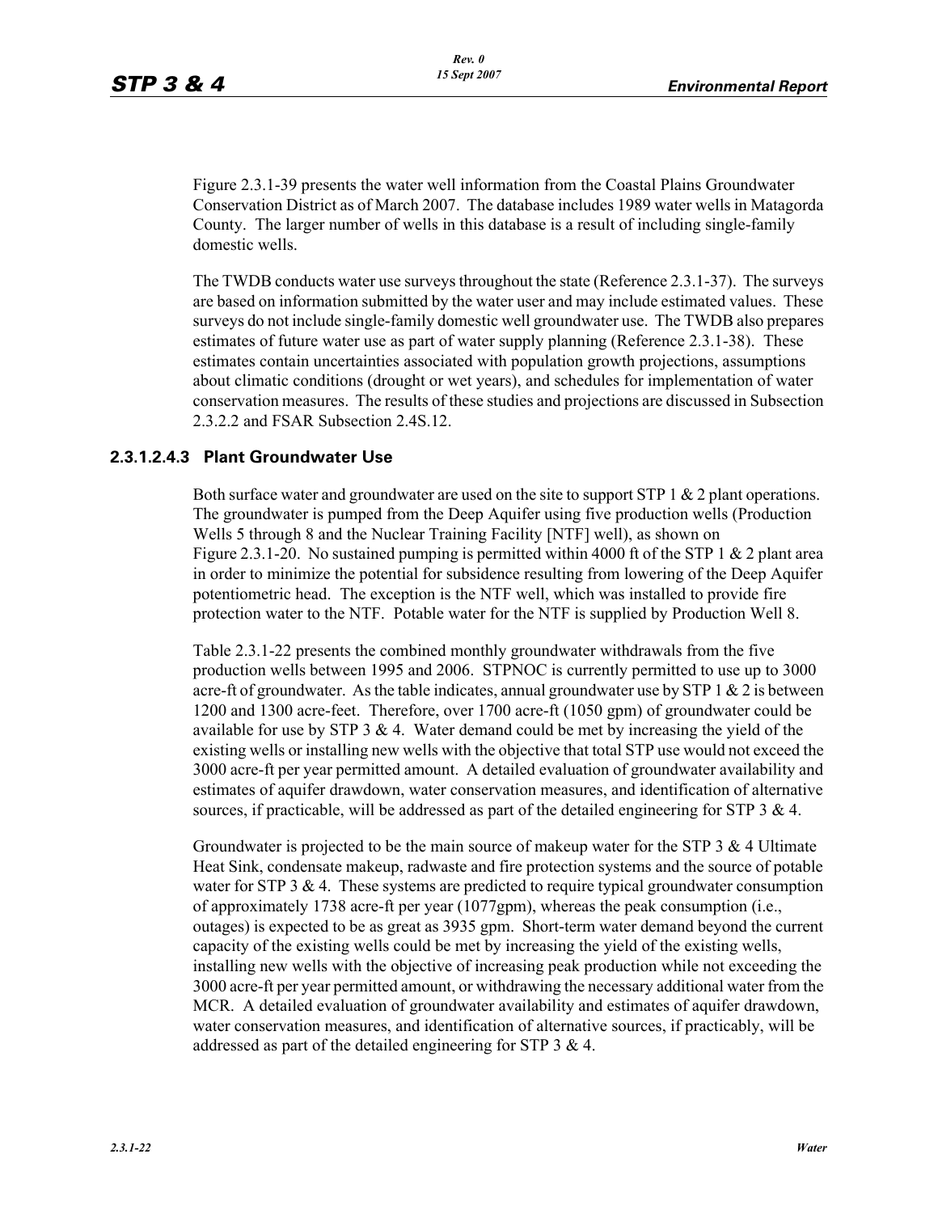Figure 2.3.1-39 presents the water well information from the Coastal Plains Groundwater Conservation District as of March 2007. The database includes 1989 water wells in Matagorda County. The larger number of wells in this database is a result of including single-family domestic wells.

The TWDB conducts water use surveys throughout the state (Reference 2.3.1-37). The surveys are based on information submitted by the water user and may include estimated values. These surveys do not include single-family domestic well groundwater use. The TWDB also prepares estimates of future water use as part of water supply planning (Reference 2.3.1-38). These estimates contain uncertainties associated with population growth projections, assumptions about climatic conditions (drought or wet years), and schedules for implementation of water conservation measures. The results of these studies and projections are discussed in Subsection 2.3.2.2 and FSAR Subsection 2.4S.12.

### 2.3.1.2.4.3 Plant Groundwater Use

Both surface water and groundwater are used on the site to support STP 1 & 2 plant operations. The groundwater is pumped from the Deep Aquifer using five production wells (Production Wells 5 through 8 and the Nuclear Training Facility [NTF] well), as shown on Figure 2.3.1-20. No sustained pumping is permitted within 4000 ft of the STP 1 & 2 plant area in order to minimize the potential for subsidence resulting from lowering of the Deep Aquifer potentiometric head. The exception is the NTF well, which was installed to provide fire protection water to the NTF. Potable water for the NTF is supplied by Production Well 8.

Table 2.3.1-22 presents the combined monthly groundwater withdrawals from the five production wells between 1995 and 2006. STPNOC is currently permitted to use up to 3000 acre-ft of groundwater. As the table indicates, annual groundwater use by STP 1 & 2 is between 1200 and 1300 acre-feet. Therefore, over 1700 acre-ft (1050 gpm) of groundwater could be available for use by STP 3 & 4. Water demand could be met by increasing the yield of the existing wells or installing new wells with the objective that total STP use would not exceed the 3000 acre-ft per year permitted amount. A detailed evaluation of groundwater availability and estimates of aquifer drawdown, water conservation measures, and identification of alternative sources, if practicable, will be addressed as part of the detailed engineering for STP 3 & 4.

Groundwater is projected to be the main source of makeup water for the STP 3 & 4 Ultimate Heat Sink, condensate makeup, radwaste and fire protection systems and the source of potable water for STP 3 & 4. These systems are predicted to require typical groundwater consumption of approximately 1738 acre-ft per year (1077gpm), whereas the peak consumption (i.e., outages) is expected to be as great as 3935 gpm. Short-term water demand beyond the current capacity of the existing wells could be met by increasing the yield of the existing wells, installing new wells with the objective of increasing peak production while not exceeding the 3000 acre-ft per year permitted amount, or withdrawing the necessary additional water from the MCR. A detailed evaluation of groundwater availability and estimates of aquifer drawdown, water conservation measures, and identification of alternative sources, if practicably, will be addressed as part of the detailed engineering for STP 3 & 4.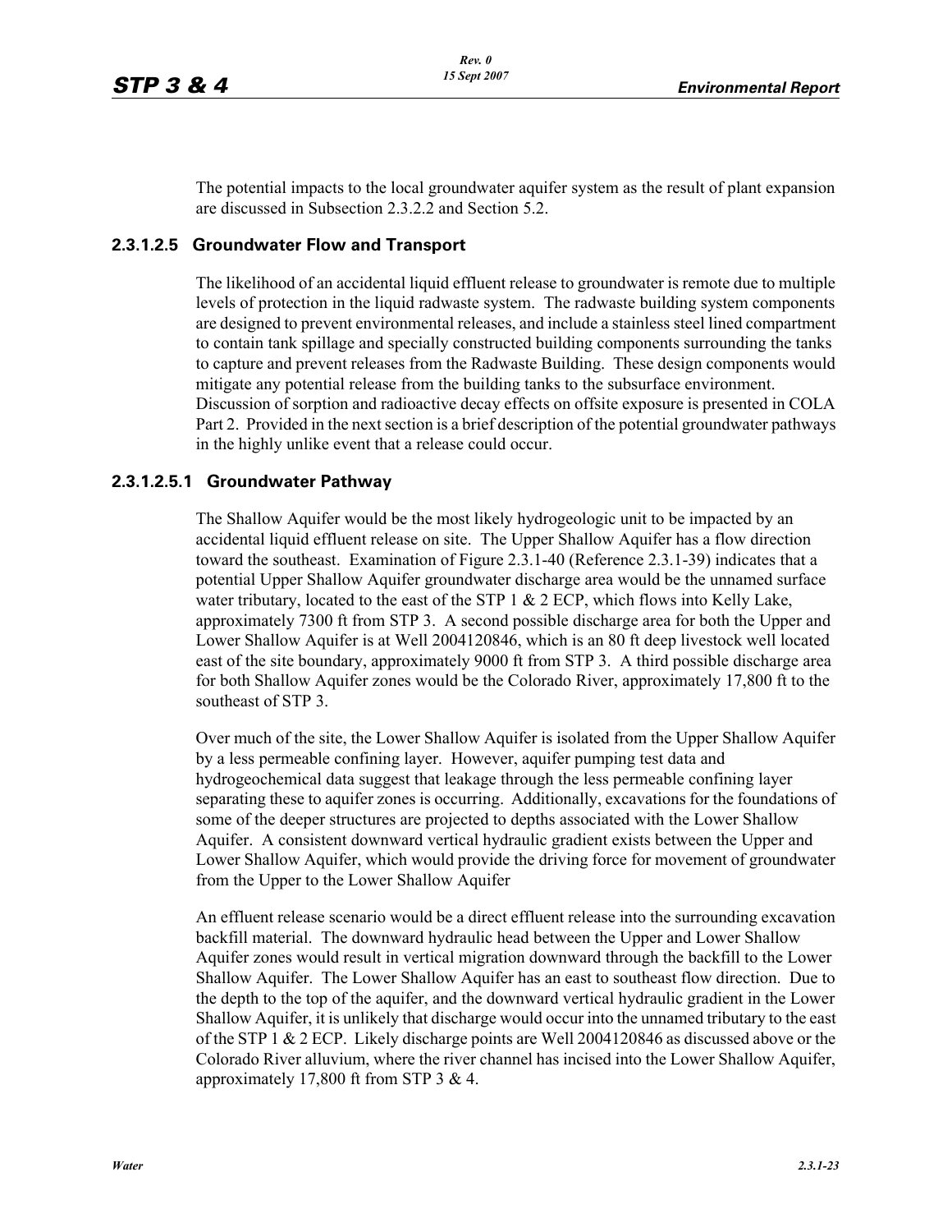The potential impacts to the local groundwater aquifer system as the result of plant expansion are discussed in Subsection 2.3.2.2 and Section 5.2.

### 2.3.1.2.5 Groundwater Flow and Transport

The likelihood of an accidental liquid effluent release to groundwater is remote due to multiple levels of protection in the liquid radwaste system. The radwaste building system components are designed to prevent environmental releases, and include a stainless steel lined compartment to contain tank spillage and specially constructed building components surrounding the tanks to capture and prevent releases from the Radwaste Building. These design components would mitigate any potential release from the building tanks to the subsurface environment. Discussion of sorption and radioactive decay effects on offsite exposure is presented in COLA Part 2. Provided in the next section is a brief description of the potential groundwater pathways in the highly unlike event that a release could occur.

#### 2.3.1.2.5.1 Groundwater Pathway

The Shallow Aquifer would be the most likely hydrogeologic unit to be impacted by an accidental liquid effluent release on site. The Upper Shallow Aquifer has a flow direction toward the southeast. Examination of Figure 2.3.1-40 (Reference 2.3.1-39) indicates that a potential Upper Shallow Aquifer groundwater discharge area would be the unnamed surface water tributary, located to the east of the STP 1 & 2 ECP, which flows into Kelly Lake, approximately 7300 ft from STP 3. A second possible discharge area for both the Upper and Lower Shallow Aquifer is at Well 2004120846, which is an 80 ft deep livestock well located east of the site boundary, approximately 9000 ft from STP 3. A third possible discharge area for both Shallow Aquifer zones would be the Colorado River, approximately 17,800 ft to the southeast of STP 3.

Over much of the site, the Lower Shallow Aquifer is isolated from the Upper Shallow Aquifer by a less permeable confining layer. However, aquifer pumping test data and hydrogeochemical data suggest that leakage through the less permeable confining layer separating these to aquifer zones is occurring. Additionally, excavations for the foundations of some of the deeper structures are projected to depths associated with the Lower Shallow Aquifer. A consistent downward vertical hydraulic gradient exists between the Upper and Lower Shallow Aquifer, which would provide the driving force for movement of groundwater from the Upper to the Lower Shallow Aquifer

An effluent release scenario would be a direct effluent release into the surrounding excavation backfill material. The downward hydraulic head between the Upper and Lower Shallow Aquifer zones would result in vertical migration downward through the backfill to the Lower Shallow Aquifer. The Lower Shallow Aquifer has an east to southeast flow direction. Due to the depth to the top of the aquifer, and the downward vertical hydraulic gradient in the Lower Shallow Aquifer, it is unlikely that discharge would occur into the unnamed tributary to the east of the STP 1 & 2 ECP. Likely discharge points are Well 2004120846 as discussed above or the Colorado River alluvium, where the river channel has incised into the Lower Shallow Aquifer, approximately 17,800 ft from STP 3 & 4.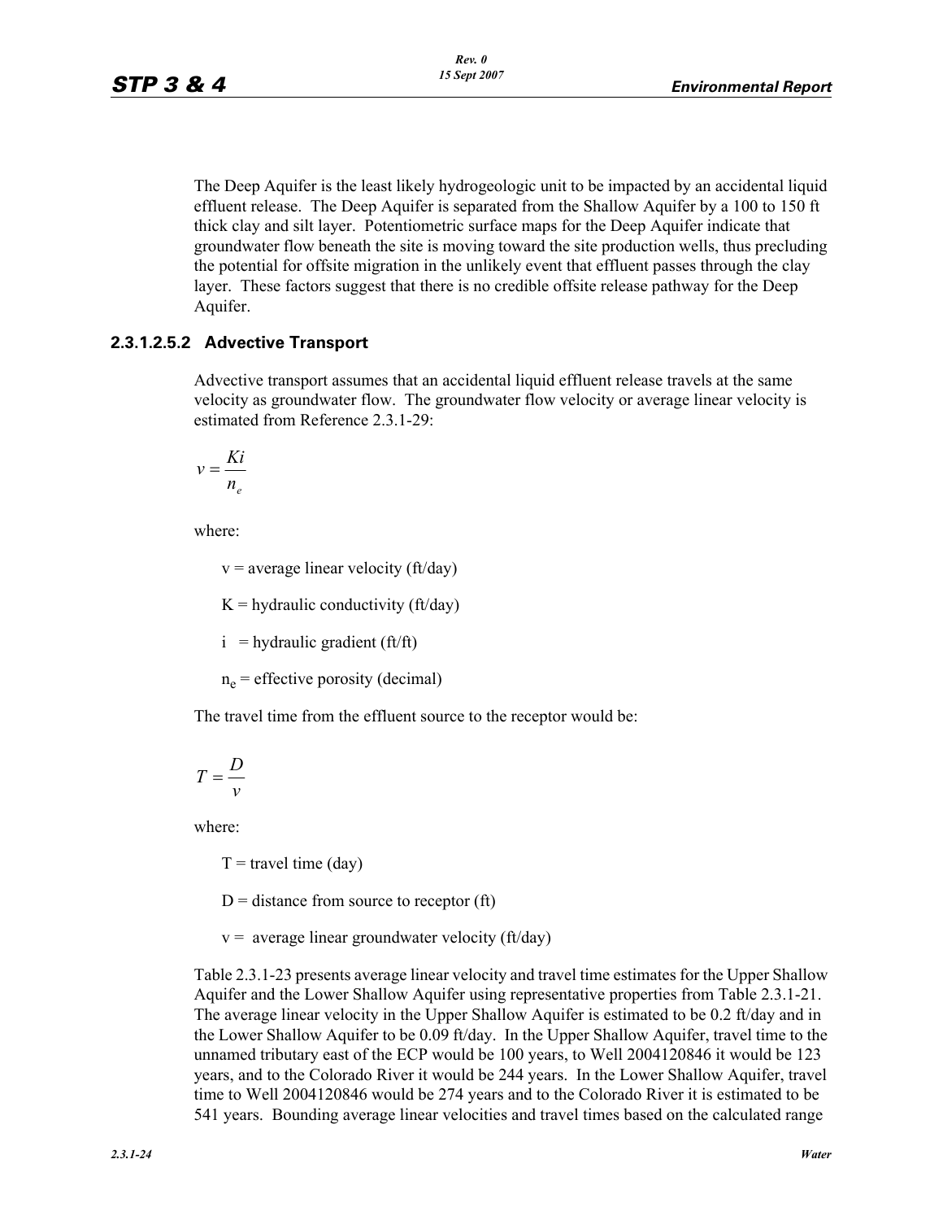The Deep Aquifer is the least likely hydrogeologic unit to be impacted by an accidental liquid effluent release. The Deep Aquifer is separated from the Shallow Aquifer by a 100 to 150 ft thick clay and silt layer. Potentiometric surface maps for the Deep Aquifer indicate that groundwater flow beneath the site is moving toward the site production wells, thus precluding the potential for offsite migration in the unlikely event that effluent passes through the clay layer. These factors suggest that there is no credible offsite release pathway for the Deep Aquifer.

#### 2.3.1.2.5.2 Advective Transport

Advective transport assumes that an accidental liquid effluent release travels at the same velocity as groundwater flow. The groundwater flow velocity or average linear velocity is estimated from Reference 2.3.1-29:

$$v = \frac{Ki}{n_e}$$

where:

$v$ = average linear velocity (ft/day)

$K$ = hydraulic conductivity (ft/day)

$i$ = hydraulic gradient (ft/ft)

$n_e$ = effective porosity (decimal)

The travel time from the effluent source to the receptor would be:

$$T = \frac{D}{v}$$

where:

$T$ = travel time (day)

$D$ = distance from source to receptor (ft)

$v$ = average linear groundwater velocity (ft/day)

Table 2.3.1-23 presents average linear velocity and travel time estimates for the Upper Shallow Aquifer and the Lower Shallow Aquifer using representative properties from Table 2.3.1-21. The average linear velocity in the Upper Shallow Aquifer is estimated to be 0.2 ft/day and in the Lower Shallow Aquifer to be 0.09 ft/day. In the Upper Shallow Aquifer, travel time to the unnamed tributary east of the ECP would be 100 years, to Well 2004120846 it would be 123 years, and to the Colorado River it would be 244 years. In the Lower Shallow Aquifer, travel time to Well 2004120846 would be 274 years and to the Colorado River it is estimated to be 541 years. Bounding average linear velocities and travel times based on the calculated range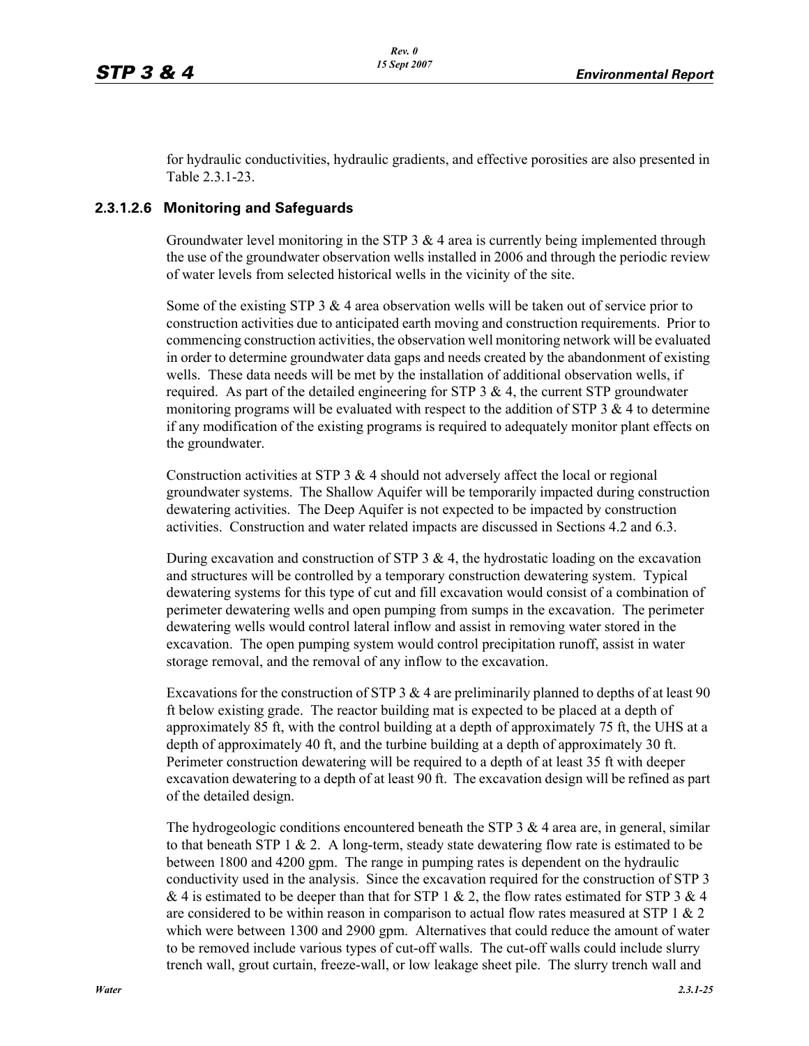for hydraulic conductivities, hydraulic gradients, and effective porosities are also presented in Table 2.3.1-23.

### 2.3.1.2.6 Monitoring and Safeguards

Groundwater level monitoring in the STP 3 & 4 area is currently being implemented through the use of the groundwater observation wells installed in 2006 and through the periodic review of water levels from selected historical wells in the vicinity of the site.

Some of the existing STP 3 & 4 area observation wells will be taken out of service prior to construction activities due to anticipated earth moving and construction requirements. Prior to commencing construction activities, the observation well monitoring network will be evaluated in order to determine groundwater data gaps and needs created by the abandonment of existing wells. These data needs will be met by the installation of additional observation wells, if required. As part of the detailed engineering for STP 3 & 4, the current STP groundwater monitoring programs will be evaluated with respect to the addition of STP 3 & 4 to determine if any modification of the existing programs is required to adequately monitor plant effects on the groundwater.

Construction activities at STP 3 & 4 should not adversely affect the local or regional groundwater systems. The Shallow Aquifer will be temporarily impacted during construction dewatering activities. The Deep Aquifer is not expected to be impacted by construction activities. Construction and water related impacts are discussed in Sections 4.2 and 6.3.

During excavation and construction of STP 3 & 4, the hydrostatic loading on the excavation and structures will be controlled by a temporary construction dewatering system. Typical dewatering systems for this type of cut and fill excavation would consist of a combination of perimeter dewatering wells and open pumping from sumps in the excavation. The perimeter dewatering wells would control lateral inflow and assist in removing water stored in the excavation. The open pumping system would control precipitation runoff, assist in water storage removal, and the removal of any inflow to the excavation.

Excavations for the construction of STP 3 & 4 are preliminarily planned to depths of at least 90 ft below existing grade. The reactor building mat is expected to be placed at a depth of approximately 85 ft, with the control building at a depth of approximately 75 ft, the UHS at a depth of approximately 40 ft, and the turbine building at a depth of approximately 30 ft. Perimeter construction dewatering will be required to a depth of at least 35 ft with deeper excavation dewatering to a depth of at least 90 ft. The excavation design will be refined as part of the detailed design.

The hydrogeologic conditions encountered beneath the STP 3 & 4 area are, in general, similar to that beneath STP 1 & 2. A long-term, steady state dewatering flow rate is estimated to be between 1800 and 4200 gpm. The range in pumping rates is dependent on the hydraulic conductivity used in the analysis. Since the excavation required for the construction of STP 3 & 4 is estimated to be deeper than that for STP 1 & 2, the flow rates estimated for STP 3 & 4 are considered to be within reason in comparison to actual flow rates measured at STP 1 & 2 which were between 1300 and 2900 gpm. Alternatives that could reduce the amount of water to be removed include various types of cut-off walls. The cut-off walls could include slurry trench wall, grout curtain, freeze-wall, or low leakage sheet pile. The slurry trench wall and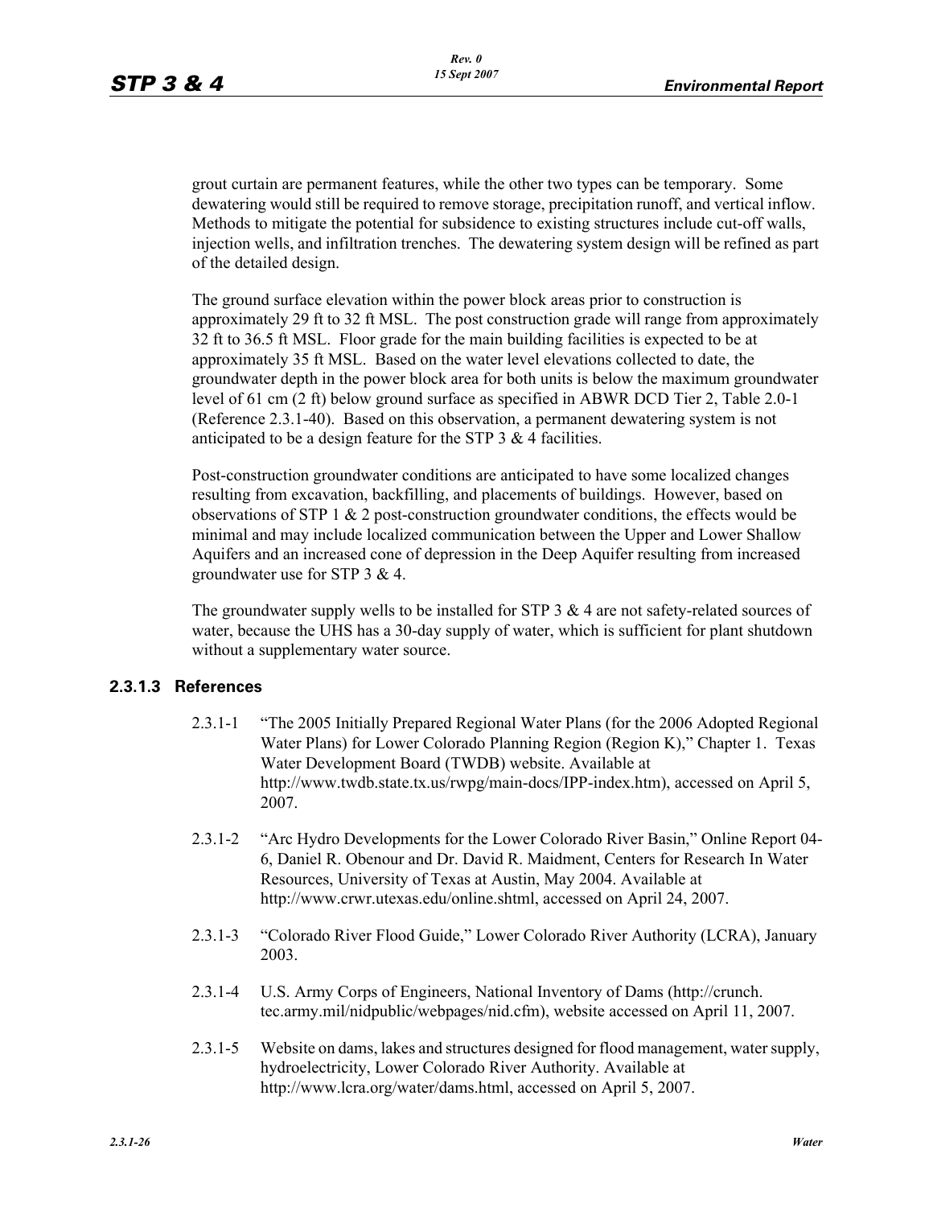grout curtain are permanent features, while the other two types can be temporary. Some dewatering would still be required to remove storage, precipitation runoff, and vertical inflow. Methods to mitigate the potential for subsidence to existing structures include cut-off walls, injection wells, and infiltration trenches. The dewatering system design will be refined as part of the detailed design.

The ground surface elevation within the power block areas prior to construction is approximately 29 ft to 32 ft MSL. The post construction grade will range from approximately 32 ft to 36.5 ft MSL. Floor grade for the main building facilities is expected to be at approximately 35 ft MSL. Based on the water level elevations collected to date, the groundwater depth in the power block area for both units is below the maximum groundwater level of 61 cm (2 ft) below ground surface as specified in ABWR DCD Tier 2, Table 2.0-1 (Reference 2.3.1-40). Based on this observation, a permanent dewatering system is not anticipated to be a design feature for the STP 3 & 4 facilities.

Post-construction groundwater conditions are anticipated to have some localized changes resulting from excavation, backfilling, and placements of buildings. However, based on observations of STP 1 & 2 post-construction groundwater conditions, the effects would be minimal and may include localized communication between the Upper and Lower Shallow Aquifers and an increased cone of depression in the Deep Aquifer resulting from increased groundwater use for STP 3 & 4.

The groundwater supply wells to be installed for STP 3 & 4 are not safety-related sources of water, because the UHS has a 30-day supply of water, which is sufficient for plant shutdown without a supplementary water source.

### 2.3.1.3 References

2.3.1-1 "The 2005 Initially Prepared Regional Water Plans (for the 2006 Adopted Regional Water Plans) for Lower Colorado Planning Region (Region K)," Chapter 1. Texas Water Development Board (TWDB) website. Available at http://www.twdb.state.tx.us/rwpg/main-docs/IPP-index.htm), accessed on April 5, 2007.

2.3.1-2 "Arc Hydro Developments for the Lower Colorado River Basin," Online Report 04-6, Daniel R. Obenour and Dr. David R. Maidment, Centers for Research In Water Resources, University of Texas at Austin, May 2004. Available at http://www.crwr.utexas.edu/online.shtml, accessed on April 24, 2007.

2.3.1-3 "Colorado River Flood Guide," Lower Colorado River Authority (LCRA), January 2003.

2.3.1-4 U.S. Army Corps of Engineers, National Inventory of Dams (http://crunch.tec.army.mil/nidpublic/webpages/nid.cfm), website accessed on April 11, 2007.

2.3.1-5 Website on dams, lakes and structures designed for flood management, water supply, hydroelectricity, Lower Colorado River Authority. Available at http://www.lcra.org/water/dams.html, accessed on April 5, 2007.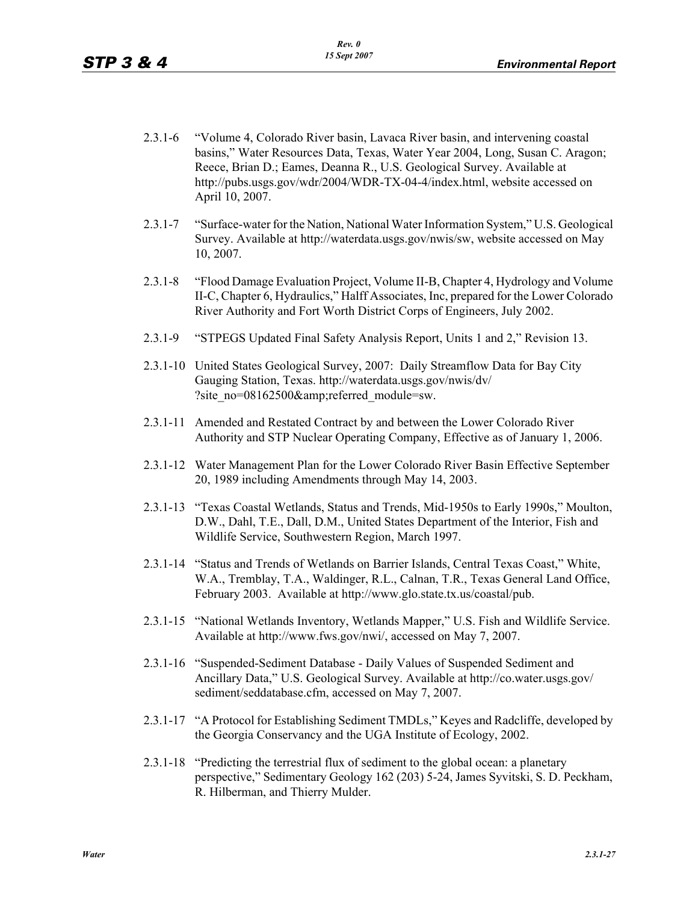2.3.1-6 "Volume 4, Colorado River basin, Lavaca River basin, and intervening coastal basins," Water Resources Data, Texas, Water Year 2004, Long, Susan C. Aragon; Reece, Brian D.; Eames, Deanna R., U.S. Geological Survey. Available at http://pubs.usgs.gov/wdr/2004/WDR-TX-04-4/index.html, website accessed on April 10, 2007.

2.3.1-7 "Surface-water for the Nation, National Water Information System," U.S. Geological Survey. Available at http://waterdata.usgs.gov/nwis/sw, website accessed on May 10, 2007.

2.3.1-8 "Flood Damage Evaluation Project, Volume II-B, Chapter 4, Hydrology and Volume II-C, Chapter 6, Hydraulics," Halff Associates, Inc, prepared for the Lower Colorado River Authority and Fort Worth District Corps of Engineers, July 2002.

2.3.1-9 "STPEGS Updated Final Safety Analysis Report, Units 1 and 2," Revision 13.

2.3.1-10 United States Geological Survey, 2007: Daily Streamflow Data for Bay City Gauging Station, Texas. http://waterdata.usgs.gov/nwis/dv/?site_no=08162500&amp;referred_module=sw.

2.3.1-11 Amended and Restated Contract by and between the Lower Colorado River Authority and STP Nuclear Operating Company, Effective as of January 1, 2006.

2.3.1-12 Water Management Plan for the Lower Colorado River Basin Effective September 20, 1989 including Amendments through May 14, 2003.

2.3.1-13 "Texas Coastal Wetlands, Status and Trends, Mid-1950s to Early 1990s," Moulton, D.W., Dahl, T.E., Dall, D.M., United States Department of the Interior, Fish and Wildlife Service, Southwestern Region, March 1997.

2.3.1-14 "Status and Trends of Wetlands on Barrier Islands, Central Texas Coast," White, W.A., Tremblay, T.A., Waldinger, R.L., Calnan, T.R., Texas General Land Office, February 2003. Available at http://www.glo.state.tx.us/coastal/pub.

2.3.1-15 "National Wetlands Inventory, Wetlands Mapper," U.S. Fish and Wildlife Service. Available at http://www.fws.gov/nwi/, accessed on May 7, 2007.

2.3.1-16 "Suspended-Sediment Database - Daily Values of Suspended Sediment and Ancillary Data," U.S. Geological Survey. Available at http://co.water.usgs.gov/sediment/seddatabase.cfm, accessed on May 7, 2007.

2.3.1-17 "A Protocol for Establishing Sediment TMDLs," Keyes and Radcliffe, developed by the Georgia Conservancy and the UGA Institute of Ecology, 2002.

2.3.1-18 "Predicting the terrestrial flux of sediment to the global ocean: a planetary perspective," Sedimentary Geology 162 (203) 5-24, James Syvitski, S. D. Peckham, R. Hilberman, and Thierry Mulder.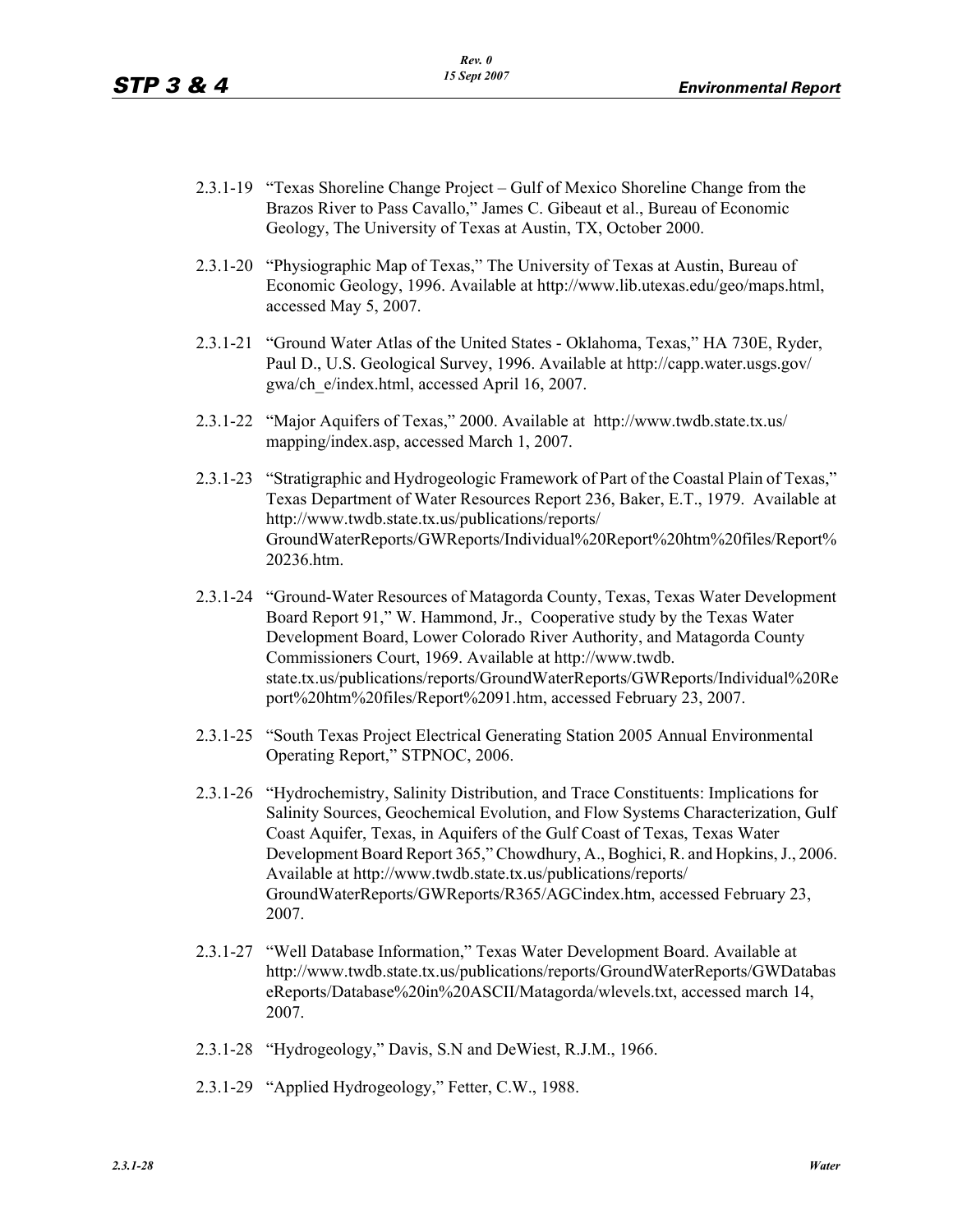2.3.1-19 "Texas Shoreline Change Project – Gulf of Mexico Shoreline Change from the Brazos River to Pass Cavallo," James C. Gibeaut et al., Bureau of Economic Geology, The University of Texas at Austin, TX, October 2000.

2.3.1-20 "Physiographic Map of Texas," The University of Texas at Austin, Bureau of Economic Geology, 1996. Available at http://www.lib.utexas.edu/geo/maps.html, accessed May 5, 2007.

2.3.1-21 "Ground Water Atlas of the United States - Oklahoma, Texas," HA 730E, Ryder, Paul D., U.S. Geological Survey, 1996. Available at http://capp.water.usgs.gov/gwa/ch_e/index.html, accessed April 16, 2007.

2.3.1-22 "Major Aquifers of Texas," 2000. Available at http://www.twdb.state.tx.us/mapping/index.asp, accessed March 1, 2007.

2.3.1-23 "Stratigraphic and Hydrogeologic Framework of Part of the Coastal Plain of Texas," Texas Department of Water Resources Report 236, Baker, E.T., 1979. Available at http://www.twdb.state.tx.us/publications/reports/GroundWaterReports/GWReports/Individual%20Report%20htm%20files/Report%20236.htm.

2.3.1-24 "Ground-Water Resources of Matagorda County, Texas, Texas Water Development Board Report 91," W. Hammond, Jr., Cooperative study by the Texas Water Development Board, Lower Colorado River Authority, and Matagorda County Commissioners Court, 1969. Available at http://www.twdb.state.tx.us/publications/reports/GroundWaterReports/GWReports/Individual%20Report%20htm%20files/Report%2091.htm, accessed February 23, 2007.

2.3.1-25 "South Texas Project Electrical Generating Station 2005 Annual Environmental Operating Report," STPNOC, 2006.

2.3.1-26 "Hydrochemistry, Salinity Distribution, and Trace Constituents: Implications for Salinity Sources, Geochemical Evolution, and Flow Systems Characterization, Gulf Coast Aquifer, Texas, in Aquifers of the Gulf Coast of Texas, Texas Water Development Board Report 365," Chowdhury, A., Boghici, R. and Hopkins, J., 2006. Available at http://www.twdb.state.tx.us/publications/reports/GroundWaterReports/GWReports/R365/AGCindex.htm, accessed February 23, 2007.

2.3.1-27 "Well Database Information," Texas Water Development Board. Available at http://www.twdb.state.tx.us/publications/reports/GroundWaterReports/GWDatabaseReports/Database%20in%20ASCII/Matagorda/wlevels.txt, accessed march 14, 2007.

2.3.1-28 "Hydrogeology," Davis, S.N and DeWiest, R.J.M., 1966.

2.3.1-29 "Applied Hydrogeology," Fetter, C.W., 1988.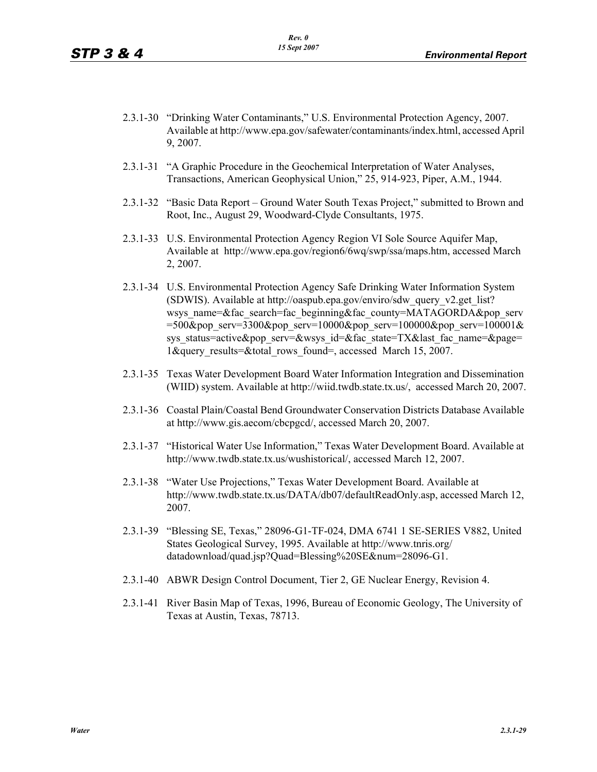2.3.1-30 "Drinking Water Contaminants," U.S. Environmental Protection Agency, 2007. Available at http://www.epa.gov/safewater/contaminants/index.html, accessed April 9, 2007.

2.3.1-31 "A Graphic Procedure in the Geochemical Interpretation of Water Analyses, Transactions, American Geophysical Union," 25, 914-923, Piper, A.M., 1944.

2.3.1-32 "Basic Data Report – Ground Water South Texas Project," submitted to Brown and Root, Inc., August 29, Woodward-Clyde Consultants, 1975.

2.3.1-33 U.S. Environmental Protection Agency Region VI Sole Source Aquifer Map, Available at http://www.epa.gov/region6/6wq/swp/ssa/maps.htm, accessed March 2, 2007.

2.3.1-34 U.S. Environmental Protection Agency Safe Drinking Water Information System (SDWIS). Available at http://oaspub.epa.gov/enviro/sdw_query_v2.get_list?wsys_name=&fac_search=fac_beginning&fac_county=MATAGORDA&pop_serv=500&pop_serv=3300&pop_serv=10000&pop_serv=100000&pop_serv=100001&sys_status=active&pop_serv=&wsys_id=&fac_state=TX&last_fac_name=&page=1&query_results=&total_rows_found=, accessed March 15, 2007.

2.3.1-35 Texas Water Development Board Water Information Integration and Dissemination (WIID) system. Available at http://wiid.twdb.state.tx.us/, accessed March 20, 2007.

2.3.1-36 Coastal Plain/Coastal Bend Groundwater Conservation Districts Database Available at http://www.gis.aecom/cbcpgcd/, accessed March 20, 2007.

2.3.1-37 "Historical Water Use Information," Texas Water Development Board. Available at http://www.twdb.state.tx.us/wushistorical/, accessed March 12, 2007.

2.3.1-38 "Water Use Projections," Texas Water Development Board. Available at http://www.twdb.state.tx.us/DATA/db07/defaultReadOnly.asp, accessed March 12, 2007.

2.3.1-39 "Blessing SE, Texas," 28096-G1-TF-024, DMA 6741 1 SE-SERIES V882, United States Geological Survey, 1995. Available at http://www.tnris.org/datadownload/quad.jsp?Quad=Blessing%20SE&num=28096-G1.

2.3.1-40 ABWR Design Control Document, Tier 2, GE Nuclear Energy, Revision 4.

2.3.1-41 River Basin Map of Texas, 1996, Bureau of Economic Geology, The University of Texas at Austin, Texas, 78713.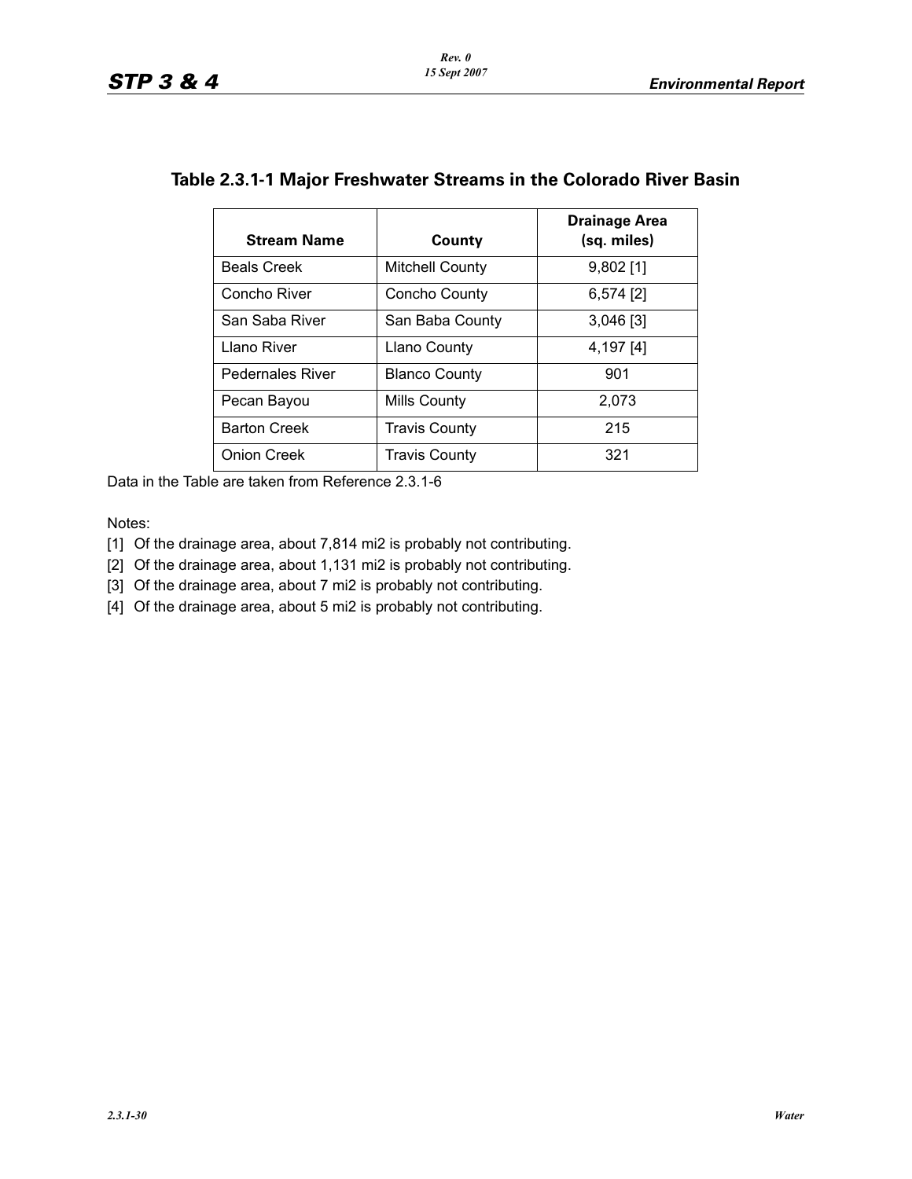## Table 2.3.1-1 Major Freshwater Streams in the Colorado River Basin

| Stream Name | County | Drainage Area (sq. miles) |
|---|---|---|
| Beals Creek | Mitchell County | 9,802 [1] |
| Concho River | Concho County | 6,574 [2] |
| San Saba River | San Baba County | 3,046 [3] |
| Llano River | Llano County | 4,197 [4] |
| Pedernales River | Blanco County | 901 |
| Pecan Bayou | Mills County | 2,073 |
| Barton Creek | Travis County | 215 |
| Onion Creek | Travis County | 321 |

Data in the Table are taken from Reference 2.3.1-6

Notes:

[1] Of the drainage area, about 7,814 mi2 is probably not contributing.

[2] Of the drainage area, about 1,131 mi2 is probably not contributing.

[3] Of the drainage area, about 7 mi2 is probably not contributing.

[4] Of the drainage area, about 5 mi2 is probably not contributing.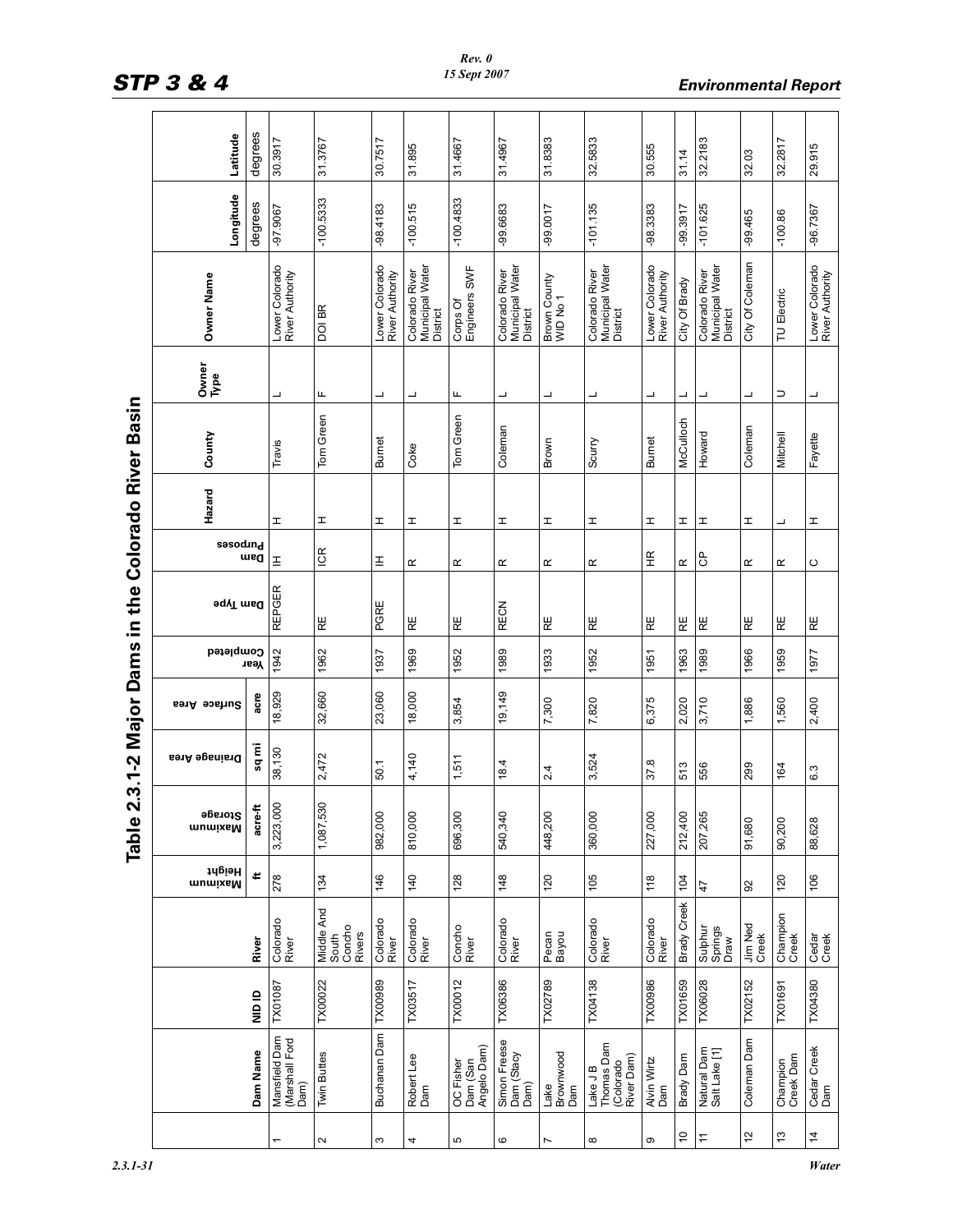# Table 2.3.1-2 Major Dams in the Colorado River Basin

| | Dam Name | NID ID | River | Maximum Height | Maximum Storage | Drainage Area | Surface Area | Year Completed | Dam Type | Dam Purposes | Hazard | County | Owner Type | Owner Name | Longitude | Latitude |
|---|---|---|---|---|---|---|---|---|---|---|---|---|---|---|---|---|
| | | | | ft | acre-ft | sq mi | acre | | | | | | | | degrees | degrees |
| 1 | Mansfield Dam (Marshall Ford Dam) | TX01087 | Colorado River | 278 | 3,223,000 | 38,130 | 18,929 | 1942 | REPGER | IH | H | Travis | L | Lower Colorado River Authority | -97.9067 | 30.3917 |
| 2 | Twin Buttes | TX00022 | Middle And South Concho Rivers | 134 | 1,087,530 | 2,472 | 32,660 | 1962 | RE | ICR | H | Tom Green | F | DOI BR | -100.5333 | 31.3767 |
| 3 | Buchanan Dam | TX00989 | Colorado River | 146 | 982,000 | 50.1 | 23,060 | 1937 | PGRE | IH | H | Burnet | L | Lower Colorado River Authority | -98.4183 | 30.7517 |
| 4 | Robert Lee Dam | TX03517 | Colorado River | 140 | 810,000 | 4,140 | 18,000 | 1969 | RE | R | H | Coke | L | Colorado River Municipal Water District | -100.515 | 31.895 |
| 5 | OC Fisher Dam (San Angelo Dam) | TX00012 | Concho River | 128 | 696,300 | 1,511 | 3,854 | 1952 | RE | R | H | Tom Green | F | Corps Of Engineers SWF | -100.4833 | 31.4667 |
| 6 | Simon Freese Dam (Stacy Dam) | TX06386 | Colorado River | 148 | 540,340 | 18.4 | 19,149 | 1989 | RECN | R | H | Coleman | L | Colorado River Municipal Water District | -99.6683 | 31.4967 |
| 7 | Lake Brownwood Dam | TX02789 | Pecan Bayou | 120 | 448,200 | 2.4 | 7,300 | 1933 | RE | R | H | Brown | L | Brown County WID No 1 | -99.0017 | 31.8383 |
| 8 | Lake J B Thomas Dam (Colorado River Dam) | TX04138 | Colorado River | 105 | 360,000 | 3,524 | 7,820 | 1952 | RE | R | H | Scurry | L | Colorado River Municipal Water District | -101.135 | 32.5833 |
| 9 | Alvin Wirtz Dam | TX00986 | Colorado River | 118 | 227,000 | 37.8 | 6,375 | 1951 | RE | HR | H | Burnet | L | Lower Colorado River Authority | -98.3383 | 30.555 |
| 10 | Brady Dam | TX01659 | Brady Creek | 104 | 212,400 | 513 | 2,020 | 1963 | RE | R | H | McCulloch | L | City Of Brady | -99.3917 | 31.14 |
| 11 | Natural Dam Salt Lake [1] | TX06028 | Sulphur Springs Draw | 47 | 207,265 | 556 | 3,710 | 1989 | RE | CP | H | Howard | L | Colorado River Municipal Water District | -101.625 | 32.2183 |
| 12 | Coleman Dam | TX02152 | Jim Ned Creek | 92 | 91,680 | 299 | 1,886 | 1966 | RE | R | H | Coleman | L | City Of Coleman | -99.465 | 32.03 |
| 13 | Champion Creek Dam | TX01691 | Champion Creek | 120 | 90,200 | 164 | 1,560 | 1959 | RE | R | L | Mitchell | U | TU Electric | -100.86 | 32.2817 |
| 14 | Cedar Creek Dam | TX04380 | Cedar Creek | 106 | 88,628 | 6.3 | 2,400 | 1977 | RE | C | H | Fayette | L | Lower Colorado River Authority | -96.7367 | 29.915 |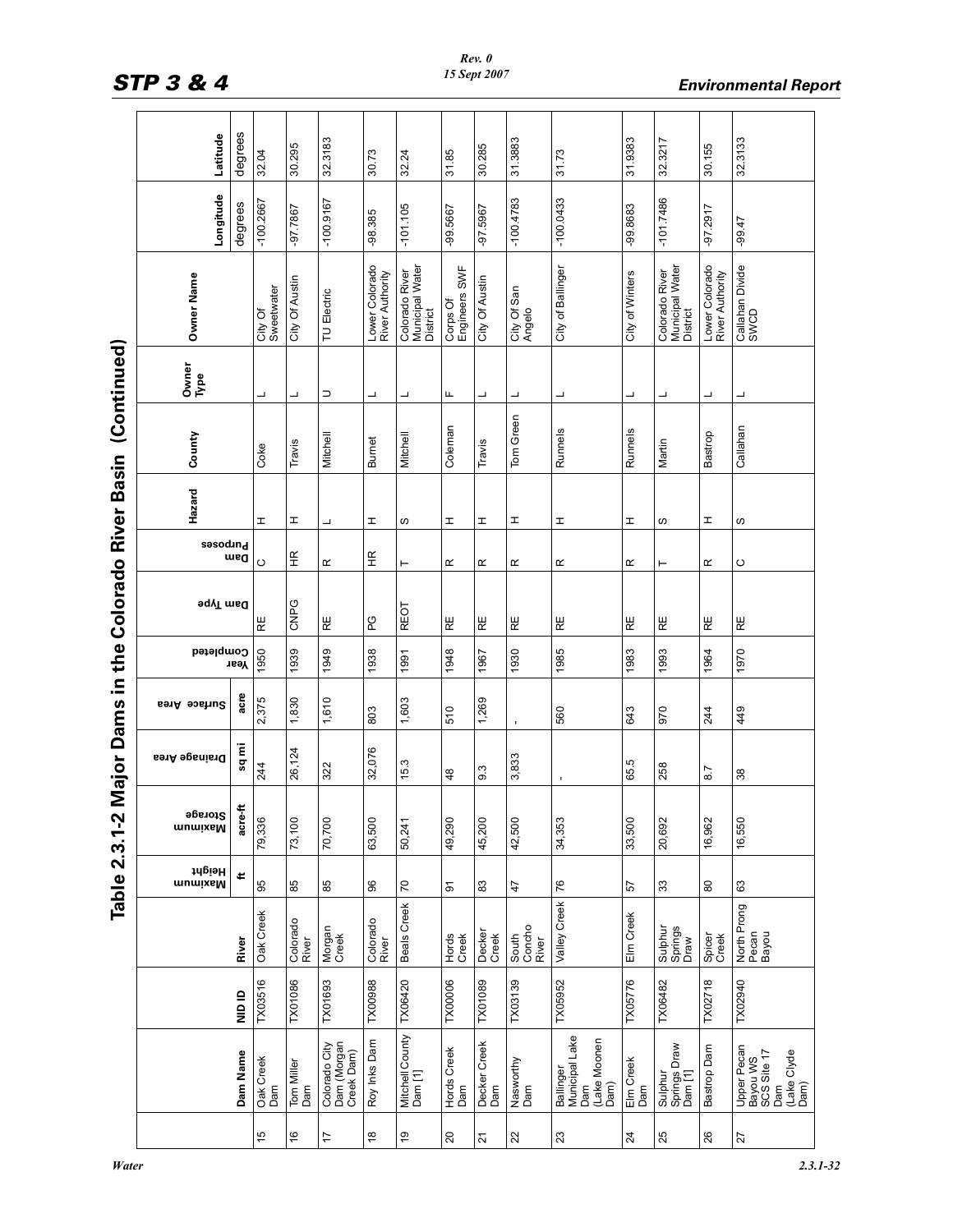## Table 2.3.1-2 Major Dams in the Colorado River Basin (Continued)

| | Dam Name | NID ID | River | Maximum Height | Maximum Storage | Drainage Area | Surface Area | Year Completed | Dam Type | Dam Purposes | Hazard | County | Owner Type | Owner Name | Longitude | Latitude |
|---|---|---|---|---|---|---|---|---|---|---|---|---|---|---|---|---|
| | | | | ft | acre-ft | sq mi | acre | | | | | | | | degrees | degrees |
| 15 | Oak Creek Dam | TX03516 | Oak Creek | 95 | 79,336 | 244 | 2,375 | 1950 | RE | C | H | Coke | L | City Of Sweetwater | -100.2667 | 32.04 |
| 16 | Tom Miller Dam | TX01086 | Colorado River | 85 | 73,100 | 26,124 | 1,830 | 1939 | CNPG | HR | H | Travis | L | City Of Austin | -97.7867 | 30.295 |
| 17 | Colorado City Dam (Morgan Creek Dam) | TX01693 | Morgan Creek | 85 | 70,700 | 322 | 1,610 | 1949 | RE | R | L | Mitchell | U | TU Electric | -100.9167 | 32.3183 |
| 18 | Roy Inks Dam | TX00988 | Colorado River | 96 | 63,500 | 32,076 | 803 | 1938 | PG | HR | H | Burnet | L | Lower Colorado River Authority | -98.385 | 30.73 |
| 19 | Mitchell County Dam [1] | TX06420 | Beals Creek | 70 | 50,241 | 15.3 | 1,603 | 1991 | REOT | T | S | Mitchell | L | Colorado River Municipal Water District | -101.105 | 32.24 |
| 20 | Hords Creek Dam | TX00006 | Hords Creek | 91 | 49,290 | 48 | 510 | 1948 | RE | R | H | Coleman | F | Corps Of Engineers SWF | -99.5667 | 31.85 |
| 21 | Decker Creek Dam | TX01089 | Decker Creek | 83 | 45,200 | 9.3 | 1,269 | 1967 | RE | R | H | Travis | L | City Of Austin | -97.5967 | 30.285 |
| 22 | Nasworthy Dam | TX03139 | South Concho River | 47 | 42,500 | 3,833 | - | 1930 | RE | R | H | Tom Green | L | City Of San Angelo | -100.4783 | 31.3883 |
| 23 | Ballinger Municipal Lake Dam (Lake Moonen Dam) | TX05952 | Valley Creek | 76 | 34,353 | - | 560 | 1985 | RE | R | H | Runnels | L | City of Ballinger | -100.0433 | 31.73 |
| 24 | Elm Creek Dam | TX05776 | Elm Creek | 57 | 33,500 | 65.5 | 643 | 1983 | RE | R | H | Runnels | L | City of Winters | -99.8683 | 31.9383 |
| 25 | Sulphur Springs Draw Dam [1] | TX06482 | Sulphur Springs Draw | 33 | 20,692 | 258 | 970 | 1993 | RE | T | S | Martin | L | Colorado River Municipal Water District | -101.7486 | 32.3217 |
| 26 | Bastrop Dam | TX02718 | Spicer Creek | 80 | 16,962 | 8.7 | 244 | 1964 | RE | R | H | Bastrop | L | Lower Colorado River Authority | -97.2917 | 30.155 |
| 27 | Upper Pecan Bayou WS SCS Site 17 Dam (Lake Clyde Dam) | TX02940 | North Prong Pecan Bayou | 63 | 16,550 | 38 | 449 | 1970 | RE | C | S | Callahan | L | Callahan Divide SWCD | -99.47 | 32.3133 |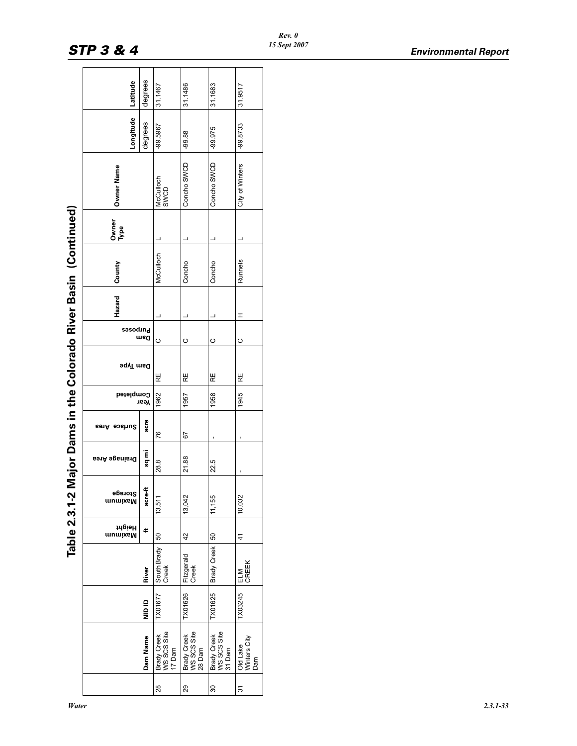# Table 2.3.1-2 Major Dams in the Colorado River Basin (Continued)

| | Dam Name | NID ID | River | Maximum Height | Maximum Storage | Drainage Area | Surface Area | Year Completed | Dam Type | Dam Purposes | Hazard | County | Owner Type | Owner Name | Longitude | Latitude |
|---|---|---|---|---|---|---|---|---|---|---|---|---|---|---|---|---|
| | | | | ft | acre-ft | sq mi | acre | | | | | | | | degrees | degrees |
| 28 | Brady Creek WS SCS Site 17 Dam | TX01677 | South Brady Creek | 50 | 13,511 | 28.8 | 76 | 1962 | RE | C | L | McCulloch | L | McCulloch SWCD | -99.5967 | 31.1467 |
| 29 | Brady Creek WS SCS Site 28 Dam | TX01626 | Fitzgerald Creek | 42 | 13,042 | 21.88 | 67 | 1957 | RE | C | L | Concho | L | Concho SWCD | -99.88 | 31.1486 |
| 30 | Brady Creek WS SCS Site 31 Dam | TX01625 | Brady Creek | 50 | 11,155 | 22.5 | - | 1958 | RE | C | L | Concho | L | Concho SWCD | -99.975 | 31.1683 |
| 31 | Old Lake Winters City Dam | TX03245 | ELM CREEK | 41 | 10,032 | - | - | 1945 | RE | C | H | Runnels | L | City of Winters | -99.8733 | 31.9517 |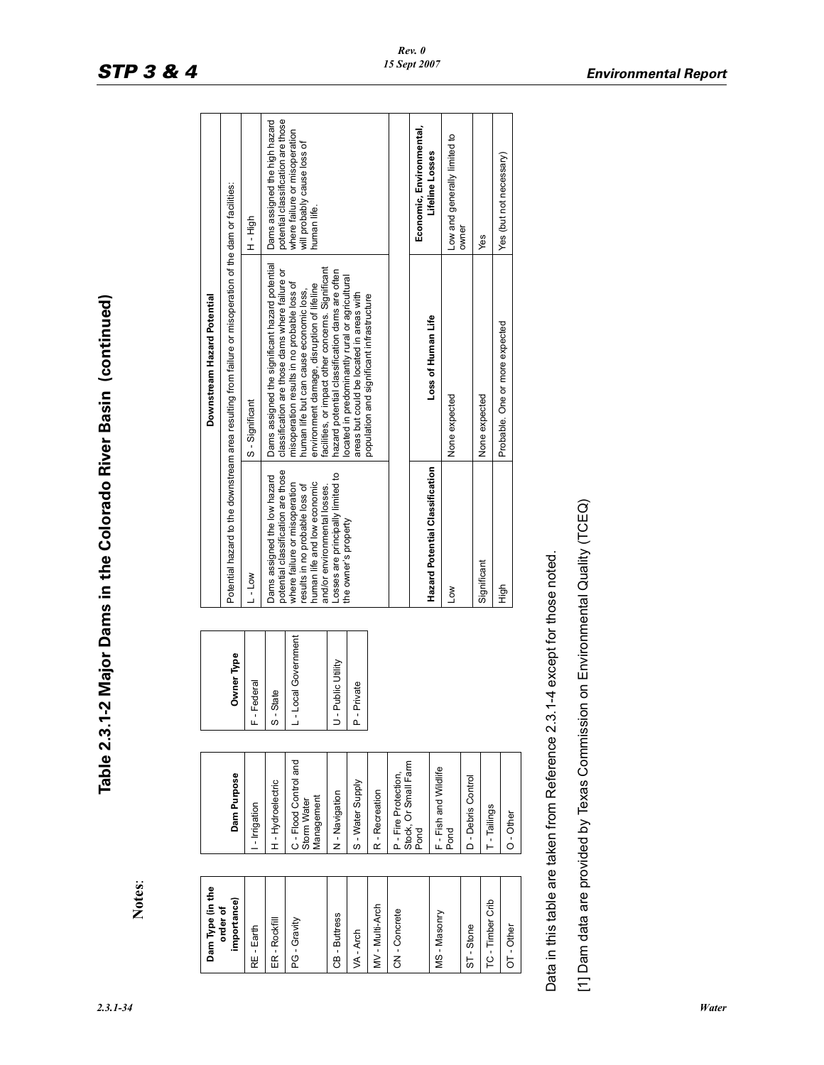# Table 2.3.1-2 Major Dams in the Colorado River Basin (continued)

**Notes:**

| Dam Type (in the order of importance) |
|---|
| RE - Earth |
| ER - Rockfill |
| PG - Gravity |
| CB - Buttress |
| VA - Arch |
| MV - Multi-Arch |
| CN - Concrete |
| MS - Masonry |
| ST - Stone |
| TC - Timber Crib |
| OT - Other |

| Dam Purpose |
|---|
| I - Irrigation |
| H - Hydroelectric |
| C - Flood Control and Storm Water Management |
| N - Navigation |
| S - Water Supply |
| R - Recreation |
| P - Fire Protection, Stock, Or Small Farm Pond |
| F - Fish and Wildlife Pond |
| D - Debris Control |
| T - Tailings |
| O - Other |

| Owner Type |
|---|
| F - Federal |
| S - State |
| L - Local Government |
| U - Public Utility |
| P - Private |

| Downstream Hazard Potential | | |
|---|---|---|
| Potential hazard to the downstream area resulting from failure or misoperation of the dam or facilities: | | |
| L - Low | S - Significant | H - High |
| Dams assigned the low hazard potential classification are those where failure or misoperation results in no probable loss of human life and low economic and/or environmental losses. Losses are principally limited to the owner's property | Dams assigned the significant hazard potential classification are those dams where failure or misoperation results in no probable loss of human life but can cause economic loss, environment damage, disruption of lifeline facilities, or impact other concerns. Significant hazard potential classification dams are often located in predominantly rural or agricultural areas but could be located in areas with population and significant infrastructure | Dams assigned the high hazard potential classification are those where failure or misoperation will probably cause loss of human life. |

| Hazard Potential Classification | Loss of Human Life | Economic, Environmental, Lifeline Losses |
|---|---|---|
| Low | None expected | Low and generally limited to owner |
| Significant | None expected | Yes |
| High | Probable. One or more expected | Yes (but not necessary) |

Data in this table are taken from Reference 2.3.1-4 except for those noted.

[1] Dam data are provided by Texas Commission on Environmental Quality (TCEQ)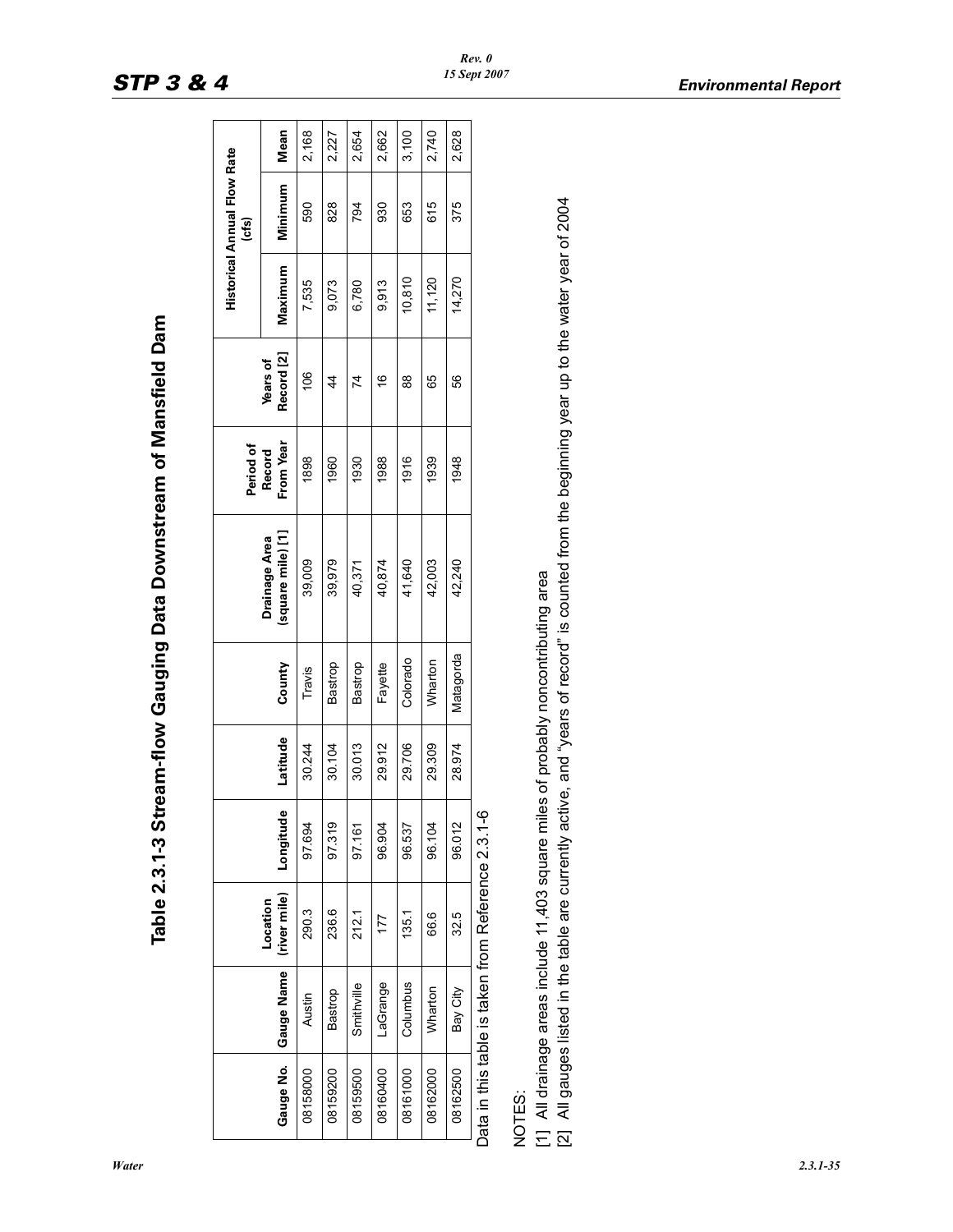# Table 2.3.1-3 Stream-flow Gauging Data Downstream of Mansfield Dam

| Gauge No. | Gauge Name | Location (river mile) | Longitude | Latitude | County | Drainage Area (square mile) [1] | Period of Record From Year | Years of Record [2] | Historical Annual Flow Rate (cfs) | | |
|---|---|---|---|---|---|---|---|---|---|---|---|
| | | | | | | | | | Maximum | Minimum | Mean |
| 08158000 | Austin | 290.3 | 97.694 | 30.244 | Travis | 39,009 | 1898 | 106 | 7,535 | 590 | 2,168 |
| 08159200 | Bastrop | 236.6 | 97.319 | 30.104 | Bastrop | 39,979 | 1960 | 44 | 9,073 | 828 | 2,227 |
| 08159500 | Smithville | 212.1 | 97.161 | 30.013 | Bastrop | 40,371 | 1930 | 74 | 6,780 | 794 | 2,654 |
| 08160400 | LaGrange | 177 | 96.904 | 29.912 | Fayette | 40,874 | 1988 | 16 | 9,913 | 930 | 2,662 |
| 08161000 | Columbus | 135.1 | 96.537 | 29.706 | Colorado | 41,640 | 1916 | 88 | 10,810 | 653 | 3,100 |
| 08162000 | Wharton | 66.6 | 96.104 | 29.309 | Wharton | 42,003 | 1939 | 65 | 11,120 | 615 | 2,740 |
| 08162500 | Bay City | 32.5 | 96.012 | 28.974 | Matagorda | 42,240 | 1948 | 56 | 14,270 | 375 | 2,628 |

Data in this table is taken from Reference 2.3.1-6

NOTES:

[1] All drainage areas include 11,403 square miles of probably noncontributing area

[2] All gauges listed in the table are currently active, and "years of record" is counted from the beginning year up to the water year of 2004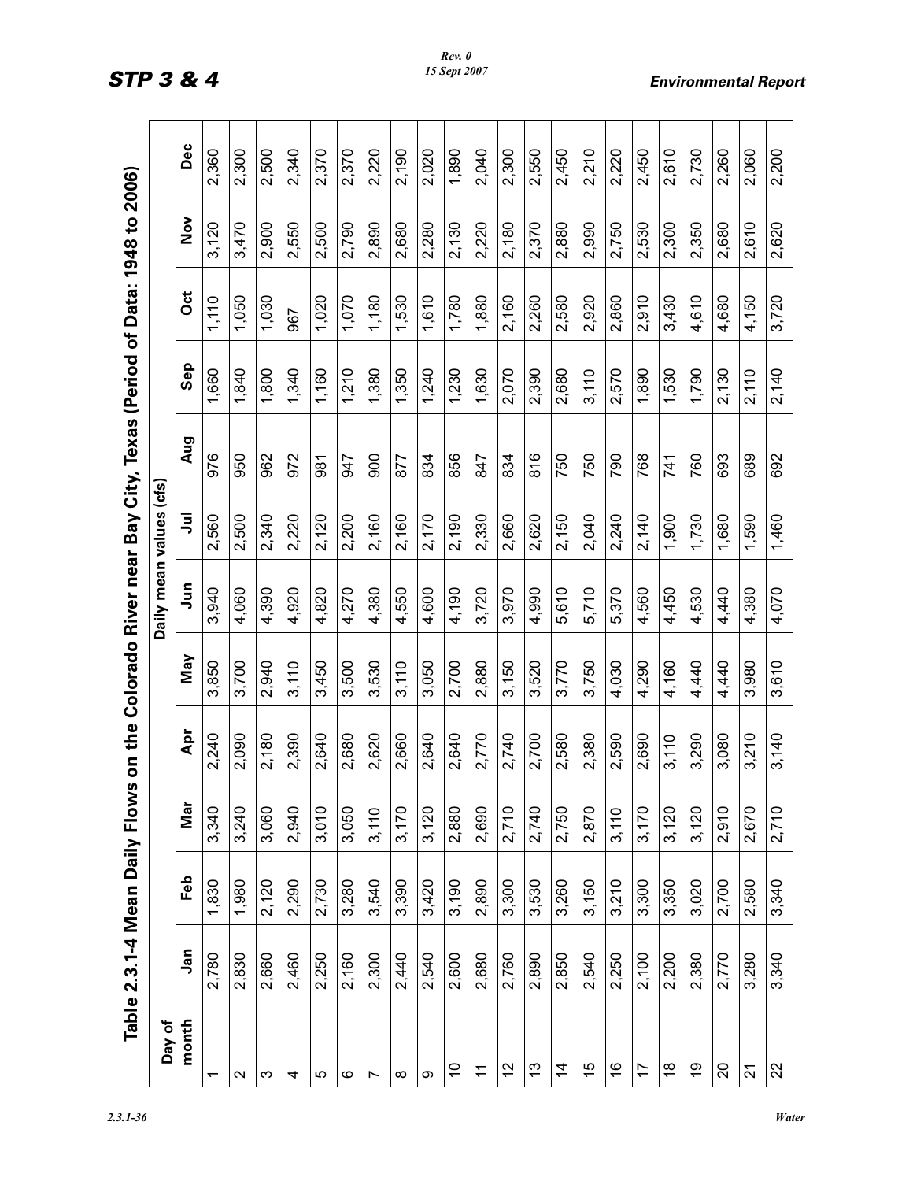## Table 2.3.1-4 Mean Daily Flows on the Colorado River near Bay City, Texas (Period of Data: 1948 to 2006)

| Day of month | Daily mean values (cfs) | | | | | | | | | | | |
|---|---|---|---|---|---|---|---|---|---|---|---|---|
| | Jan | Feb | Mar | Apr | May | Jun | Jul | Aug | Sep | Oct | Nov | Dec |
| 1 | 2,780 | 1,830 | 3,340 | 2,240 | 3,850 | 3,940 | 2,560 | 976 | 1,660 | 1,110 | 3,120 | 2,360 |
| 2 | 2,830 | 1,980 | 3,240 | 2,090 | 3,700 | 4,060 | 2,500 | 950 | 1,840 | 1,050 | 3,470 | 2,300 |
| 3 | 2,660 | 2,120 | 3,060 | 2,180 | 2,940 | 4,390 | 2,340 | 962 | 1,800 | 1,030 | 2,900 | 2,500 |
| 4 | 2,460 | 2,290 | 2,940 | 2,390 | 3,110 | 4,920 | 2,220 | 972 | 1,340 | 967 | 2,550 | 2,340 |
| 5 | 2,250 | 2,730 | 3,010 | 2,640 | 3,450 | 4,820 | 2,120 | 981 | 1,160 | 1,020 | 2,500 | 2,370 |
| 6 | 2,160 | 3,280 | 3,050 | 2,680 | 3,500 | 4,270 | 2,200 | 947 | 1,210 | 1,070 | 2,790 | 2,370 |
| 7 | 2,300 | 3,540 | 3,110 | 2,620 | 3,530 | 4,380 | 2,160 | 900 | 1,380 | 1,180 | 2,890 | 2,220 |
| 8 | 2,440 | 3,390 | 3,170 | 2,660 | 3,110 | 4,550 | 2,160 | 877 | 1,350 | 1,530 | 2,680 | 2,190 |
| 9 | 2,540 | 3,420 | 3,120 | 2,640 | 3,050 | 4,600 | 2,170 | 834 | 1,240 | 1,610 | 2,280 | 2,020 |
| 10 | 2,600 | 3,190 | 2,880 | 2,640 | 2,700 | 4,190 | 2,190 | 856 | 1,230 | 1,780 | 2,130 | 1,890 |
| 11 | 2,680 | 2,890 | 2,690 | 2,770 | 2,880 | 3,720 | 2,330 | 847 | 1,630 | 1,880 | 2,220 | 2,040 |
| 12 | 2,760 | 3,300 | 2,710 | 2,740 | 3,150 | 3,970 | 2,660 | 834 | 2,070 | 2,160 | 2,180 | 2,300 |
| 13 | 2,890 | 3,530 | 2,740 | 2,700 | 3,520 | 4,990 | 2,620 | 816 | 2,390 | 2,260 | 2,370 | 2,550 |
| 14 | 2,850 | 3,260 | 2,750 | 2,580 | 3,770 | 5,610 | 2,150 | 750 | 2,680 | 2,580 | 2,880 | 2,450 |
| 15 | 2,540 | 3,150 | 2,870 | 2,380 | 3,750 | 5,710 | 2,040 | 750 | 3,110 | 2,920 | 2,990 | 2,210 |
| 16 | 2,250 | 3,210 | 3,110 | 2,590 | 4,030 | 5,370 | 2,240 | 790 | 2,570 | 2,860 | 2,750 | 2,220 |
| 17 | 2,100 | 3,300 | 3,170 | 2,690 | 4,290 | 4,560 | 2,140 | 768 | 1,890 | 2,910 | 2,530 | 2,450 |
| 18 | 2,200 | 3,350 | 3,120 | 3,110 | 4,160 | 4,450 | 1,900 | 741 | 1,530 | 3,430 | 2,300 | 2,610 |
| 19 | 2,380 | 3,020 | 3,120 | 3,290 | 4,440 | 4,530 | 1,730 | 760 | 1,790 | 4,610 | 2,350 | 2,730 |
| 20 | 2,770 | 2,700 | 2,910 | 3,080 | 4,440 | 4,440 | 1,680 | 693 | 2,130 | 4,680 | 2,680 | 2,260 |
| 21 | 3,280 | 2,580 | 2,670 | 3,210 | 3,980 | 4,380 | 1,590 | 689 | 2,110 | 4,150 | 2,610 | 2,060 |
| 22 | 3,340 | 3,340 | 2,710 | 3,140 | 3,610 | 4,070 | 1,460 | 692 | 2,140 | 3,720 | 2,620 | 2,200 |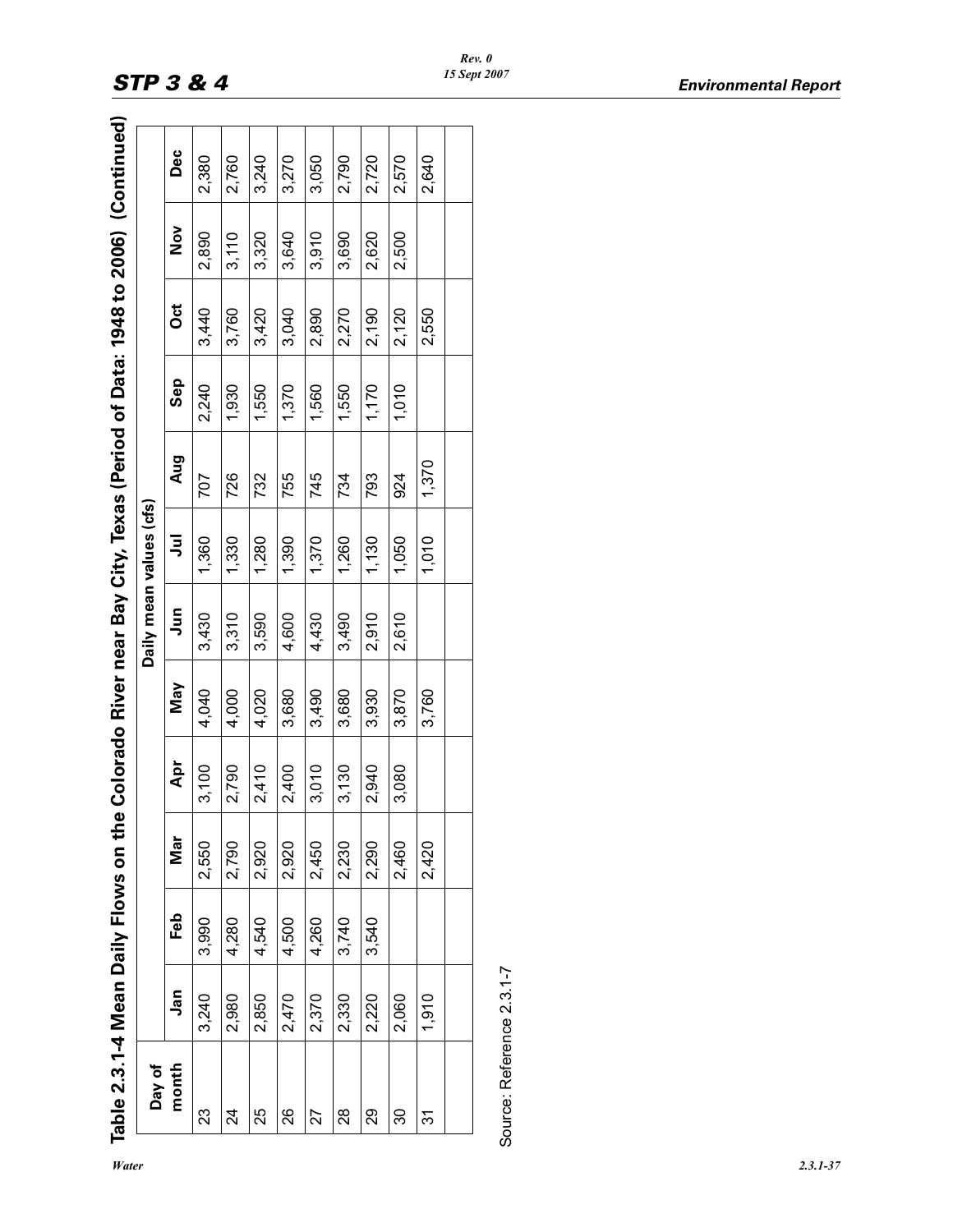**Table 2.3.1-4 Mean Daily Flows on the Colorado River near Bay City, Texas (Period of Data: 1948 to 2006) (Continued)**

| Day of month | Daily mean values (cfs) | | | | | | | | | | | |
|---|---|---|---|---|---|---|---|---|---|---|---|---|
| | Jan | Feb | Mar | Apr | May | Jun | Jul | Aug | Sep | Oct | Nov | Dec |
| 23 | 3,240 | 3,990 | 2,550 | 3,100 | 4,040 | 3,430 | 1,360 | 707 | 2,240 | 3,440 | 2,890 | 2,380 |
| 24 | 2,980 | 4,280 | 2,790 | 2,790 | 4,000 | 3,310 | 1,330 | 726 | 1,930 | 3,760 | 3,110 | 2,760 |
| 25 | 2,850 | 4,540 | 2,920 | 2,410 | 4,020 | 3,590 | 1,280 | 732 | 1,550 | 3,420 | 3,320 | 3,240 |
| 26 | 2,470 | 4,500 | 2,920 | 2,400 | 3,680 | 4,600 | 1,390 | 755 | 1,370 | 3,040 | 3,640 | 3,270 |
| 27 | 2,370 | 4,260 | 2,450 | 3,010 | 3,490 | 4,430 | 1,370 | 745 | 1,560 | 2,890 | 3,910 | 3,050 |
| 28 | 2,330 | 3,740 | 2,230 | 3,130 | 3,680 | 3,490 | 1,260 | 734 | 1,550 | 2,270 | 3,690 | 2,790 |
| 29 | 2,220 | 3,540 | 2,290 | 2,940 | 3,930 | 2,910 | 1,130 | 793 | 1,170 | 2,190 | 2,620 | 2,720 |
| 30 | 2,060 | | 2,460 | 3,080 | 3,870 | 2,610 | 1,050 | 924 | 1,010 | 2,120 | 2,500 | 2,570 |
| 31 | 1,910 | | 2,420 | | 3,760 | | 1,010 | 1,370 | | 2,550 | | 2,640 |
| | | | | | | | | | | | | |

Source: Reference 2.3.1-7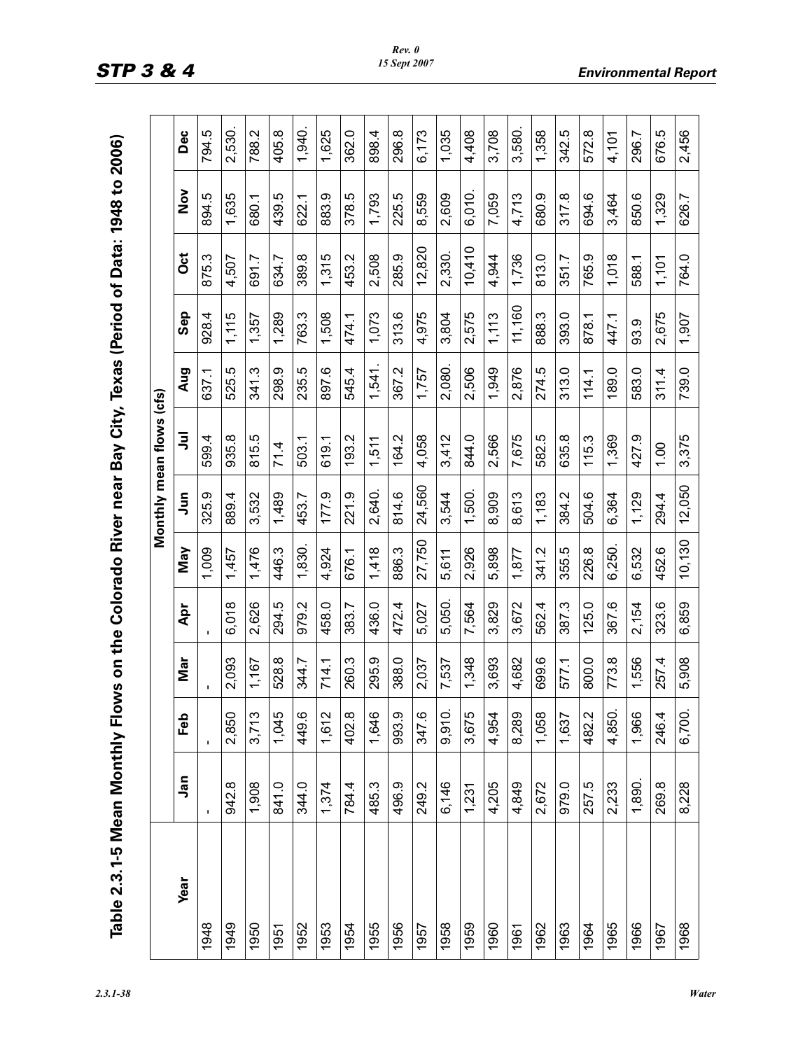# Table 2.3.1-5 Mean Monthly Flows on the Colorado River near Bay City, Texas (Period of Data: 1948 to 2006)

| Year | Monthly mean flows (cfs) | | | | | | | | | | | |
|---|---|---|---|---|---|---|---|---|---|---|---|---|
| | Jan | Feb | Mar | Apr | May | Jun | Jul | Aug | Sep | Oct | Nov | Dec |
| 1948 | - | - | - | - | 1,009 | 325.9 | 599.4 | 637.1 | 928.4 | 875.3 | 894.5 | 794.5 |
| 1949 | 942.8 | 2,850 | 2,093 | 6,018 | 1,457 | 889.4 | 935.8 | 525.5 | 1,115 | 4,507 | 1,635 | 2,530. |
| 1950 | 1,908 | 3,713 | 1,167 | 2,626 | 1,476 | 3,532 | 815.5 | 341.3 | 1,357 | 691.7 | 680.1 | 788.2 |
| 1951 | 841.0 | 1,045 | 528.8 | 294.5 | 446.3 | 1,489 | 71.4 | 298.9 | 1,289 | 634.7 | 439.5 | 405.8 |
| 1952 | 344.0 | 449.6 | 344.7 | 979.2 | 1,830. | 453.7 | 503.1 | 235.5 | 763.3 | 389.8 | 622.1 | 1,940. |
| 1953 | 1,374 | 1,612 | 714.1 | 458.0 | 4,924 | 177.9 | 619.1 | 897.6 | 1,508 | 1,315 | 883.9 | 1,625 |
| 1954 | 784.4 | 402.8 | 260.3 | 383.7 | 676.1 | 221.9 | 193.2 | 545.4 | 474.1 | 453.2 | 378.5 | 362.0 |
| 1955 | 485.3 | 1,646 | 295.9 | 436.0 | 1,418 | 2,640. | 1,511 | 1,541. | 1,073 | 2,508 | 1,793 | 898.4 |
| 1956 | 496.9 | 993.9 | 388.0 | 472.4 | 886.3 | 814.6 | 164.2 | 367.2 | 313.6 | 285.9 | 225.5 | 296.8 |
| 1957 | 249.2 | 347.6 | 2,037 | 5,027 | 27,750 | 24,560 | 4,058 | 1,757 | 4,975 | 12,820 | 8,559 | 6,173 |
| 1958 | 6,146 | 9,910. | 7,537 | 5,050. | 5,611 | 3,544 | 3,412 | 2,080. | 3,804 | 2,330. | 2,609 | 1,035 |
| 1959 | 1,231 | 3,675 | 1,348 | 7,564 | 2,926 | 1,500. | 844.0 | 2,506 | 2,575 | 10,410 | 6,010. | 4,408 |
| 1960 | 4,205 | 4,954 | 3,693 | 3,829 | 5,898 | 8,909 | 2,566 | 1,949 | 1,113 | 4,944 | 7,059 | 3,708 |
| 1961 | 4,849 | 8,289 | 4,682 | 3,672 | 1,877 | 8,613 | 7,675 | 2,876 | 11,160 | 1,736 | 4,713 | 3,580. |
| 1962 | 2,672 | 1,058 | 699.6 | 562.4 | 341.2 | 1,183 | 582.5 | 274.5 | 888.3 | 813.0 | 680.9 | 1,358 |
| 1963 | 979.0 | 1,637 | 577.1 | 387.3 | 355.5 | 384.2 | 635.8 | 313.0 | 393.0 | 351.7 | 317.8 | 342.5 |
| 1964 | 257.5 | 482.2 | 800.0 | 125.0 | 226.8 | 504.6 | 115.3 | 114.1 | 878.1 | 765.9 | 694.6 | 572.8 |
| 1965 | 2,233 | 4,850. | 773.8 | 367.6 | 6,250. | 6,364 | 1,369 | 189.0 | 447.1 | 1,018 | 3,464 | 4,101 |
| 1966 | 1,890. | 1,966 | 1,556 | 2,154 | 6,532 | 1,129 | 427.9 | 583.0 | 93.9 | 588.1 | 850.6 | 296.7 |
| 1967 | 269.8 | 246.4 | 257.4 | 323.6 | 452.6 | 294.4 | 1.00 | 311.4 | 2,675 | 1,101 | 1,329 | 676.5 |
| 1968 | 8,228 | 6,700. | 5,908 | 6,859 | 10,130 | 12,050 | 3,375 | 739.0 | 1,907 | 764.0 | 626.7 | 2,456 |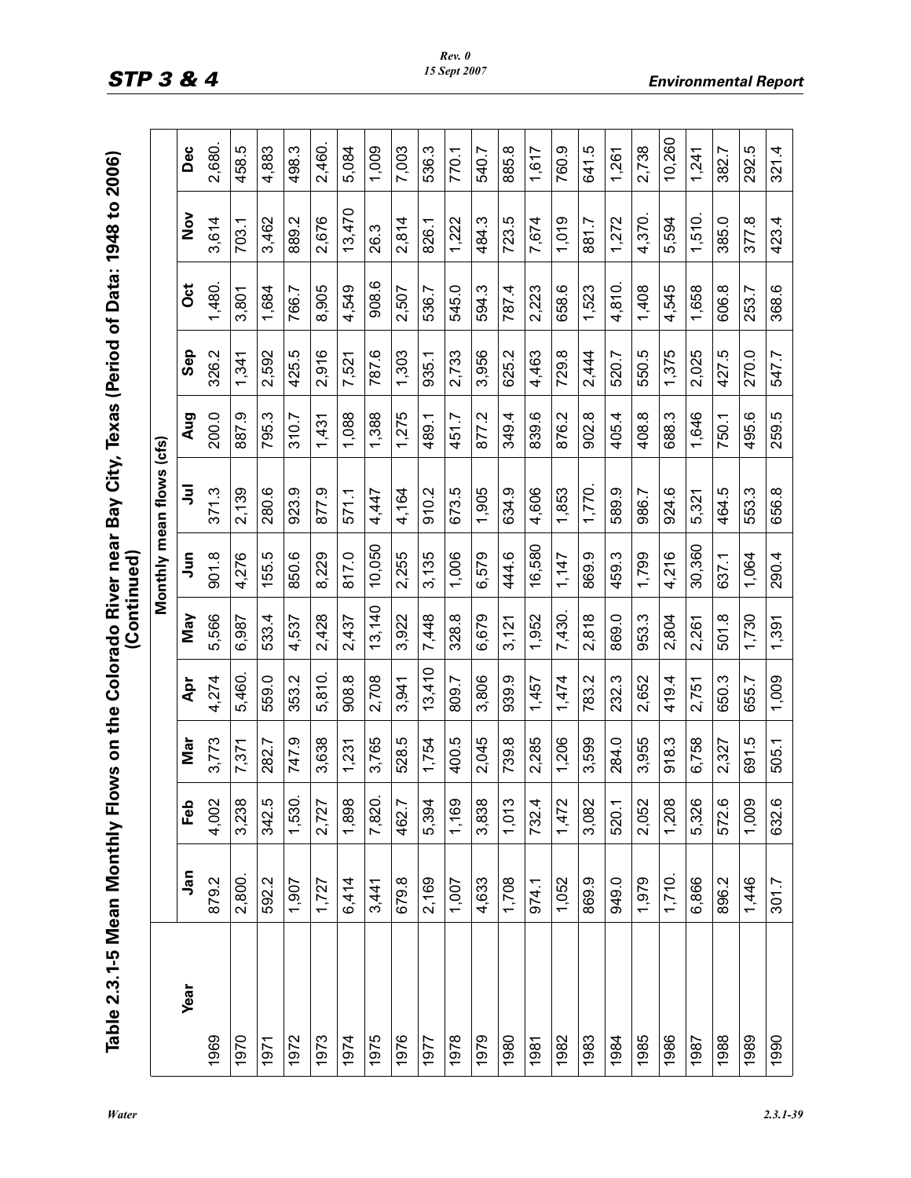## Table 2.3.1-5 Mean Monthly Flows on the Colorado River near Bay City, Texas (Period of Data: 1948 to 2006) (Continued)

| Year | Monthly mean flows (cfs) | | | | | | | | | | | |
|---|---|---|---|---|---|---|---|---|---|---|---|---|
| | Jan | Feb | Mar | Apr | May | Jun | Jul | Aug | Sep | Oct | Nov | Dec |
| 1969 | 879.2 | 4,002 | 3,773 | 4,274 | 5,566 | 901.8 | 371.3 | 200.0 | 326.2 | 1,480. | 3,614 | 2,680. |
| 1970 | 2,800. | 3,238 | 7,371 | 5,460. | 6,987 | 4,276 | 2,139 | 887.9 | 1,341 | 3,801 | 703.1 | 458.5 |
| 1971 | 592.2 | 342.5 | 282.7 | 559.0 | 533.4 | 155.5 | 280.6 | 795.3 | 2,592 | 1,684 | 3,462 | 4,883 |
| 1972 | 1,907 | 1,530. | 747.9 | 353.2 | 4,537 | 850.6 | 923.9 | 310.7 | 425.5 | 766.7 | 889.2 | 498.3 |
| 1973 | 1,727 | 2,727 | 3,638 | 5,810. | 2,428 | 8,229 | 877.9 | 1,431 | 2,916 | 8,905 | 2,676 | 2,460. |
| 1974 | 6,414 | 1,898 | 1,231 | 908.8 | 2,437 | 817.0 | 571.1 | 1,088 | 7,521 | 4,549 | 13,470 | 5,084 |
| 1975 | 3,441 | 7,820. | 3,765 | 2,708 | 13,140 | 10,050 | 4,447 | 1,388 | 787.6 | 908.6 | 26.3 | 1,009 |
| 1976 | 679.8 | 462.7 | 528.5 | 3,941 | 3,922 | 2,255 | 4,164 | 1,275 | 1,303 | 2,507 | 2,814 | 7,003 |
| 1977 | 2,169 | 5,394 | 1,754 | 13,410 | 7,448 | 3,135 | 910.2 | 489.1 | 935.1 | 536.7 | 826.1 | 536.3 |
| 1978 | 1,007 | 1,169 | 400.5 | 809.7 | 328.8 | 1,006 | 673.5 | 451.7 | 2,733 | 545.0 | 1,222 | 770.1 |
| 1979 | 4,633 | 3,838 | 2,045 | 3,806 | 6,679 | 6,579 | 1,905 | 877.2 | 3,956 | 594.3 | 484.3 | 540.7 |
| 1980 | 1,708 | 1,013 | 739.8 | 939.9 | 3,121 | 444.6 | 634.9 | 349.4 | 625.2 | 787.4 | 723.5 | 885.8 |
| 1981 | 974.1 | 732.4 | 2,285 | 1,457 | 1,952 | 16,580 | 4,606 | 839.6 | 4,463 | 2,223 | 7,674 | 1,617 |
| 1982 | 1,052 | 1,472 | 1,206 | 1,474 | 7,430. | 1,147 | 1,853 | 876.2 | 729.8 | 658.6 | 1,019 | 760.9 |
| 1983 | 869.9 | 3,082 | 3,599 | 783.2 | 2,818 | 869.9 | 1,770. | 902.8 | 2,444 | 1,523 | 881.7 | 641.5 |
| 1984 | 949.0 | 520.1 | 284.0 | 232.3 | 869.0 | 459.3 | 589.9 | 405.4 | 520.7 | 4,810. | 1,272 | 1,261 |
| 1985 | 1,979 | 2,052 | 3,955 | 2,652 | 953.3 | 1,799 | 986.7 | 408.8 | 550.5 | 1,408 | 4,370. | 2,738 |
| 1986 | 1,710. | 1,208 | 918.3 | 419.4 | 2,804 | 4,216 | 924.6 | 688.3 | 1,375 | 4,545 | 5,594 | 10,260 |
| 1987 | 6,866 | 5,326 | 6,758 | 2,751 | 2,261 | 30,360 | 5,321 | 1,646 | 2,025 | 1,658 | 1,510. | 1,241 |
| 1988 | 896.2 | 572.6 | 2,327 | 650.3 | 501.8 | 637.1 | 464.5 | 750.1 | 427.5 | 606.8 | 385.0 | 382.7 |
| 1989 | 1,446 | 1,009 | 691.5 | 655.7 | 1,730 | 1,064 | 553.3 | 495.6 | 270.0 | 253.7 | 377.8 | 292.5 |
| 1990 | 301.7 | 632.6 | 505.1 | 1,009 | 1,391 | 290.4 | 656.8 | 259.5 | 547.7 | 368.6 | 423.4 | 321.4 |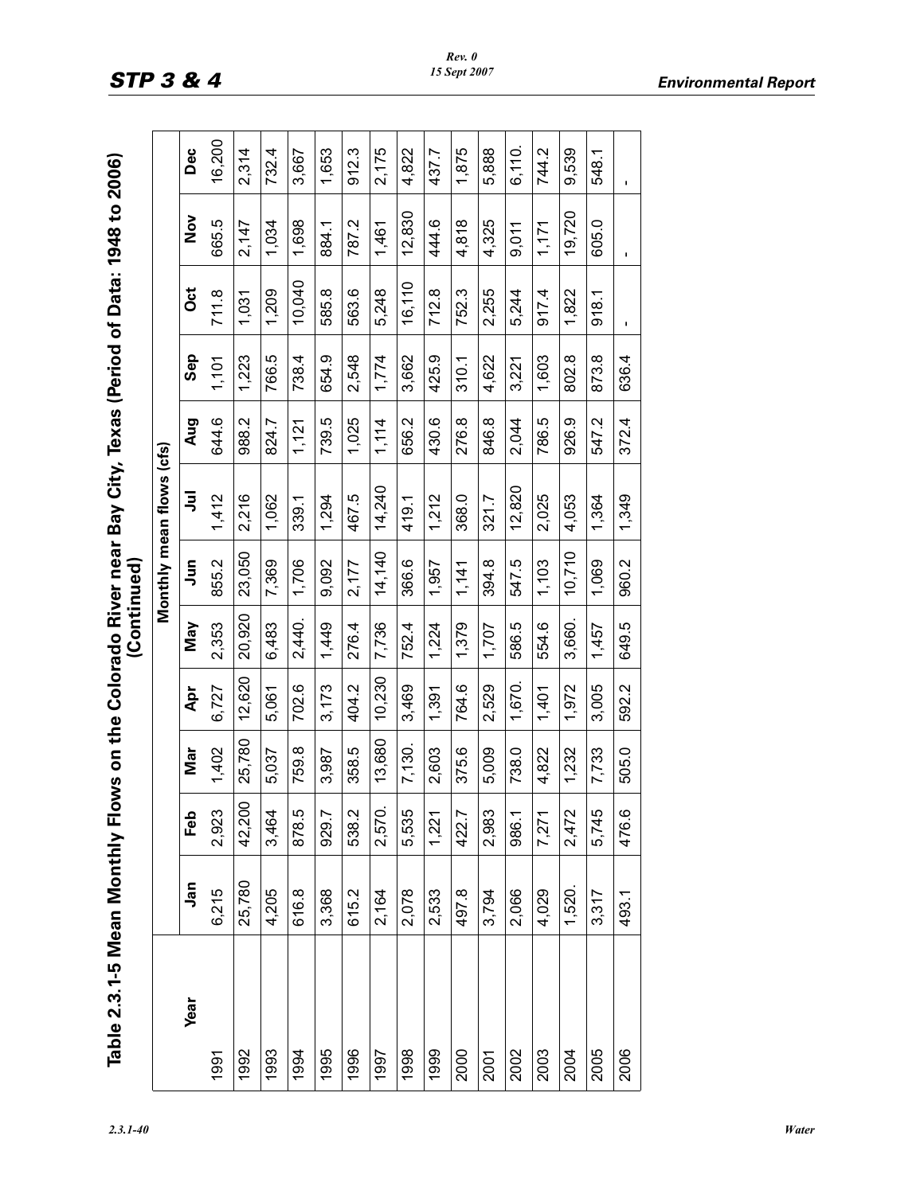# Table 2.3.1-5 Mean Monthly Flows on the Colorado River near Bay City, Texas (Period of Data: 1948 to 2006) (Continued)

| Year | Monthly mean flows (cfs) | | | | | | | | | | | |
|---|---|---|---|---|---|---|---|---|---|---|---|---|
| | Jan | Feb | Mar | Apr | May | Jun | Jul | Aug | Sep | Oct | Nov | Dec |
| 1991 | 6,215 | 2,923 | 1,402 | 6,727 | 2,353 | 855.2 | 1,412 | 644.6 | 1,101 | 711.8 | 665.5 | 16,200 |
| 1992 | 25,780 | 42,200 | 25,780 | 12,620 | 20,920 | 23,050 | 2,216 | 988.2 | 1,223 | 1,031 | 2,147 | 2,314 |
| 1993 | 4,205 | 3,464 | 5,037 | 5,061 | 6,483 | 7,369 | 1,062 | 824.7 | 766.5 | 1,209 | 1,034 | 732.4 |
| 1994 | 616.8 | 878.5 | 759.8 | 702.6 | 2,440. | 1,706 | 339.1 | 1,121 | 738.4 | 10,040 | 1,698 | 3,667 |
| 1995 | 3,368 | 929.7 | 3,987 | 3,173 | 1,449 | 9,092 | 1,294 | 739.5 | 654.9 | 585.8 | 884.1 | 1,653 |
| 1996 | 615.2 | 538.2 | 358.5 | 404.2 | 276.4 | 2,177 | 467.5 | 1,025 | 2,548 | 563.6 | 787.2 | 912.3 |
| 1997 | 2,164 | 2,570. | 13,680 | 10,230 | 7,736 | 14,140 | 14,240 | 1,114 | 1,774 | 5,248 | 1,461 | 2,175 |
| 1998 | 2,078 | 5,535 | 7,130. | 3,469 | 752.4 | 366.6 | 419.1 | 656.2 | 3,662 | 16,110 | 12,830 | 4,822 |
| 1999 | 2,533 | 1,221 | 2,603 | 1,391 | 1,224 | 1,957 | 1,212 | 430.6 | 425.9 | 712.8 | 444.6 | 437.7 |
| 2000 | 497.8 | 422.7 | 375.6 | 764.6 | 1,379 | 1,141 | 368.0 | 276.8 | 310.1 | 752.3 | 4,818 | 1,875 |
| 2001 | 3,794 | 2,983 | 5,009 | 2,529 | 1,707 | 394.8 | 321.7 | 846.8 | 4,622 | 2,255 | 4,325 | 5,888 |
| 2002 | 2,066 | 986.1 | 738.0 | 1,670. | 586.5 | 547.5 | 12,820 | 2,044 | 3,221 | 5,244 | 9,011 | 6,110. |
| 2003 | 4,029 | 7,271 | 4,822 | 1,401 | 554.6 | 1,103 | 2,025 | 786.5 | 1,603 | 917.4 | 1,171 | 744.2 |
| 2004 | 1,520. | 2,472 | 1,232 | 1,972 | 3,660. | 10,710 | 4,053 | 926.9 | 802.8 | 1,822 | 19,720 | 9,539 |
| 2005 | 3,317 | 5,745 | 7,733 | 3,005 | 1,457 | 1,069 | 1,364 | 547.2 | 873.8 | 918.1 | 605.0 | 548.1 |
| 2006 | 493.1 | 476.6 | 505.0 | 592.2 | 649.5 | 960.2 | 1,349 | 372.4 | 636.4 | - | - | - |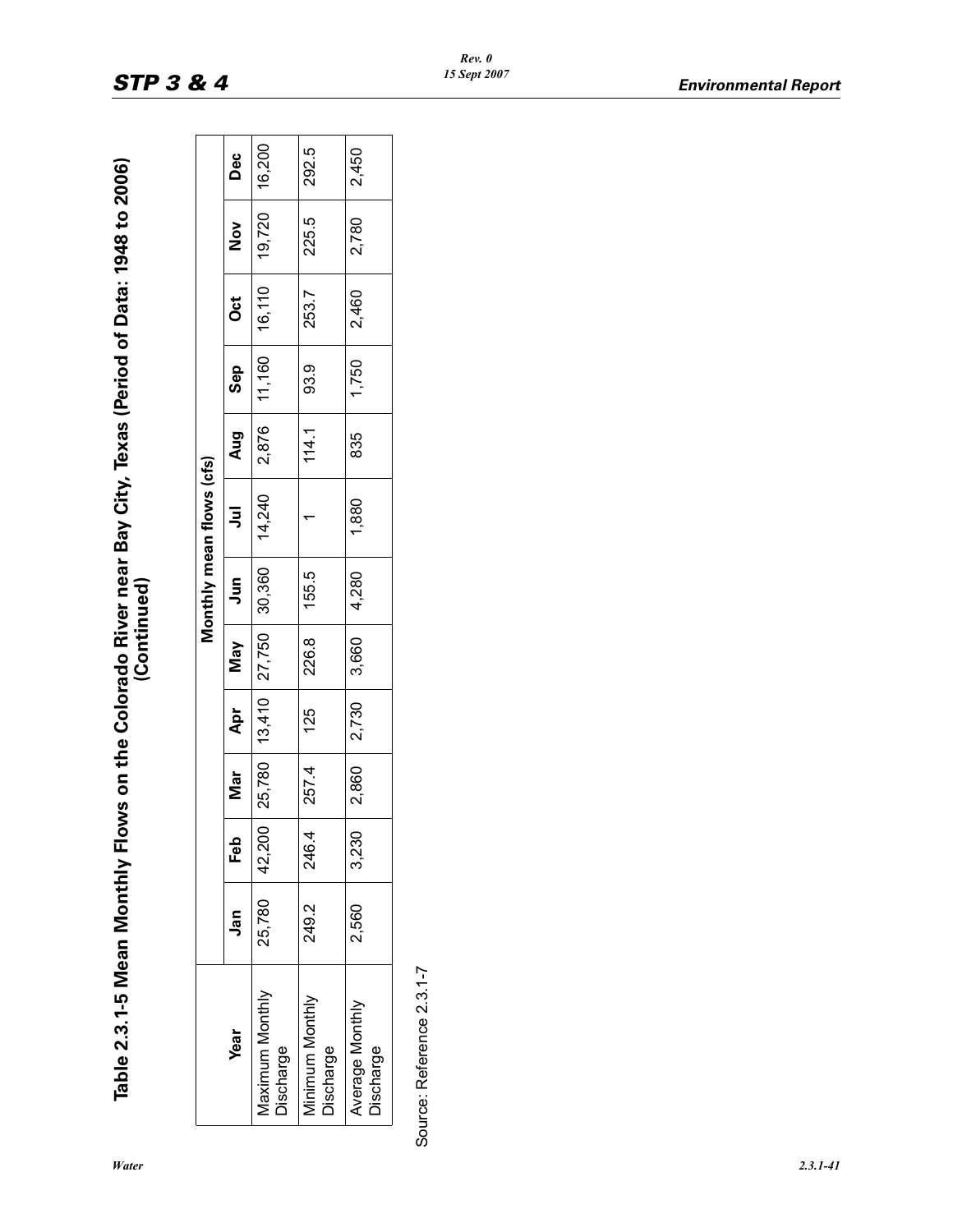## Table 2.3.1-5 Mean Monthly Flows on the Colorado River near Bay City, Texas (Period of Data: 1948 to 2006) (Continued)

| Year | Monthly mean flows (cfs) | | | | | | | | | | | |
|---|---|---|---|---|---|---|---|---|---|---|---|---|
| | Jan | Feb | Mar | Apr | May | Jun | Jul | Aug | Sep | Oct | Nov | Dec |
| Maximum Monthly Discharge | 25,780 | 42,200 | 25,780 | 13,410 | 27,750 | 30,360 | 14,240 | 2,876 | 11,160 | 16,110 | 19,720 | 16,200 |
| Minimum Monthly Discharge | 249.2 | 246.4 | 257.4 | 125 | 226.8 | 155.5 | 1 | 114.1 | 93.9 | 253.7 | 225.5 | 292.5 |
| Average Monthly Discharge | 2,560 | 3,230 | 2,860 | 2,730 | 3,660 | 4,280 | 1,880 | 835 | 1,750 | 2,460 | 2,780 | 2,450 |

Source: Reference 2.3.1-7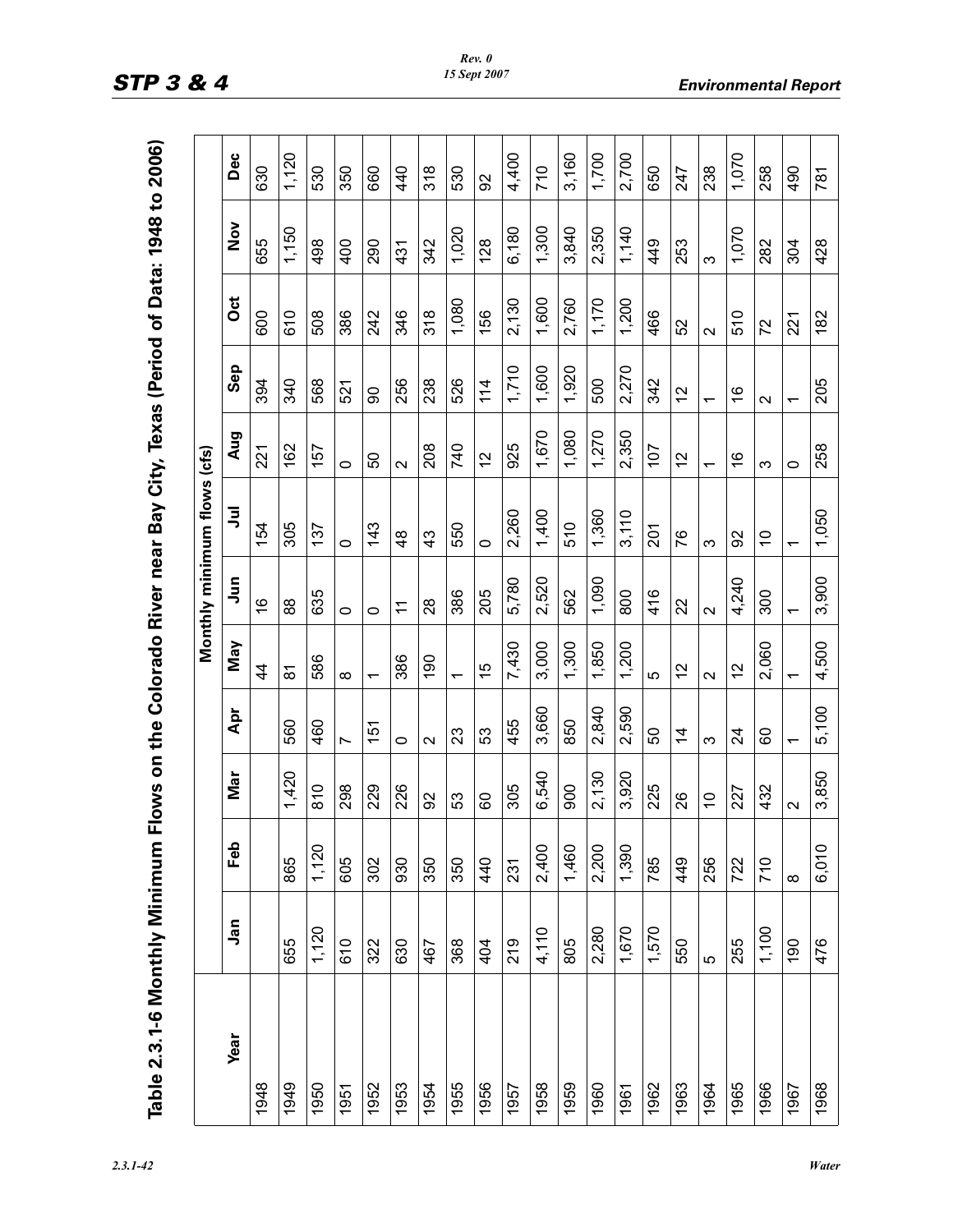# Table 2.3.1-6 Monthly Minimum Flows on the Colorado River near Bay City, Texas (Period of Data: 1948 to 2006)

| Year | Monthly minimum flows (cfs) | | | | | | | | | | | |
|---|---|---|---|---|---|---|---|---|---|---|---|---|
| | Jan | Feb | Mar | Apr | May | Jun | Jul | Aug | Sep | Oct | Nov | Dec |
| 1948 | | | | | 44 | 16 | 154 | 221 | 394 | 600 | 655 | 630 |
| 1949 | 655 | 865 | 1,420 | 560 | 81 | 88 | 305 | 162 | 340 | 610 | 1,150 | 1,120 |
| 1950 | 1,120 | 1,120 | 810 | 460 | 586 | 635 | 137 | 157 | 568 | 508 | 498 | 530 |
| 1951 | 610 | 605 | 298 | 7 | 8 | 0 | 0 | 0 | 521 | 386 | 400 | 350 |
| 1952 | 322 | 302 | 229 | 151 | 1 | 0 | 143 | 50 | 90 | 242 | 290 | 660 |
| 1953 | 630 | 930 | 226 | 0 | 386 | 11 | 48 | 2 | 256 | 346 | 431 | 440 |
| 1954 | 467 | 350 | 92 | 2 | 190 | 28 | 43 | 208 | 238 | 318 | 342 | 318 |
| 1955 | 368 | 350 | 53 | 23 | 1 | 386 | 550 | 740 | 526 | 1,080 | 1,020 | 530 |
| 1956 | 404 | 440 | 60 | 53 | 15 | 205 | 0 | 12 | 114 | 156 | 128 | 92 |
| 1957 | 219 | 231 | 305 | 455 | 7,430 | 5,780 | 2,260 | 925 | 1,710 | 2,130 | 6,180 | 4,400 |
| 1958 | 4,110 | 2,400 | 6,540 | 3,660 | 3,000 | 2,520 | 1,400 | 1,670 | 1,600 | 1,600 | 1,300 | 710 |
| 1959 | 805 | 1,460 | 900 | 850 | 1,300 | 562 | 510 | 1,080 | 1,920 | 2,760 | 3,840 | 3,160 |
| 1960 | 2,280 | 2,200 | 2,130 | 2,840 | 1,850 | 1,090 | 1,360 | 1,270 | 500 | 1,170 | 2,350 | 1,700 |
| 1961 | 1,670 | 1,390 | 3,920 | 2,590 | 1,200 | 800 | 3,110 | 2,350 | 2,270 | 1,200 | 1,140 | 2,700 |
| 1962 | 1,570 | 785 | 225 | 50 | 5 | 416 | 201 | 107 | 342 | 466 | 449 | 650 |
| 1963 | 550 | 449 | 26 | 14 | 12 | 22 | 76 | 12 | 12 | 52 | 253 | 247 |
| 1964 | 5 | 256 | 10 | 3 | 2 | 2 | 3 | 1 | 1 | 2 | 3 | 238 |
| 1965 | 255 | 722 | 227 | 24 | 12 | 4,240 | 92 | 16 | 16 | 510 | 1,070 | 1,070 |
| 1966 | 1,100 | 710 | 432 | 60 | 2,060 | 300 | 10 | 3 | 2 | 72 | 282 | 258 |
| 1967 | 190 | 8 | 2 | 1 | 1 | 1 | 1 | 0 | 1 | 221 | 304 | 490 |
| 1968 | 476 | 6,010 | 3,850 | 5,100 | 4,500 | 3,900 | 1,050 | 258 | 205 | 182 | 428 | 781 |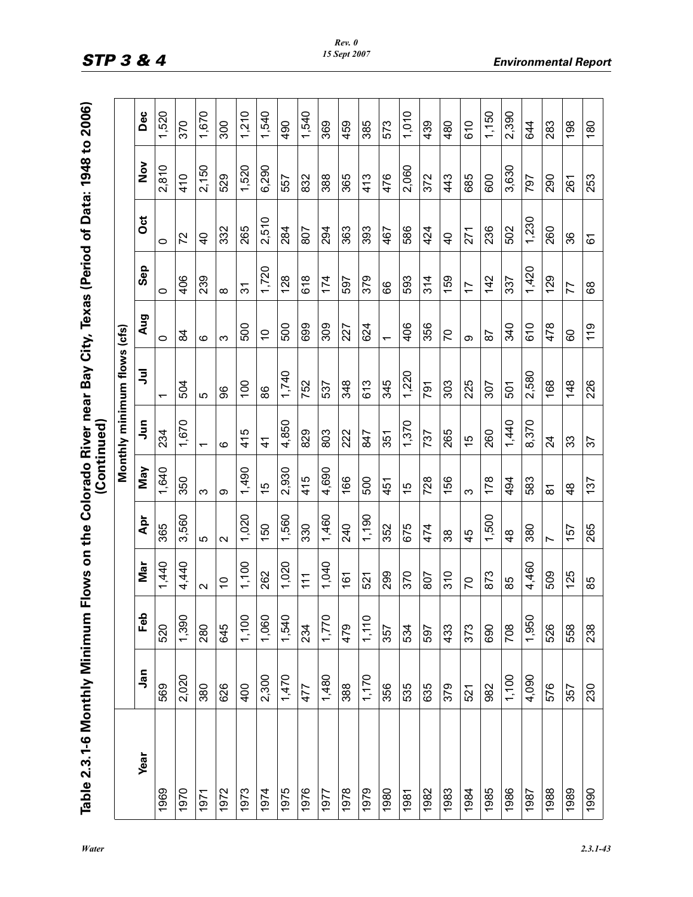## Table 2.3.1-6 Monthly Minimum Flows on the Colorado River near Bay City, Texas (Period of Data: 1948 to 2006) (Continued)

| Year | Monthly minimum flows (cfs) | | | | | | | | | | | |
|---|---|---|---|---|---|---|---|---|---|---|---|---|
| | Jan | Feb | Mar | Apr | May | Jun | Jul | Aug | Sep | Oct | Nov | Dec |
| 1969 | 569 | 520 | 1,440 | 365 | 1,640 | 234 | 1 | 0 | 0 | 0 | 2,810 | 1,520 |
| 1970 | 2,020 | 1,390 | 4,440 | 3,560 | 350 | 1,670 | 504 | 84 | 406 | 72 | 410 | 370 |
| 1971 | 380 | 280 | 2 | 5 | 3 | 1 | 5 | 6 | 239 | 40 | 2,150 | 1,670 |
| 1972 | 626 | 645 | 10 | 2 | 9 | 6 | 96 | 3 | 8 | 332 | 529 | 300 |
| 1973 | 400 | 1,100 | 1,100 | 1,020 | 1,490 | 415 | 100 | 500 | 31 | 265 | 1,520 | 1,210 |
| 1974 | 2,300 | 1,060 | 262 | 150 | 15 | 41 | 86 | 10 | 1,720 | 2,510 | 6,290 | 1,540 |
| 1975 | 1,470 | 1,540 | 1,020 | 1,560 | 2,930 | 4,850 | 1,740 | 500 | 128 | 284 | 557 | 490 |
| 1976 | 477 | 234 | 111 | 330 | 415 | 829 | 752 | 699 | 618 | 807 | 832 | 1,540 |
| 1977 | 1,480 | 1,770 | 1,040 | 1,460 | 4,690 | 803 | 537 | 309 | 174 | 294 | 388 | 369 |
| 1978 | 388 | 479 | 161 | 240 | 166 | 222 | 348 | 227 | 597 | 363 | 365 | 459 |
| 1979 | 1,170 | 1,110 | 521 | 1,190 | 500 | 847 | 613 | 624 | 379 | 393 | 413 | 385 |
| 1980 | 356 | 357 | 299 | 352 | 451 | 351 | 345 | 1 | 66 | 467 | 476 | 573 |
| 1981 | 535 | 534 | 370 | 675 | 15 | 1,370 | 1,220 | 406 | 593 | 586 | 2,060 | 1,010 |
| 1982 | 635 | 597 | 807 | 474 | 728 | 737 | 791 | 356 | 314 | 424 | 372 | 439 |
| 1983 | 379 | 433 | 310 | 38 | 156 | 265 | 303 | 70 | 159 | 40 | 443 | 480 |
| 1984 | 521 | 373 | 70 | 45 | 3 | 15 | 225 | 9 | 17 | 271 | 685 | 610 |
| 1985 | 982 | 690 | 873 | 1,500 | 178 | 260 | 307 | 87 | 142 | 236 | 600 | 1,150 |
| 1986 | 1,100 | 708 | 85 | 48 | 494 | 1,440 | 501 | 340 | 337 | 502 | 3,630 | 2,390 |
| 1987 | 4,090 | 1,950 | 4,460 | 380 | 583 | 8,370 | 2,580 | 610 | 1,420 | 1,230 | 797 | 644 |
| 1988 | 576 | 526 | 509 | 7 | 81 | 24 | 168 | 478 | 129 | 260 | 290 | 283 |
| 1989 | 357 | 558 | 125 | 157 | 48 | 33 | 148 | 60 | 77 | 36 | 261 | 198 |
| 1990 | 230 | 238 | 85 | 265 | 137 | 37 | 226 | 119 | 68 | 61 | 253 | 180 |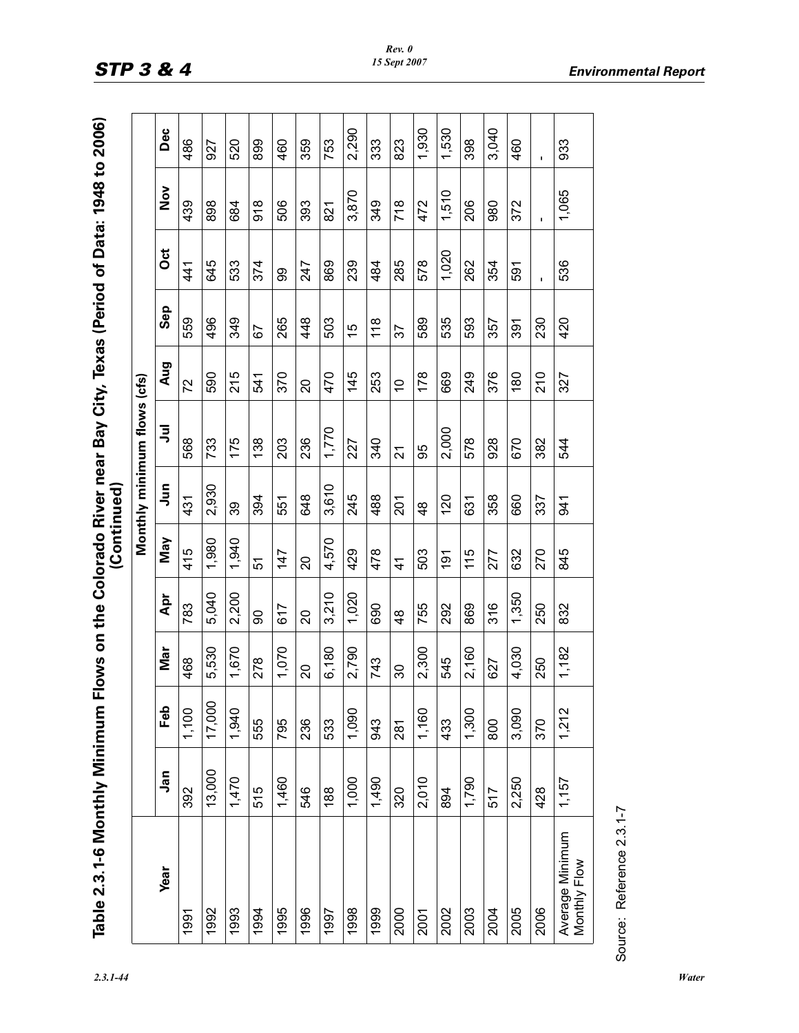## Table 2.3.1-6 Monthly Minimum Flows on the Colorado River near Bay City, Texas (Period of Data: 1948 to 2006) (Continued)

| Year | Monthly minimum flows (cfs) | | | | | | | | | | | |
|---|---|---|---|---|---|---|---|---|---|---|---|---|
| | Jan | Feb | Mar | Apr | May | Jun | Jul | Aug | Sep | Oct | Nov | Dec |
| 1991 | 392 | 1,100 | 468 | 783 | 415 | 431 | 568 | 72 | 559 | 441 | 439 | 486 |
| 1992 | 13,000 | 17,000 | 5,530 | 5,040 | 1,980 | 2,930 | 733 | 590 | 496 | 645 | 898 | 927 |
| 1993 | 1,470 | 1,940 | 1,670 | 2,200 | 1,940 | 39 | 175 | 215 | 349 | 533 | 684 | 520 |
| 1994 | 515 | 555 | 278 | 90 | 51 | 394 | 138 | 541 | 67 | 374 | 918 | 899 |
| 1995 | 1,460 | 795 | 1,070 | 617 | 147 | 551 | 203 | 370 | 265 | 99 | 506 | 460 |
| 1996 | 546 | 236 | 20 | 20 | 20 | 648 | 236 | 20 | 448 | 247 | 393 | 359 |
| 1997 | 188 | 533 | 6,180 | 3,210 | 4,570 | 3,610 | 1,770 | 470 | 503 | 869 | 821 | 753 |
| 1998 | 1,000 | 1,090 | 2,790 | 1,020 | 429 | 245 | 227 | 145 | 15 | 239 | 3,870 | 2,290 |
| 1999 | 1,490 | 943 | 743 | 690 | 478 | 488 | 340 | 253 | 118 | 484 | 349 | 333 |
| 2000 | 320 | 281 | 30 | 48 | 41 | 201 | 21 | 10 | 37 | 285 | 718 | 823 |
| 2001 | 2,010 | 1,160 | 2,300 | 755 | 503 | 48 | 95 | 178 | 589 | 578 | 472 | 1,930 |
| 2002 | 894 | 433 | 545 | 292 | 191 | 120 | 2,000 | 669 | 535 | 1,020 | 1,510 | 1,530 |
| 2003 | 1,790 | 1,300 | 2,160 | 869 | 115 | 631 | 578 | 249 | 593 | 262 | 206 | 398 |
| 2004 | 517 | 800 | 627 | 316 | 277 | 358 | 928 | 376 | 357 | 354 | 980 | 3,040 |
| 2005 | 2,250 | 3,090 | 4,030 | 1,350 | 632 | 660 | 670 | 180 | 391 | 591 | 372 | 460 |
| 2006 | 428 | 370 | 250 | 250 | 270 | 337 | 382 | 210 | 230 | - | - | - |
| Average Minimum Monthly Flow | 1,157 | 1,212 | 1,182 | 832 | 845 | 941 | 544 | 327 | 420 | 536 | 1,065 | 933 |

Source: Reference 2.3.1-7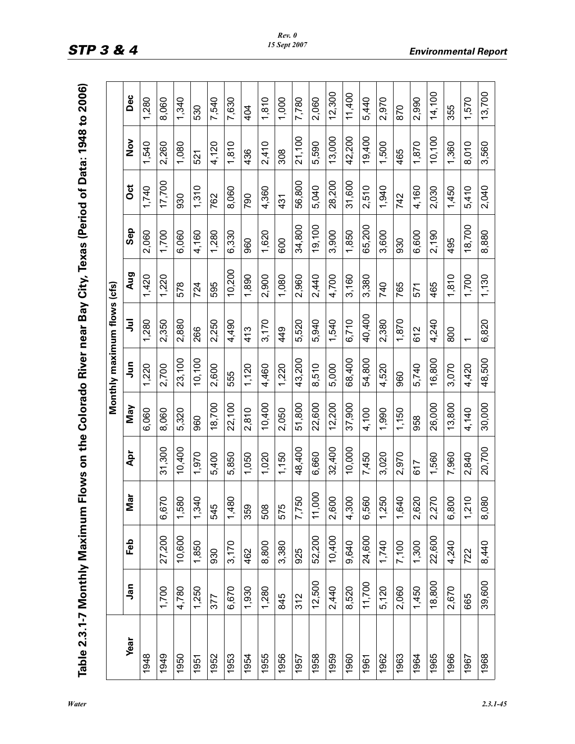# Table 2.3.1-7 Monthly Maximum Flows on the Colorado River near Bay City, Texas (Period of Data: 1948 to 2006)

| Year | Monthly maximum flows (cfs) | | | | | | | | | | | |
|---|---|---|---|---|---|---|---|---|---|---|---|---|
| | Jan | Feb | Mar | Apr | May | Jun | Jul | Aug | Sep | Oct | Nov | Dec |
| 1948 | | | | | 6,060 | 1,220 | 1,280 | 1,420 | 2,060 | 1,740 | 1,540 | 1,280 |
| 1949 | 1,700 | 27,200 | 6,670 | 31,300 | 8,060 | 2,700 | 2,350 | 1,220 | 1,700 | 17,700 | 2,260 | 8,060 |
| 1950 | 4,780 | 10,600 | 1,580 | 10,400 | 5,320 | 23,100 | 2,880 | 578 | 6,060 | 930 | 1,080 | 1,340 |
| 1951 | 1,250 | 1,850 | 1,340 | 1,970 | 960 | 10,100 | 266 | 724 | 4,160 | 1,310 | 521 | 530 |
| 1952 | 377 | 930 | 545 | 5,400 | 18,700 | 2,600 | 2,250 | 595 | 1,280 | 762 | 4,120 | 7,540 |
| 1953 | 6,670 | 3,170 | 1,480 | 5,850 | 22,100 | 555 | 4,490 | 10,200 | 6,330 | 8,060 | 1,810 | 7,630 |
| 1954 | 1,930 | 462 | 359 | 1,050 | 2,810 | 1,120 | 413 | 1,890 | 960 | 790 | 436 | 404 |
| 1955 | 1,280 | 8,800 | 508 | 1,020 | 10,400 | 4,460 | 3,170 | 2,900 | 1,620 | 4,360 | 2,410 | 1,810 |
| 1956 | 845 | 3,380 | 575 | 1,150 | 2,050 | 1,220 | 449 | 1,080 | 600 | 431 | 308 | 1,000 |
| 1957 | 312 | 925 | 7,750 | 48,400 | 51,800 | 43,200 | 5,520 | 2,960 | 34,800 | 56,800 | 21,100 | 7,780 |
| 1958 | 12,500 | 52,200 | 11,000 | 6,660 | 22,600 | 8,510 | 5,940 | 2,440 | 19,100 | 5,040 | 5,590 | 2,060 |
| 1959 | 2,440 | 10,400 | 2,600 | 32,400 | 12,200 | 5,000 | 1,540 | 4,700 | 3,900 | 28,200 | 13,000 | 12,300 |
| 1960 | 8,520 | 9,640 | 4,300 | 10,000 | 37,900 | 68,400 | 6,710 | 3,160 | 1,850 | 31,600 | 42,200 | 11,400 |
| 1961 | 11,700 | 24,600 | 6,560 | 7,450 | 4,100 | 54,800 | 40,400 | 3,380 | 65,200 | 2,510 | 19,400 | 5,440 |
| 1962 | 5,120 | 1,740 | 1,250 | 3,020 | 1,990 | 4,520 | 2,380 | 740 | 3,600 | 1,940 | 1,500 | 2,970 |
| 1963 | 2,060 | 7,100 | 1,640 | 2,970 | 1,150 | 960 | 1,870 | 765 | 930 | 742 | 465 | 870 |
| 1964 | 1,450 | 1,300 | 2,620 | 617 | 958 | 5,740 | 612 | 571 | 6,600 | 4,160 | 1,870 | 2,990 |
| 1965 | 18,800 | 22,600 | 2,270 | 1,560 | 26,000 | 16,800 | 4,240 | 465 | 2,190 | 2,030 | 10,100 | 14,100 |
| 1966 | 2,670 | 4,240 | 6,800 | 7,960 | 13,800 | 3,070 | 800 | 1,810 | 495 | 1,450 | 1,360 | 355 |
| 1967 | 665 | 722 | 1,210 | 2,840 | 4,140 | 4,420 | 1 | 1,700 | 18,700 | 5,410 | 8,010 | 1,570 |
| 1968 | 39,600 | 8,440 | 8,080 | 20,700 | 30,000 | 48,500 | 6,820 | 1,130 | 8,880 | 2,040 | 3,560 | 13,700 |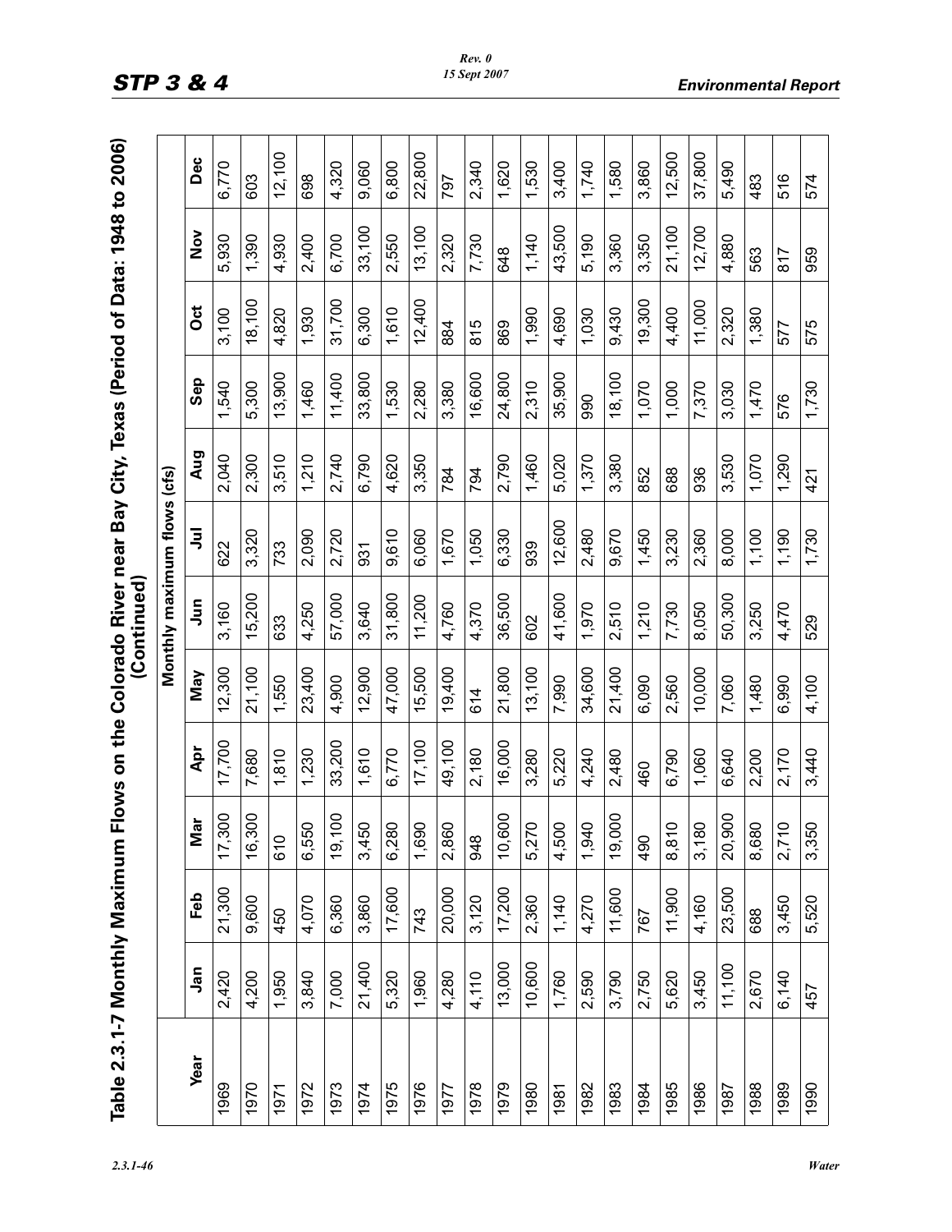## Table 2.3.1-7 Monthly Maximum Flows on the Colorado River near Bay City, Texas (Period of Data: 1948 to 2006) (Continued)

| Year | Monthly maximum flows (cfs) | | | | | | | | | | | |
|---|---|---|---|---|---|---|---|---|---|---|---|---|
| | Jan | Feb | Mar | Apr | May | Jun | Jul | Aug | Sep | Oct | Nov | Dec |
| 1969 | 2,420 | 21,300 | 17,300 | 17,700 | 12,300 | 3,160 | 622 | 2,040 | 1,540 | 3,100 | 5,930 | 6,770 |
| 1970 | 4,200 | 9,600 | 16,300 | 7,680 | 21,100 | 15,200 | 3,320 | 2,300 | 5,300 | 18,100 | 1,390 | 603 |
| 1971 | 1,950 | 450 | 610 | 1,810 | 1,550 | 633 | 733 | 3,510 | 13,900 | 4,820 | 4,930 | 12,100 |
| 1972 | 3,840 | 4,070 | 6,550 | 1,230 | 23,400 | 4,250 | 2,090 | 1,210 | 1,460 | 1,930 | 2,400 | 698 |
| 1973 | 7,000 | 6,360 | 19,100 | 33,200 | 4,900 | 57,000 | 2,720 | 2,740 | 11,400 | 31,700 | 6,700 | 4,320 |
| 1974 | 21,400 | 3,860 | 3,450 | 1,610 | 12,900 | 3,640 | 931 | 6,790 | 33,800 | 6,300 | 33,100 | 9,060 |
| 1975 | 5,320 | 17,600 | 6,280 | 6,770 | 47,000 | 31,800 | 9,610 | 4,620 | 1,530 | 1,610 | 2,550 | 6,800 |
| 1976 | 1,960 | 743 | 1,690 | 17,100 | 15,500 | 11,200 | 6,060 | 3,350 | 2,280 | 12,400 | 13,100 | 22,800 |
| 1977 | 4,280 | 20,000 | 2,860 | 49,100 | 19,400 | 4,760 | 1,670 | 784 | 3,380 | 884 | 2,320 | 797 |
| 1978 | 4,110 | 3,120 | 948 | 2,180 | 614 | 4,370 | 1,050 | 794 | 16,600 | 815 | 7,730 | 2,340 |
| 1979 | 13,000 | 17,200 | 10,600 | 16,000 | 21,800 | 36,500 | 6,330 | 2,790 | 24,800 | 869 | 648 | 1,620 |
| 1980 | 10,600 | 2,360 | 5,270 | 3,280 | 13,100 | 602 | 939 | 1,460 | 2,310 | 1,990 | 1,140 | 1,530 |
| 1981 | 1,760 | 1,140 | 4,500 | 5,220 | 7,990 | 41,600 | 12,600 | 5,020 | 35,900 | 4,690 | 43,500 | 3,400 |
| 1982 | 2,590 | 4,270 | 1,940 | 4,240 | 34,600 | 1,970 | 2,480 | 1,370 | 990 | 1,030 | 5,190 | 1,740 |
| 1983 | 3,790 | 11,600 | 19,000 | 2,480 | 21,400 | 2,510 | 9,670 | 3,380 | 18,100 | 9,430 | 3,360 | 1,580 |
| 1984 | 2,750 | 767 | 490 | 460 | 6,090 | 1,210 | 1,450 | 852 | 1,070 | 19,300 | 3,350 | 3,860 |
| 1985 | 5,620 | 11,900 | 8,810 | 6,790 | 2,560 | 7,730 | 3,230 | 688 | 1,000 | 4,400 | 21,100 | 12,500 |
| 1986 | 3,450 | 4,160 | 3,180 | 1,060 | 10,000 | 8,050 | 2,360 | 936 | 7,370 | 11,000 | 12,700 | 37,800 |
| 1987 | 11,100 | 23,500 | 20,900 | 6,640 | 7,060 | 50,300 | 8,000 | 3,530 | 3,030 | 2,320 | 4,880 | 5,490 |
| 1988 | 2,670 | 688 | 8,680 | 2,200 | 1,480 | 3,250 | 1,100 | 1,070 | 1,470 | 1,380 | 563 | 483 |
| 1989 | 6,140 | 3,450 | 2,710 | 2,170 | 6,990 | 4,470 | 1,190 | 1,290 | 576 | 577 | 817 | 516 |
| 1990 | 457 | 5,520 | 3,350 | 3,440 | 4,100 | 529 | 1,730 | 421 | 1,730 | 575 | 959 | 574 |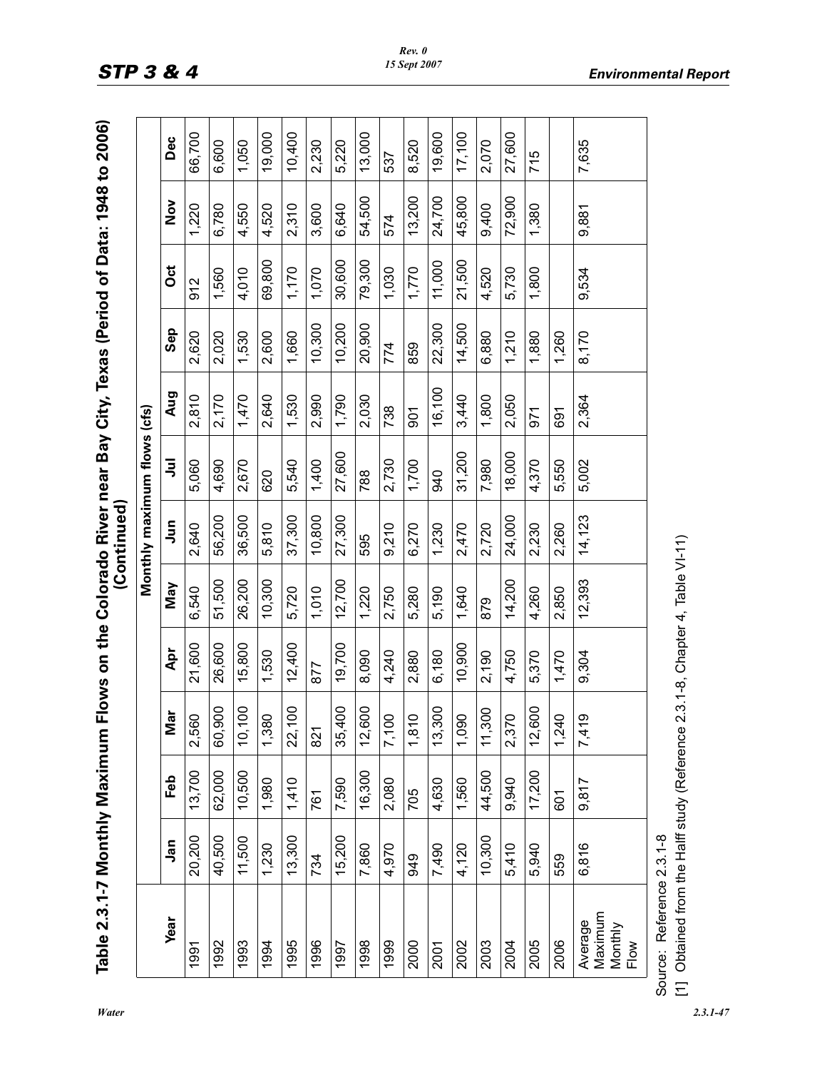**Table 2.3.1-7 Monthly Maximum Flows on the Colorado River near Bay City, Texas (Period of Data: 1948 to 2006) (Continued)**

| Year | Monthly maximum flows (cfs) | | | | | | | | | | | |
|---|---|---|---|---|---|---|---|---|---|---|---|---|
| | Jan | Feb | Mar | Apr | May | Jun | Jul | Aug | Sep | Oct | Nov | Dec |
| 1991 | 20,200 | 13,700 | 2,560 | 21,600 | 6,540 | 2,640 | 5,060 | 2,810 | 2,620 | 912 | 1,220 | 66,700 |
| 1992 | 40,500 | 62,000 | 60,900 | 26,600 | 51,500 | 56,200 | 4,690 | 2,170 | 2,020 | 1,560 | 6,780 | 6,600 |
| 1993 | 11,500 | 10,500 | 10,100 | 15,800 | 26,200 | 36,500 | 2,670 | 1,470 | 1,530 | 4,010 | 4,550 | 1,050 |
| 1994 | 1,230 | 1,980 | 1,380 | 1,530 | 10,300 | 5,810 | 620 | 2,640 | 2,600 | 69,800 | 4,520 | 19,000 |
| 1995 | 13,300 | 1,410 | 22,100 | 12,400 | 5,720 | 37,300 | 5,540 | 1,530 | 1,660 | 1,170 | 2,310 | 10,400 |
| 1996 | 734 | 761 | 821 | 877 | 1,010 | 10,800 | 1,400 | 2,990 | 10,300 | 1,070 | 3,600 | 2,230 |
| 1997 | 15,200 | 7,590 | 35,400 | 19,700 | 12,700 | 27,300 | 27,600 | 1,790 | 10,200 | 30,600 | 6,640 | 5,220 |
| 1998 | 7,860 | 16,300 | 12,600 | 8,090 | 1,220 | 595 | 788 | 2,030 | 20,900 | 79,300 | 54,500 | 13,000 |
| 1999 | 4,970 | 2,080 | 7,100 | 4,240 | 2,750 | 9,210 | 2,730 | 738 | 774 | 1,030 | 574 | 537 |
| 2000 | 949 | 705 | 1,810 | 2,880 | 5,280 | 6,270 | 1,700 | 901 | 859 | 1,770 | 13,200 | 8,520 |
| 2001 | 7,490 | 4,630 | 13,300 | 6,180 | 5,190 | 1,230 | 940 | 16,100 | 22,300 | 11,000 | 24,700 | 19,600 |
| 2002 | 4,120 | 1,560 | 1,090 | 10,900 | 1,640 | 2,470 | 31,200 | 3,440 | 14,500 | 21,500 | 45,800 | 17,100 |
| 2003 | 10,300 | 44,500 | 11,300 | 2,190 | 879 | 2,720 | 7,980 | 1,800 | 6,880 | 4,520 | 9,400 | 2,070 |
| 2004 | 5,410 | 9,940 | 2,370 | 4,750 | 14,200 | 24,000 | 18,000 | 2,050 | 1,210 | 5,730 | 72,900 | 27,600 |
| 2005 | 5,940 | 17,200 | 12,600 | 5,370 | 4,260 | 2,230 | 4,370 | 971 | 1,880 | 1,800 | 1,380 | 715 |
| 2006 | 559 | 601 | 1,240 | 1,470 | 2,850 | 2,260 | 5,550 | 691 | 1,260 | | | |
| Average Maximum Monthly Flow | 6,816 | 9,817 | 7,419 | 9,304 | 12,393 | 14,123 | 5,002 | 2,364 | 8,170 | 9,534 | 9,881 | 7,635 |

Source: Reference 2.3.1-8

[1] Obtained from the Halff study (Reference 2.3.1-8, Chapter 4, Table VI-11)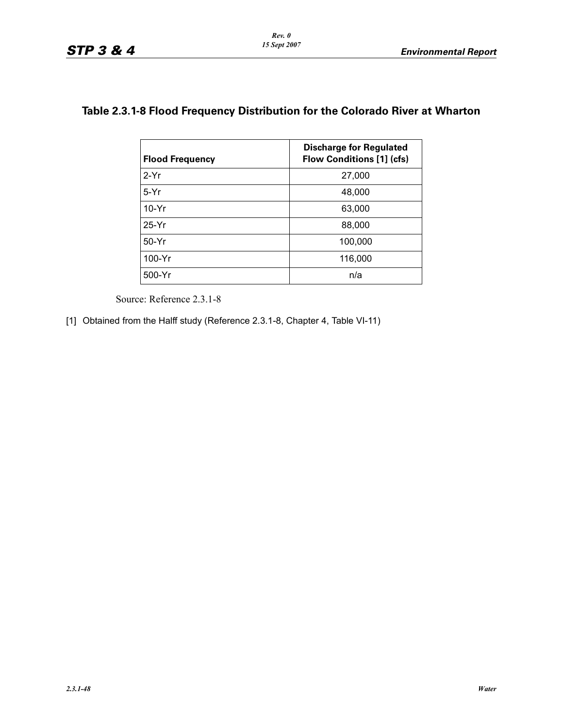## Table 2.3.1-8 Flood Frequency Distribution for the Colorado River at Wharton

| Flood Frequency | Discharge for Regulated Flow Conditions [1] (cfs) |
|---|---|
| 2-Yr | 27,000 |
| 5-Yr | 48,000 |
| 10-Yr | 63,000 |
| 25-Yr | 88,000 |
| 50-Yr | 100,000 |
| 100-Yr | 116,000 |
| 500-Yr | n/a |

Source: Reference 2.3.1-8

[1] Obtained from the Halff study (Reference 2.3.1-8, Chapter 4, Table VI-11)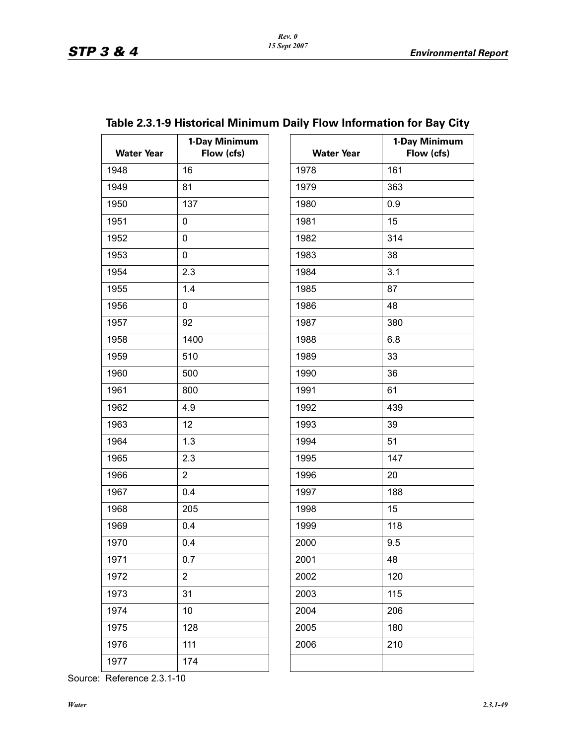**Table 2.3.1-9 Historical Minimum Daily Flow Information for Bay City**

| Water Year | 1-Day Minimum Flow (cfs) | Water Year | 1-Day Minimum Flow (cfs) |
|---|---|---|---|
| 1948 | 16 | 1978 | 161 |
| 1949 | 81 | 1979 | 363 |
| 1950 | 137 | 1980 | 0.9 |
| 1951 | 0 | 1981 | 15 |
| 1952 | 0 | 1982 | 314 |
| 1953 | 0 | 1983 | 38 |
| 1954 | 2.3 | 1984 | 3.1 |
| 1955 | 1.4 | 1985 | 87 |
| 1956 | 0 | 1986 | 48 |
| 1957 | 92 | 1987 | 380 |
| 1958 | 1400 | 1988 | 6.8 |
| 1959 | 510 | 1989 | 33 |
| 1960 | 500 | 1990 | 36 |
| 1961 | 800 | 1991 | 61 |
| 1962 | 4.9 | 1992 | 439 |
| 1963 | 12 | 1993 | 39 |
| 1964 | 1.3 | 1994 | 51 |
| 1965 | 2.3 | 1995 | 147 |
| 1966 | 2 | 1996 | 20 |
| 1967 | 0.4 | 1997 | 188 |
| 1968 | 205 | 1998 | 15 |
| 1969 | 0.4 | 1999 | 118 |
| 1970 | 0.4 | 2000 | 9.5 |
| 1971 | 0.7 | 2001 | 48 |
| 1972 | 2 | 2002 | 120 |
| 1973 | 31 | 2003 | 115 |
| 1974 | 10 | 2004 | 206 |
| 1975 | 128 | 2005 | 180 |
| 1976 | 111 | 2006 | 210 |
| 1977 | 174 | | |

Source: Reference 2.3.1-10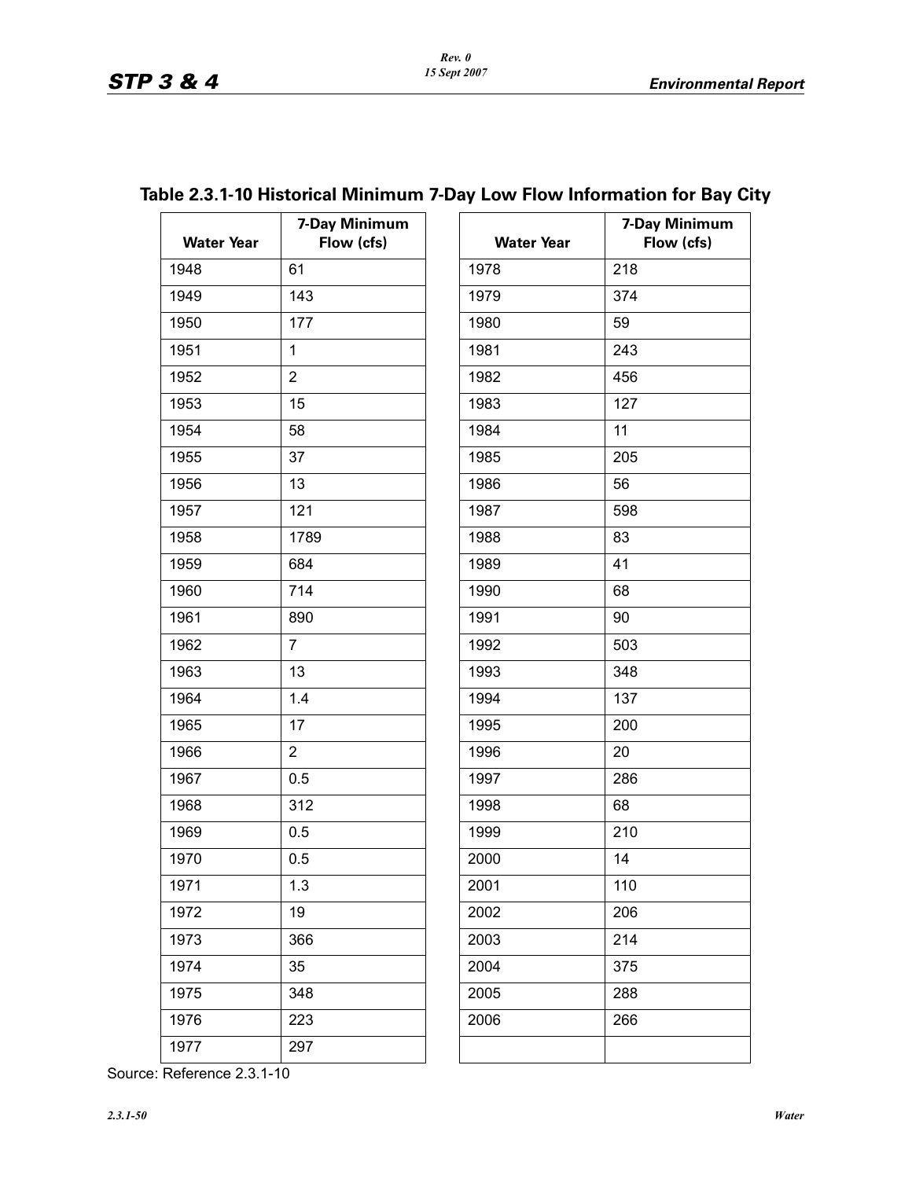### Table 2.3.1-10 Historical Minimum 7-Day Low Flow Information for Bay City

| Water Year | 7-Day Minimum Flow (cfs) | Water Year | 7-Day Minimum Flow (cfs) |
|---|---|---|---|
| 1948 | 61 | 1978 | 218 |
| 1949 | 143 | 1979 | 374 |
| 1950 | 177 | 1980 | 59 |
| 1951 | 1 | 1981 | 243 |
| 1952 | 2 | 1982 | 456 |
| 1953 | 15 | 1983 | 127 |
| 1954 | 58 | 1984 | 11 |
| 1955 | 37 | 1985 | 205 |
| 1956 | 13 | 1986 | 56 |
| 1957 | 121 | 1987 | 598 |
| 1958 | 1789 | 1988 | 83 |
| 1959 | 684 | 1989 | 41 |
| 1960 | 714 | 1990 | 68 |
| 1961 | 890 | 1991 | 90 |
| 1962 | 7 | 1992 | 503 |
| 1963 | 13 | 1993 | 348 |
| 1964 | 1.4 | 1994 | 137 |
| 1965 | 17 | 1995 | 200 |
| 1966 | 2 | 1996 | 20 |
| 1967 | 0.5 | 1997 | 286 |
| 1968 | 312 | 1998 | 68 |
| 1969 | 0.5 | 1999 | 210 |
| 1970 | 0.5 | 2000 | 14 |
| 1971 | 1.3 | 2001 | 110 |
| 1972 | 19 | 2002 | 206 |
| 1973 | 366 | 2003 | 214 |
| 1974 | 35 | 2004 | 375 |
| 1975 | 348 | 2005 | 288 |
| 1976 | 223 | 2006 | 266 |
| 1977 | 297 | | |

Source: Reference 2.3.1-10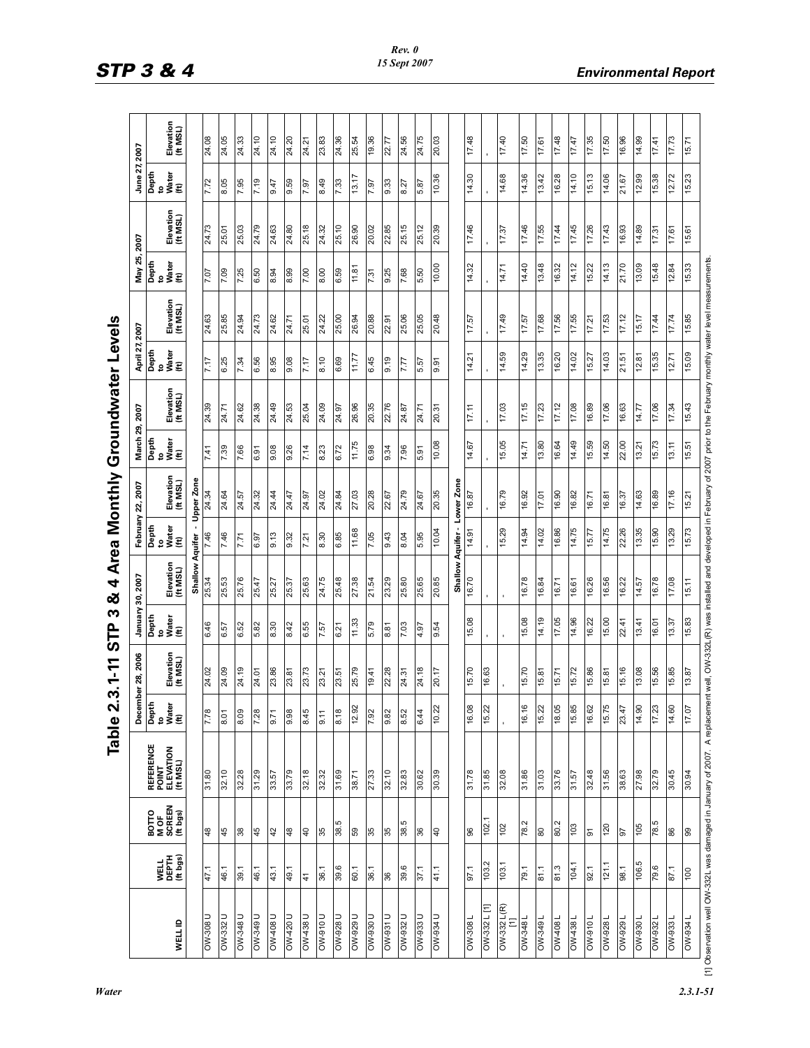# Table 2.3.1-11 STP 3 & 4 Area Monthly Groundwater Levels

| WELL ID | WELL DEPTH (ft bgs) | BOTTOM OF SCREEN (ft bgs) | REFERENCE POINT ELEVATION (ft MSL) | December 28, 2006 | | January 30, 2007 | | February 22, 2007 | | March 29, 2007 | | April 27, 2007 | | May 25, 2007 | | June 27, 2007 | |
|---|---|---|---|---|---|---|---|---|---|---|---|---|---|---|---|---|---|
| | | | | Depth to Water (ft) | Elevation (ft MSL) | Depth to Water (ft) | Elevation (ft MSL) | Depth to Water (ft) | Elevation (ft MSL) | Depth to Water (ft) | Elevation (ft MSL) | Depth to Water (ft) | Elevation (ft MSL) | Depth to Water (ft) | Elevation (ft MSL) | Depth to Water (ft) | Elevation (ft MSL) |
| **Shallow Aquifer - Upper Zone** | | | | | | | | | | | | | | | | | |
| OW-308 U | 47.1 | 48 | 31.80 | 7.78 | 24.02 | 6.46 | 25.34 | 7.46 | 24.34 | 7.41 | 24.39 | 7.17 | 24.63 | 7.07 | 24.73 | 7.72 | 24.08 |
| OW-332 U | 46.1 | 45 | 32.10 | 8.01 | 24.09 | 6.57 | 25.53 | 7.46 | 24.64 | 7.39 | 24.71 | 6.25 | 25.85 | 7.09 | 25.01 | 8.05 | 24.05 |
| OW-348 U | 39.1 | 38 | 32.28 | 8.09 | 24.19 | 6.52 | 25.76 | 7.71 | 24.57 | 7.66 | 24.62 | 7.34 | 24.94 | 7.25 | 25.03 | 7.95 | 24.33 |
| OW-349 U | 46.1 | 45 | 31.29 | 7.28 | 24.01 | 5.82 | 25.47 | 6.97 | 24.32 | 6.91 | 24.38 | 6.56 | 24.73 | 6.50 | 24.79 | 7.19 | 24.10 |
| OW-408 U | 43.1 | 42 | 33.57 | 9.71 | 23.86 | 8.30 | 25.27 | 9.13 | 24.44 | 9.08 | 24.49 | 8.95 | 24.62 | 8.94 | 24.63 | 9.47 | 24.10 |
| OW-420 U | 49.1 | 48 | 33.79 | 9.98 | 23.81 | 8.42 | 25.37 | 9.32 | 24.47 | 9.26 | 24.53 | 9.08 | 24.71 | 8.99 | 24.80 | 9.59 | 24.20 |
| OW-438 U | 41 | 40 | 32.18 | 8.45 | 23.73 | 6.55 | 25.63 | 7.21 | 24.97 | 7.14 | 25.04 | 7.17 | 25.01 | 7.00 | 25.18 | 7.97 | 24.21 |
| OW-910 U | 36.1 | 35 | 32.32 | 9.11 | 23.21 | 7.57 | 24.75 | 8.30 | 24.02 | 8.23 | 24.09 | 8.10 | 24.22 | 8.00 | 24.32 | 8.49 | 23.83 |
| OW-928 U | 39.6 | 38.5 | 31.69 | 8.18 | 23.51 | 6.21 | 25.48 | 6.85 | 24.84 | 6.72 | 24.97 | 6.69 | 25.00 | 6.59 | 25.10 | 7.33 | 24.36 |
| OW-929 U | 60.1 | 59 | 38.71 | 12.92 | 25.79 | 11.33 | 27.38 | 11.68 | 27.03 | 11.75 | 26.96 | 11.77 | 26.94 | 11.81 | 26.90 | 13.17 | 25.54 |
| OW-930 U | 36.1 | 35 | 27.33 | 7.92 | 19.41 | 5.79 | 21.54 | 7.05 | 20.28 | 6.98 | 20.35 | 6.45 | 20.88 | 7.31 | 20.02 | 7.97 | 19.36 |
| OW-931 U | 36 | 35 | 32.10 | 9.82 | 22.28 | 8.81 | 23.29 | 9.43 | 22.67 | 9.34 | 22.76 | 9.19 | 22.91 | 9.25 | 22.85 | 9.33 | 22.77 |
| OW-932 U | 39.6 | 38.5 | 32.83 | 8.52 | 24.31 | 7.03 | 25.80 | 8.04 | 24.79 | 7.96 | 24.87 | 7.77 | 25.06 | 7.68 | 25.15 | 8.27 | 24.56 |
| OW-933 U | 37.1 | 36 | 30.62 | 6.44 | 24.18 | 4.97 | 25.65 | 5.95 | 24.67 | 5.91 | 24.71 | 5.57 | 25.05 | 5.50 | 25.12 | 5.87 | 24.75 |
| OW-934 U | 41.1 | 40 | 30.39 | 10.22 | 20.17 | 9.54 | 20.85 | 10.04 | 20.35 | 10.08 | 20.31 | 9.91 | 20.48 | 10.00 | 20.39 | 10.36 | 20.03 |
| **Shallow Aquifer - Lower Zone** | | | | | | | | | | | | | | | | | |
| OW-308 L | 97.1 | 96 | 31.78 | 16.08 | 15.70 | 15.08 | 16.70 | 14.91 | 16.87 | 14.67 | 17.11 | 14.21 | 17.57 | 14.32 | 17.46 | 14.30 | 17.48 |
| OW-332 L [1] | 103.2 | 102.1 | 31.85 | 15.22 | 16.63 | - | - | - | - | - | - | - | - | - | - | - | - |
| OW-332 L(R) [1] | 103.1 | 102 | 32.08 | - | - | - | - | 15.29 | 16.79 | 15.05 | 17.03 | 14.59 | 17.49 | 14.71 | 17.37 | 14.68 | 17.40 |
| OW-348 L | 79.1 | 78.2 | 31.86 | 16.16 | 15.70 | 15.08 | 16.78 | 14.94 | 16.92 | 14.71 | 17.15 | 14.29 | 17.57 | 14.40 | 17.46 | 14.36 | 17.50 |
| OW-349 L | 81.1 | 80 | 31.03 | 15.22 | 15.81 | 14.19 | 16.84 | 14.02 | 17.01 | 13.80 | 17.23 | 13.35 | 17.68 | 13.48 | 17.55 | 13.42 | 17.61 |
| OW-408 L | 81.3 | 80.2 | 33.76 | 18.05 | 15.71 | 17.05 | 16.71 | 16.86 | 16.90 | 16.64 | 17.12 | 16.20 | 17.56 | 16.32 | 17.44 | 16.28 | 17.48 |
| OW-438 L | 104.1 | 103 | 31.57 | 15.85 | 15.72 | 14.96 | 16.61 | 14.75 | 16.82 | 14.49 | 17.08 | 14.02 | 17.55 | 14.12 | 17.45 | 14.10 | 17.47 |
| OW-910 L | 92.1 | 91 | 32.48 | 16.62 | 15.86 | 16.22 | 16.26 | 15.77 | 16.71 | 15.59 | 16.89 | 15.27 | 17.21 | 15.22 | 17.26 | 15.13 | 17.35 |
| OW-928 L | 121.1 | 120 | 31.56 | 15.75 | 15.81 | 15.00 | 16.56 | 14.75 | 16.81 | 14.50 | 17.06 | 14.03 | 17.53 | 14.13 | 17.43 | 14.06 | 17.50 |
| OW-929 L | 98.1 | 97 | 38.63 | 23.47 | 15.16 | 22.41 | 16.22 | 22.26 | 16.37 | 22.00 | 16.63 | 21.51 | 17.12 | 21.70 | 16.93 | 21.67 | 16.96 |
| OW-930 L | 106.5 | 105 | 27.98 | 14.90 | 13.08 | 13.41 | 14.57 | 13.35 | 14.63 | 13.21 | 14.77 | 12.81 | 15.17 | 13.09 | 14.89 | 12.99 | 14.99 |
| OW-932 L | 79.6 | 78.5 | 32.79 | 17.23 | 15.56 | 16.01 | 16.78 | 15.90 | 16.89 | 15.73 | 17.06 | 15.35 | 17.44 | 15.48 | 17.31 | 15.38 | 17.41 |
| OW-933 L | 87.1 | 86 | 30.45 | 14.60 | 15.85 | 13.37 | 17.08 | 13.29 | 17.16 | 13.11 | 17.34 | 12.71 | 17.74 | 12.84 | 17.61 | 12.72 | 17.73 |
| OW-934 L | 100 | 99 | 30.94 | 17.07 | 13.87 | 15.83 | 15.11 | 15.73 | 15.21 | 15.51 | 15.43 | 15.09 | 15.85 | 15.33 | 15.61 | 15.23 | 15.71 |

[1] Observation well OW-332L was damaged in January of 2007. A replacement well, OW-332L(R) was installed and developed in February of 2007 prior to the February monthly water level measurements.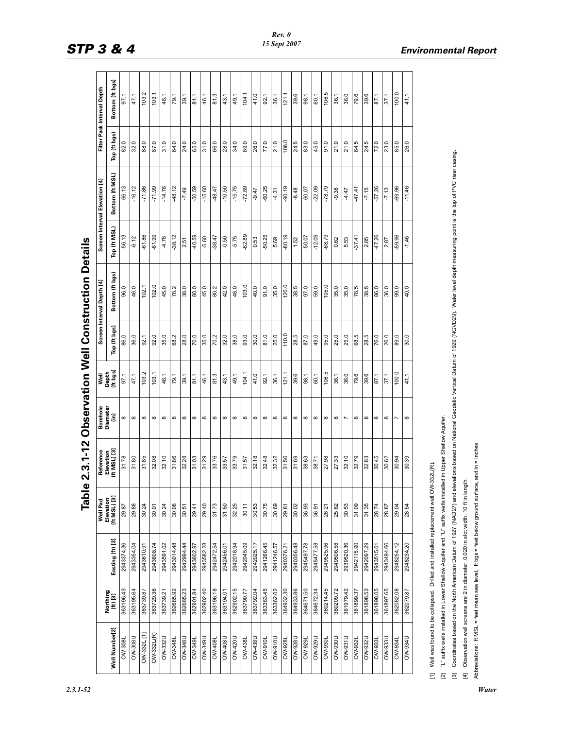# Table 2.3.1-12 Observation Well Construction Details

| Well Number[2] | Northing (ft) [3] | Easting (ft) [3] | Well Pad Elevation (ft MSL) [3] | Reference Elevation (ft MSL) [3] | Borehole Diameter (in) | Well Depth (ft bgs) | Screen Interval Depth [4] | | Screen Interval Elevation [4] | | Filter Pack Interval Depth | |
|---|---|---|---|---|---|---|---|---|---|---|---|---|
| | | | | | | | Top (ft bgs) | Bottom (ft bgs) | Top (ft MSL) | Bottom (ft MSL) | Top (ft bgs) | Bottom (ft bgs) |
| OW-308L | 363196.43 | 2943374.36 | 29.87 | 31.78 | 8 | 97.1 | 86.0 | 96.0 | -56.13 | -66.13 | 82.0 | 97.1 |
| OW-308U | 363195.64 | 2943354.04 | 29.88 | 31.80 | 8 | 47.1 | 36.0 | 46.0 | -6.12 | -16.12 | 32.0 | 47.1 |
| OW-332L [1] | 363739.87 | 2943610.91 | 30.24 | 31.85 | 8 | 103.2 | 92.1 | 102.1 | -61.86 | -71.86 | 88.0 | 103.2 |
| OW-332L(R) | 363729.36 | 2943608.74 | 30.01 | 32.08 | 8 | 103.1 | 92.0 | 102.0 | -61.99 | -71.99 | 87.0 | 103.1 |
| OW-332U | 363739.21 | 2943591.02 | 30.24 | 32.10 | 8 | 46.1 | 35.0 | 45.0 | -4.76 | -14.76 | 31.0 | 46.1 |
| OW-348L | 362685.92 | 2943014.48 | 30.08 | 31.86 | 8 | 79.1 | 68.2 | 78.2 | -38.12 | -48.12 | 64.0 | 79.1 |
| OW-348U | 362685.23 | 2942994.44 | 30.51 | 32.28 | 8 | 39.1 | 28.0 | 38.0 | 2.51 | -7.49 | 24.0 | 39.1 |
| OW-349L | 362901.84 | 2943602.97 | 29.41 | 31.03 | 8 | 81.1 | 70.0 | 80.0 | -40.59 | -50.59 | 65.0 | 81.1 |
| OW-349U | 362902.40 | 2943582.28 | 29.40 | 31.29 | 8 | 46.1 | 35.0 | 45.0 | -5.60 | -15.60 | 31.0 | 46.1 |
| OW-408L | 363196.18 | 2942472.54 | 31.73 | 33.76 | 8 | 81.3 | 70.2 | 80.2 | -38.47 | -48.47 | 66.0 | 81.3 |
| OW-408U | 363194.01 | 2942456.01 | 31.50 | 33.57 | 8 | 43.1 | 32.0 | 42.0 | -0.50 | -10.50 | 28.0 | 43.1 |
| OW-420U | 362902.15 | 2942018.94 | 32.25 | 33.79 | 8 | 49.1 | 38.0 | 48.0 | -5.75 | -15.75 | 34.0 | 49.1 |
| OW-438L | 363790.77 | 2942045.09 | 30.11 | 31.57 | 8 | 104.1 | 93.0 | 103.0 | -62.89 | -72.89 | 89.0 | 104.1 |
| OW-438U | 363792.04 | 2942025.17 | 30.53 | 32.18 | 8 | 41.0 | 30.0 | 40.0 | 0.53 | -9.47 | 26.0 | 41.0 |
| OW-910L | 363363.45 | 2941266.45 | 30.75 | 32.48 | 8 | 92.1 | 81.0 | 91.0 | -50.25 | -60.25 | 77.0 | 92.1 |
| OW-910U | 363362.02 | 2941246.57 | 30.69 | 32.32 | 8 | 36.1 | 25.0 | 35.0 | 5.69 | -4.31 | 21.0 | 36.1 |
| OW-928L | 364932.30 | 2940376.21 | 29.81 | 31.56 | 8 | 121.1 | 110.0 | 120.0 | -80.19 | -90.19 | 106.0 | 121.1 |
| OW-928U | 364933.86 | 2940356.48 | 30.02 | 31.69 | 8 | 39.6 | 28.5 | 38.5 | 1.52 | -8.48 | 24.5 | 39.6 |
| OW-929L | 364671.50 | 2945497.78 | 36.93 | 38.63 | 8 | 98.1 | 87.0 | 97.0 | -50.07 | -60.07 | 83.0 | 98.1 |
| OW-929U | 364672.34 | 2945477.58 | 36.91 | 38.71 | 8 | 60.1 | 49.0 | 59.0 | -12.09 | -22.09 | 45.0 | 60.1 |
| OW-930L | 360214.45 | 2949525.96 | 26.21 | 27.98 | 8 | 106.5 | 95.0 | 105.0 | -68.79 | -78.79 | 91.0 | 106.5 |
| OW-930U | 360209.72 | 2949506.58 | 25.62 | 27.33 | 8 | 36.1 | 25.0 | 35.0 | 0.62 | -9.38 | 21.0 | 36.1 |
| OW-931U | 361979.42 | 2939520.36 | 30.53 | 32.10 | 7 | 36.0 | 25.0 | 35.0 | 5.53 | -4.47 | 21.0 | 36.0 |
| OW-932L | 361899.37 | 2942115.90 | 31.09 | 32.79 | 8 | 79.6 | 68.5 | 78.5 | -37.41 | -47.41 | 64.5 | 79.6 |
| OW-932U | 361898.53 | 2942097.29 | 31.35 | 32.83 | 8 | 39.6 | 28.5 | 38.5 | 2.85 | -7.15 | 24.5 | 39.6 |
| OW-933L | 361898.05 | 2943515.01 | 28.74 | 30.45 | 8 | 87.1 | 76.0 | 86.0 | -47.26 | -57.26 | 72.0 | 87.1 |
| OW-933U | 361897.65 | 2943494.66 | 28.87 | 30.62 | 8 | 37.1 | 26.0 | 36.0 | 2.87 | -7.13 | 23.0 | 37.1 |
| OW-934L | 362082.08 | 2948254.12 | 29.04 | 30.94 | 7 | 100.0 | 89.0 | 99.0 | -59.96 | -69.96 | 85.0 | 100.0 |
| OW-934U | 362079.87 | 2948234.20 | 28.54 | 30.39 | 8 | 41.1 | 30.0 | 40.0 | -1.46 | -11.46 | 26.0 | 41.1 |

[1] Well was found to be collapsed. Drilled and installed replacement well OW-332L(R).

[2] "L" suffix wells installed in Lower Shallow Aquifer and "U" suffix wells installed in Upper Shallow Aquifer.

[3] Coordinates based on the North American Datum of 1927 (NAD27) and elevations based on National Geodetic Vertical Datum of 1929 (NGVD29). Water level depth measuring point is the top of PVC riser casing.

[4] Observation well screens are 2 in diameter, 0.020 in slot width, 10 ft in length.

Abbreviations: ft MSL = feet mean sea level, ft bgs = feet below ground surface, and in = inches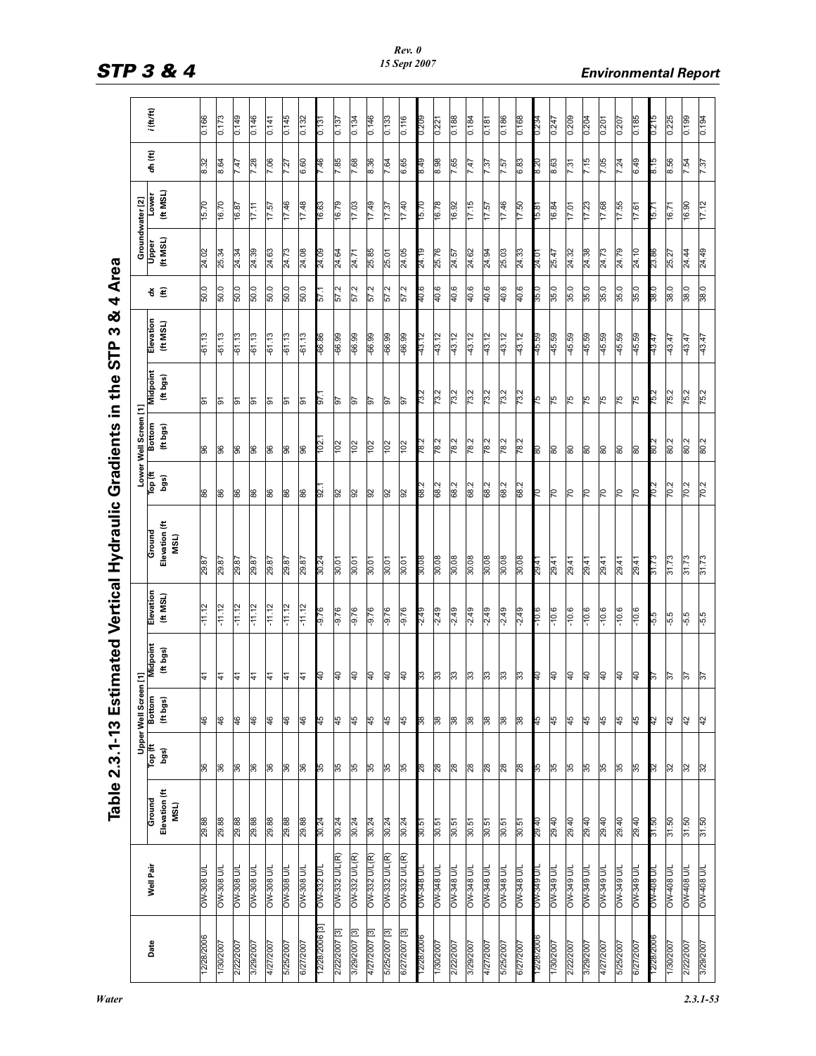# Table 2.3.1-13 Estimated Vertical Hydraulic Gradients in the STP 3 & 4 Area

| Date | Well Pair | Upper Well Screen [1] | | | | | Lower Well Screen [1] | | | | | dx (ft) | Groundwater [2] | | dh (ft) | i (ft/ft) |
|---|---|---|---|---|---|---|---|---|---|---|---|---|---|---|---|---|
| | | Ground Elevation (ft MSL) | Top (ft bgs) | Bottom (ft bgs) | Midpoint (ft bgs) | Elevation (ft MSL) | Ground Elevation (ft MSL) | Top (ft bgs) | Bottom (ft bgs) | Midpoint (ft bgs) | Elevation (ft MSL) | | Upper (ft MSL) | Lower (ft MSL) | | |
| 12/28/2006 | OW-308 U/L | 29.88 | 36 | 46 | 41 | -11.12 | 29.87 | 86 | 96 | 91 | -61.13 | 50.0 | 24.02 | 15.70 | 8.32 | 0.166 |
| 1/30/2007 | OW-308 U/L | 29.88 | 36 | 46 | 41 | -11.12 | 29.87 | 86 | 96 | 91 | -61.13 | 50.0 | 25.34 | 16.70 | 8.64 | 0.173 |
| 2/22/2007 | OW-308 U/L | 29.88 | 36 | 46 | 41 | -11.12 | 29.87 | 86 | 96 | 91 | -61.13 | 50.0 | 24.34 | 16.87 | 7.47 | 0.149 |
| 3/29/2007 | OW-308 U/L | 29.88 | 36 | 46 | 41 | -11.12 | 29.87 | 86 | 96 | 91 | -61.13 | 50.0 | 24.39 | 17.11 | 7.28 | 0.146 |
| 4/27/2007 | OW-308 U/L | 29.88 | 36 | 46 | 41 | -11.12 | 29.87 | 86 | 96 | 91 | -61.13 | 50.0 | 24.63 | 17.57 | 7.06 | 0.141 |
| 5/25/2007 | OW-308 U/L | 29.88 | 36 | 46 | 41 | -11.12 | 29.87 | 86 | 96 | 91 | -61.13 | 50.0 | 24.73 | 17.46 | 7.27 | 0.145 |
| 6/27/2007 | OW-308 U/L | 29.88 | 36 | 46 | 41 | -11.12 | 29.87 | 86 | 96 | 91 | -61.13 | 50.0 | 24.08 | 17.48 | 6.60 | 0.132 |
| 12/28/2006 [3] | OW-332 U/L | 30.24 | 35 | 45 | 40 | -9.76 | 30.24 | 92.1 | 102.1 | 97.1 | -66.86 | 57.1 | 24.09 | 16.63 | 7.46 | 0.131 |
| 2/22/2007 [3] | OW-332 U/L(R) | 30.24 | 35 | 45 | 40 | -9.76 | 30.01 | 92 | 102 | 97 | -66.99 | 57.2 | 24.64 | 16.79 | 7.85 | 0.137 |
| 3/29/2007 [3] | OW-332 U/L(R) | 30.24 | 35 | 45 | 40 | -9.76 | 30.01 | 92 | 102 | 97 | -66.99 | 57.2 | 24.71 | 17.03 | 7.68 | 0.134 |
| 4/27/2007 [3] | OW-332 U/L(R) | 30.24 | 35 | 45 | 40 | -9.76 | 30.01 | 92 | 102 | 97 | -66.99 | 57.2 | 25.85 | 17.49 | 8.36 | 0.146 |
| 5/25/2007 [3] | OW-332 U/L(R) | 30.24 | 35 | 45 | 40 | -9.76 | 30.01 | 92 | 102 | 97 | -66.99 | 57.2 | 25.01 | 17.37 | 7.64 | 0.133 |
| 6/27/2007 [3] | OW-332 U/L(R) | 30.24 | 35 | 45 | 40 | -9.76 | 30.01 | 92 | 102 | 97 | -66.99 | 57.2 | 24.05 | 17.40 | 6.65 | 0.116 |
| 12/28/2006 | OW-348 U/L | 30.51 | 28 | 38 | 33 | -2.49 | 30.08 | 68.2 | 78.2 | 73.2 | -43.12 | 40.6 | 24.19 | 15.70 | 8.49 | 0.209 |
| 1/30/2007 | OW-348 U/L | 30.51 | 28 | 38 | 33 | -2.49 | 30.08 | 68.2 | 78.2 | 73.2 | -43.12 | 40.6 | 25.76 | 16.78 | 8.98 | 0.221 |
| 2/22/2007 | OW-348 U/L | 30.51 | 28 | 38 | 33 | -2.49 | 30.08 | 68.2 | 78.2 | 73.2 | -43.12 | 40.6 | 24.57 | 16.92 | 7.65 | 0.188 |
| 3/29/2007 | OW-348 U/L | 30.51 | 28 | 38 | 33 | -2.49 | 30.08 | 68.2 | 78.2 | 73.2 | -43.12 | 40.6 | 24.62 | 17.15 | 7.47 | 0.184 |
| 4/27/2007 | OW-348 U/L | 30.51 | 28 | 38 | 33 | -2.49 | 30.08 | 68.2 | 78.2 | 73.2 | -43.12 | 40.6 | 24.94 | 17.57 | 7.37 | 0.181 |
| 5/25/2007 | OW-348 U/L | 30.51 | 28 | 38 | 33 | -2.49 | 30.08 | 68.2 | 78.2 | 73.2 | -43.12 | 40.6 | 25.03 | 17.46 | 7.57 | 0.186 |
| 6/27/2007 | OW-348 U/L | 30.51 | 28 | 38 | 33 | -2.49 | 30.08 | 68.2 | 78.2 | 73.2 | -43.12 | 40.6 | 24.33 | 17.50 | 6.83 | 0.168 |
| 12/28/2006 | OW-349 U/L | 29.40 | 35 | 45 | 40 | -10.6 | 29.41 | 70 | 80 | 75 | -45.59 | 35.0 | 24.01 | 15.81 | 8.20 | 0.234 |
| 1/30/2007 | OW-349 U/L | 29.40 | 35 | 45 | 40 | -10.6 | 29.41 | 70 | 80 | 75 | -45.59 | 35.0 | 25.47 | 16.84 | 8.63 | 0.247 |
| 2/22/2007 | OW-349 U/L | 29.40 | 35 | 45 | 40 | -10.6 | 29.41 | 70 | 80 | 75 | -45.59 | 35.0 | 24.32 | 17.01 | 7.31 | 0.209 |
| 3/29/2007 | OW-349 U/L | 29.40 | 35 | 45 | 40 | -10.6 | 29.41 | 70 | 80 | 75 | -45.59 | 35.0 | 24.38 | 17.23 | 7.15 | 0.204 |
| 4/27/2007 | OW-349 U/L | 29.40 | 35 | 45 | 40 | -10.6 | 29.41 | 70 | 80 | 75 | -45.59 | 35.0 | 24.73 | 17.68 | 7.05 | 0.201 |
| 5/25/2007 | OW-349 U/L | 29.40 | 35 | 45 | 40 | -10.6 | 29.41 | 70 | 80 | 75 | -45.59 | 35.0 | 24.79 | 17.55 | 7.24 | 0.207 |
| 6/27/2007 | OW-349 U/L | 29.40 | 35 | 45 | 40 | -10.6 | 29.41 | 70 | 80 | 75 | -45.59 | 35.0 | 24.10 | 17.61 | 6.49 | 0.185 |
| 12/28/2006 | OW-408 U/L | 31.50 | 32 | 42 | 37 | -5.5 | 31.73 | 70.2 | 80.2 | 75.2 | -43.47 | 38.0 | 23.86 | 15.71 | 8.15 | 0.215 |
| 1/30/2007 | OW-408 U/L | 31.50 | 32 | 42 | 37 | -5.5 | 31.73 | 70.2 | 80.2 | 75.2 | -43.47 | 38.0 | 25.27 | 16.71 | 8.56 | 0.225 |
| 2/22/2007 | OW-408 U/L | 31.50 | 32 | 42 | 37 | -5.5 | 31.73 | 70.2 | 80.2 | 75.2 | -43.47 | 38.0 | 24.44 | 16.90 | 7.54 | 0.199 |
| 3/29/2007 | OW-408 U/L | 31.50 | 32 | 42 | 37 | -5.5 | 31.73 | 70.2 | 80.2 | 75.2 | -43.47 | 38.0 | 24.49 | 17.12 | 7.37 | 0.194 |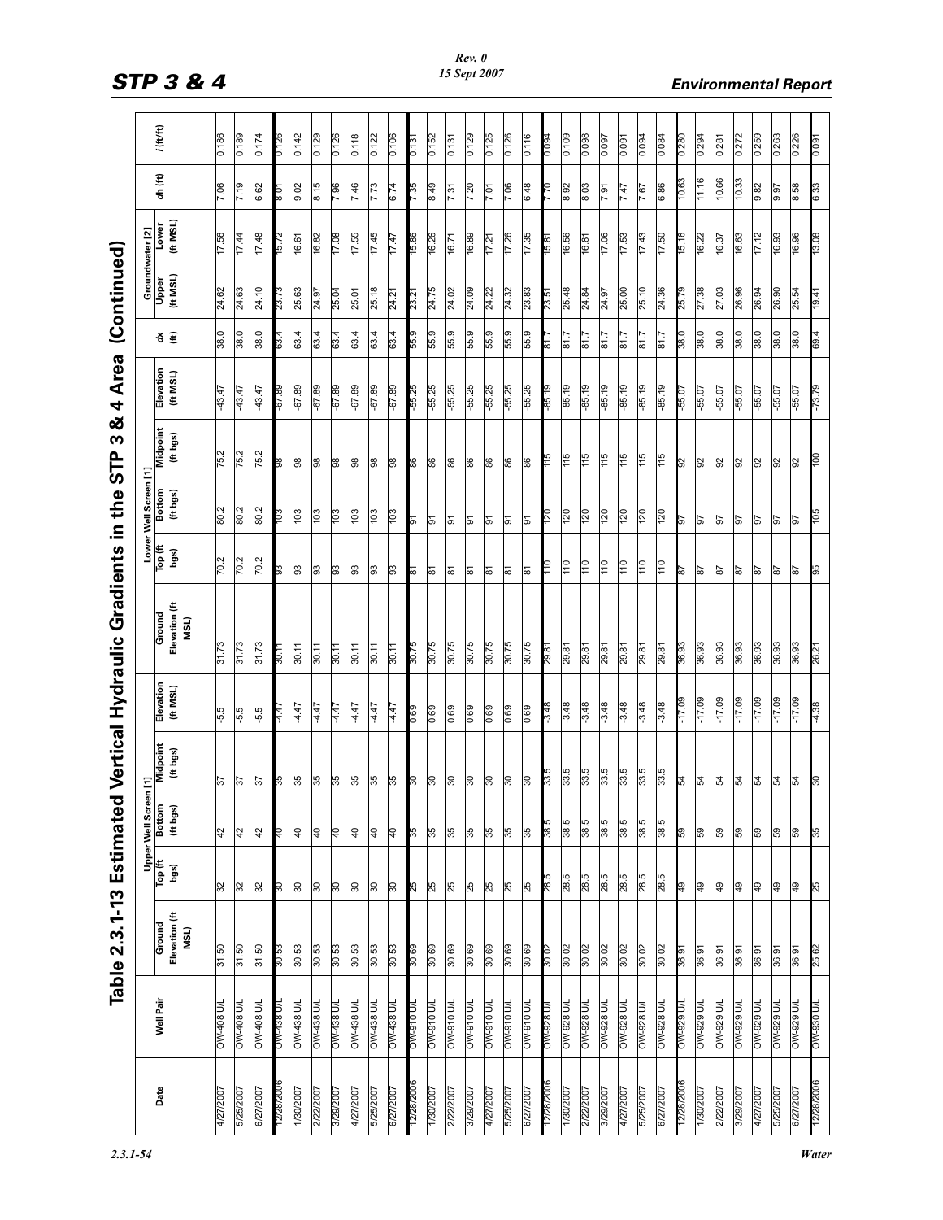## Table 2.3.1-13 Estimated Vertical Hydraulic Gradients in the STP 3 & 4 Area (Continued)

| Date | Well Pair | Upper Well Screen [1] | | | | | Lower Well Screen [1] | | | | | dx (ft) | Groundwater [2] | | dh (ft) | i (ft/ft) |
|---|---|---|---|---|---|---|---|---|---|---|---|---|---|---|---|---|
| | | Ground Elevation (ft MSL) | Top (ft bgs) | Bottom (ft bgs) | Midpoint (ft bgs) | Elevation (ft MSL) | Ground Elevation (ft MSL) | Top (ft bgs) | Bottom (ft bgs) | Midpoint (ft bgs) | Elevation (ft MSL) | | Upper (ft MSL) | Lower (ft MSL) | | |
| 4/27/2007 | OW-408 U/L | 31.50 | 32 | 42 | 37 | -5.5 | 31.73 | 70.2 | 80.2 | 75.2 | -43.47 | 38.0 | 24.62 | 17.56 | 7.06 | 0.186 |
| 5/25/2007 | OW-408 U/L | 31.50 | 32 | 42 | 37 | -5.5 | 31.73 | 70.2 | 80.2 | 75.2 | -43.47 | 38.0 | 24.63 | 17.44 | 7.19 | 0.189 |
| 6/27/2007 | OW-408 U/L | 31.50 | 32 | 42 | 37 | -5.5 | 31.73 | 70.2 | 80.2 | 75.2 | -43.47 | 38.0 | 24.10 | 17.48 | 6.62 | 0.174 |
| 12/28/2006 | OW-438 U/L | 30.53 | 30 | 40 | 35 | -4.47 | 30.11 | 93 | 103 | 98 | -67.89 | 63.4 | 23.73 | 15.72 | 8.01 | 0.126 |
| 1/30/2007 | OW-438 U/L | 30.53 | 30 | 40 | 35 | -4.47 | 30.11 | 93 | 103 | 98 | -67.89 | 63.4 | 25.63 | 16.61 | 9.02 | 0.142 |
| 2/22/2007 | OW-438 U/L | 30.53 | 30 | 40 | 35 | -4.47 | 30.11 | 93 | 103 | 98 | -67.89 | 63.4 | 24.97 | 16.82 | 8.15 | 0.129 |
| 3/29/2007 | OW-438 U/L | 30.53 | 30 | 40 | 35 | -4.47 | 30.11 | 93 | 103 | 98 | -67.89 | 63.4 | 25.04 | 17.08 | 7.96 | 0.126 |
| 4/27/2007 | OW-438 U/L | 30.53 | 30 | 40 | 35 | -4.47 | 30.11 | 93 | 103 | 98 | -67.89 | 63.4 | 25.01 | 17.55 | 7.46 | 0.118 |
| 5/25/2007 | OW-438 U/L | 30.53 | 30 | 40 | 35 | -4.47 | 30.11 | 93 | 103 | 98 | -67.89 | 63.4 | 25.18 | 17.45 | 7.73 | 0.122 |
| 6/27/2007 | OW-438 U/L | 30.53 | 30 | 40 | 35 | -4.47 | 30.11 | 93 | 103 | 98 | -67.89 | 63.4 | 24.21 | 17.47 | 6.74 | 0.106 |
| 12/28/2006 | OW-910 U/L | 30.69 | 25 | 35 | 30 | 0.69 | 30.75 | 81 | 91 | 86 | -55.25 | 55.9 | 23.21 | 15.86 | 7.35 | 0.131 |
| 1/30/2007 | OW-910 U/L | 30.69 | 25 | 35 | 30 | 0.69 | 30.75 | 81 | 91 | 86 | -55.25 | 55.9 | 24.75 | 16.26 | 8.49 | 0.152 |
| 2/22/2007 | OW-910 U/L | 30.69 | 25 | 35 | 30 | 0.69 | 30.75 | 81 | 91 | 86 | -55.25 | 55.9 | 24.02 | 16.71 | 7.31 | 0.131 |
| 3/29/2007 | OW-910 U/L | 30.69 | 25 | 35 | 30 | 0.69 | 30.75 | 81 | 91 | 86 | -55.25 | 55.9 | 24.09 | 16.89 | 7.20 | 0.129 |
| 4/27/2007 | OW-910 U/L | 30.69 | 25 | 35 | 30 | 0.69 | 30.75 | 81 | 91 | 86 | -55.25 | 55.9 | 24.22 | 17.21 | 7.01 | 0.125 |
| 5/25/2007 | OW-910 U/L | 30.69 | 25 | 35 | 30 | 0.69 | 30.75 | 81 | 91 | 86 | -55.25 | 55.9 | 24.32 | 17.26 | 7.06 | 0.126 |
| 6/27/2007 | OW-910 U/L | 30.69 | 25 | 35 | 30 | 0.69 | 30.75 | 81 | 91 | 86 | -55.25 | 55.9 | 23.83 | 17.35 | 6.48 | 0.116 |
| 12/28/2006 | OW-928 U/L | 30.02 | 28.5 | 38.5 | 33.5 | -3.48 | 29.81 | 110 | 120 | 115 | -85.19 | 81.7 | 23.51 | 15.81 | 7.70 | 0.094 |
| 1/30/2007 | OW-928 U/L | 30.02 | 28.5 | 38.5 | 33.5 | -3.48 | 29.81 | 110 | 120 | 115 | -85.19 | 81.7 | 25.48 | 16.56 | 8.92 | 0.109 |
| 2/22/2007 | OW-928 U/L | 30.02 | 28.5 | 38.5 | 33.5 | -3.48 | 29.81 | 110 | 120 | 115 | -85.19 | 81.7 | 24.84 | 16.81 | 8.03 | 0.098 |
| 3/29/2007 | OW-928 U/L | 30.02 | 28.5 | 38.5 | 33.5 | -3.48 | 29.81 | 110 | 120 | 115 | -85.19 | 81.7 | 24.97 | 17.06 | 7.91 | 0.097 |
| 4/27/2007 | OW-928 U/L | 30.02 | 28.5 | 38.5 | 33.5 | -3.48 | 29.81 | 110 | 120 | 115 | -85.19 | 81.7 | 25.00 | 17.53 | 7.47 | 0.091 |
| 5/25/2007 | OW-928 U/L | 30.02 | 28.5 | 38.5 | 33.5 | -3.48 | 29.81 | 110 | 120 | 115 | -85.19 | 81.7 | 25.10 | 17.43 | 7.67 | 0.094 |
| 6/27/2007 | OW-928 U/L | 30.02 | 28.5 | 38.5 | 33.5 | -3.48 | 29.81 | 110 | 120 | 115 | -85.19 | 81.7 | 24.36 | 17.50 | 6.86 | 0.084 |
| 12/28/2006 | OW-929 U/L | 36.91 | 49 | 59 | 54 | -17.09 | 36.93 | 87 | 97 | 92 | -55.07 | 38.0 | 25.79 | 15.16 | 10.63 | 0.280 |
| 1/30/2007 | OW-929 U/L | 36.91 | 49 | 59 | 54 | -17.09 | 36.93 | 87 | 97 | 92 | -55.07 | 38.0 | 27.38 | 16.22 | 11.16 | 0.294 |
| 2/22/2007 | OW-929 U/L | 36.91 | 49 | 59 | 54 | -17.09 | 36.93 | 87 | 97 | 92 | -55.07 | 38.0 | 27.03 | 16.37 | 10.66 | 0.281 |
| 3/29/2007 | OW-929 U/L | 36.91 | 49 | 59 | 54 | -17.09 | 36.93 | 87 | 97 | 92 | -55.07 | 38.0 | 26.96 | 16.63 | 10.33 | 0.272 |
| 4/27/2007 | OW-929 U/L | 36.91 | 49 | 59 | 54 | -17.09 | 36.93 | 87 | 97 | 92 | -55.07 | 38.0 | 26.94 | 17.12 | 9.82 | 0.259 |
| 5/25/2007 | OW-929 U/L | 36.91 | 49 | 59 | 54 | -17.09 | 36.93 | 87 | 97 | 92 | -55.07 | 38.0 | 26.90 | 16.93 | 9.97 | 0.263 |
| 6/27/2007 | OW-929 U/L | 36.91 | 49 | 59 | 54 | -17.09 | 36.93 | 87 | 97 | 92 | -55.07 | 38.0 | 25.54 | 16.96 | 8.58 | 0.226 |
| 12/28/2006 | OW-930 U/L | 25.62 | 25 | 35 | 30 | -4.38 | 26.21 | 95 | 105 | 100 | -73.79 | 69.4 | 19.41 | 13.08 | 6.33 | 0.091 |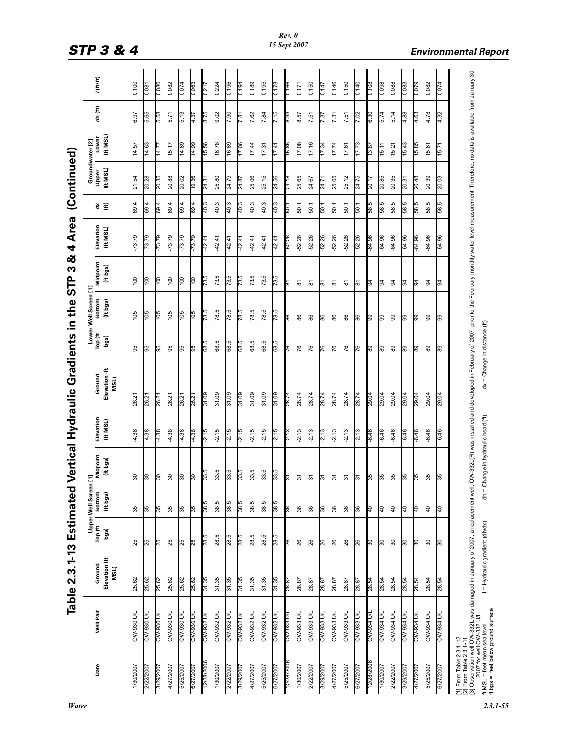## Table 2.3.1-13 Estimated Vertical Hydraulic Gradients in the STP 3 & 4 Area (Continued)

| Date | Well Pair | Ground Elevation (ft MSL) | Upper Well Screen [1] Top (ft bgs) | Upper Well Screen [1] Bottom (ft bgs) | Upper Well Screen [1] Midpoint (ft bgs) | Upper Well Screen [1] Elevation (ft MSL) | Ground Elevation (ft MSL) | Lower Well Screen [1] Top (ft bgs) | Lower Well Screen [1] Bottom (ft bgs) | Lower Well Screen [1] Midpoint (ft bgs) | Lower Well Screen [1] Elevation (ft MSL) | dx (ft) | Groundwater [2] Upper (ft MSL) | Groundwater [2] Lower (ft MSL) | dh (ft) | i (ft/ft) |
|---|---|---|---|---|---|---|---|---|---|---|---|---|---|---|---|---|
| 1/30/2007 | OW-930 U/L | 25.62 | 25 | 35 | 30 | -4.38 | 26.21 | 95 | 105 | 100 | -73.79 | 69.4 | 21.54 | 14.57 | 6.97 | 0.100 |
| 2/22/2007 | OW-930 U/L | 25.62 | 25 | 35 | 30 | -4.38 | 26.21 | 95 | 105 | 100 | -73.79 | 69.4 | 20.28 | 14.63 | 5.65 | 0.081 |
| 3/29/2007 | OW-930 U/L | 25.62 | 25 | 35 | 30 | -4.38 | 26.21 | 95 | 105 | 100 | -73.79 | 69.4 | 20.35 | 14.77 | 5.58 | 0.080 |
| 4/27/2007 | OW-930 U/L | 25.62 | 25 | 35 | 30 | -4.38 | 26.21 | 95 | 105 | 100 | -73.79 | 69.4 | 20.88 | 15.17 | 5.71 | 0.082 |
| 5/25/2007 | OW-930 U/L | 25.62 | 25 | 35 | 30 | -4.38 | 26.21 | 95 | 105 | 100 | -73.79 | 69.4 | 20.02 | 14.89 | 5.13 | 0.074 |
| 6/27/2007 | OW-930 U/L | 25.62 | 25 | 35 | 30 | -4.38 | 26.21 | 95 | 105 | 100 | -73.79 | 69.4 | 19.36 | 14.99 | 4.37 | 0.063 |
| 12/28/2006 | OW-932 U/L | 31.35 | 28.5 | 38.5 | 33.5 | -2.15 | 31.09 | 68.5 | 78.5 | 73.5 | -42.41 | 40.3 | 24.31 | 15.56 | 8.75 | 0.217 |
| 1/30/2007 | OW-932 U/L | 31.35 | 28.5 | 38.5 | 33.5 | -2.15 | 31.09 | 68.5 | 78.5 | 73.5 | -42.41 | 40.3 | 25.80 | 16.78 | 9.02 | 0.224 |
| 2/22/2007 | OW-932 U/L | 31.35 | 28.5 | 38.5 | 33.5 | -2.15 | 31.09 | 68.5 | 78.5 | 73.5 | -42.41 | 40.3 | 24.79 | 16.89 | 7.90 | 0.196 |
| 3/29/2007 | OW-932 U/L | 31.35 | 28.5 | 38.5 | 33.5 | -2.15 | 31.09 | 68.5 | 78.5 | 73.5 | -42.41 | 40.3 | 24.87 | 17.06 | 7.81 | 0.194 |
| 4/27/2007 | OW-932 U/L | 31.35 | 28.5 | 38.5 | 33.5 | -2.15 | 31.09 | 68.5 | 78.5 | 73.5 | -42.41 | 40.3 | 25.06 | 17.44 | 7.62 | 0.189 |
| 5/25/2007 | OW-932 U/L | 31.35 | 28.5 | 38.5 | 33.5 | -2.15 | 31.09 | 68.5 | 78.5 | 73.5 | -42.41 | 40.3 | 25.15 | 17.31 | 7.84 | 0.195 |
| 6/27/2007 | OW-932 U/L | 31.35 | 28.5 | 38.5 | 33.5 | -2.15 | 31.09 | 68.5 | 78.5 | 73.5 | -42.41 | 40.3 | 24.56 | 17.41 | 7.15 | 0.178 |
| 12/28/2006 | OW-933 U/L | 28.87 | 26 | 36 | 31 | -2.13 | 28.74 | 76 | 86 | 81 | -52.26 | 50.1 | 24.18 | 15.85 | 8.33 | 0.166 |
| 1/30/2007 | OW-933 U/L | 28.87 | 26 | 36 | 31 | -2.13 | 28.74 | 76 | 86 | 81 | -52.26 | 50.1 | 25.65 | 17.08 | 8.57 | 0.171 |
| 2/22/2007 | OW-933 U/L | 28.87 | 26 | 36 | 31 | -2.13 | 28.74 | 76 | 86 | 81 | -52.26 | 50.1 | 24.67 | 17.16 | 7.51 | 0.150 |
| 3/29/2007 | OW-933 U/L | 28.87 | 26 | 36 | 31 | -2.13 | 28.74 | 76 | 86 | 81 | -52.26 | 50.1 | 24.71 | 17.34 | 7.37 | 0.147 |
| 4/27/2007 | OW-933 U/L | 28.87 | 26 | 36 | 31 | -2.13 | 28.74 | 76 | 86 | 81 | -52.26 | 50.1 | 25.05 | 17.74 | 7.31 | 0.146 |
| 5/25/2007 | OW-933 U/L | 28.87 | 26 | 36 | 31 | -2.13 | 28.74 | 76 | 86 | 81 | -52.26 | 50.1 | 25.12 | 17.61 | 7.51 | 0.150 |
| 6/27/2007 | OW-933 U/L | 28.87 | 26 | 36 | 31 | -2.13 | 28.74 | 76 | 86 | 81 | -52.26 | 50.1 | 24.75 | 17.73 | 7.02 | 0.140 |
| 12/28/2006 | OW-934 U/L | 28.54 | 30 | 40 | 35 | -6.46 | 29.04 | 89 | 99 | 94 | -64.96 | 58.5 | 20.17 | 13.87 | 6.30 | 0.108 |
| 1/30/2007 | OW-934 U/L | 28.54 | 30 | 40 | 35 | -6.46 | 29.04 | 89 | 99 | 94 | -64.96 | 58.5 | 20.85 | 15.11 | 5.74 | 0.098 |
| 2/22/2007 | OW-934 U/L | 28.54 | 30 | 40 | 35 | -6.46 | 29.04 | 89 | 99 | 94 | -64.96 | 58.5 | 20.35 | 15.21 | 5.14 | 0.088 |
| 3/29/2007 | OW-934 U/L | 28.54 | 30 | 40 | 35 | -6.46 | 29.04 | 89 | 99 | 94 | -64.96 | 58.5 | 20.31 | 15.43 | 4.88 | 0.083 |
| 4/27/2007 | OW-934 U/L | 28.54 | 30 | 40 | 35 | -6.46 | 29.04 | 89 | 99 | 94 | -64.96 | 58.5 | 20.48 | 15.85 | 4.63 | 0.079 |
| 5/25/2007 | OW-934 U/L | 28.54 | 30 | 40 | 35 | -6.46 | 29.04 | 89 | 99 | 94 | -64.96 | 58.5 | 20.39 | 15.61 | 4.78 | 0.082 |
| 6/27/2007 | OW-934 U/L | 28.54 | 30 | 40 | 35 | -6.46 | 29.04 | 89 | 99 | 94 | -64.96 | 58.5 | 20.03 | 15.71 | 4.32 | 0.074 |

[1] From Table 2.3.1-12
[2] From Table 2.3.1-11
[3] Observation well OW-332L was damaged in January of 2007, a replacement well, OW-332L(R) was installed and developed in February of 2007, prior to the February monthly water level measurement. Therefore, no data is available from January 30, 2007 for well OW-332 U/L.
ft MSL = feet mean sea level
ft bgs = feet below ground surface
I = Hydraulic gradient (dh/dx)
dh = Change in hydraulic head (ft)
dx = Change in distance (ft)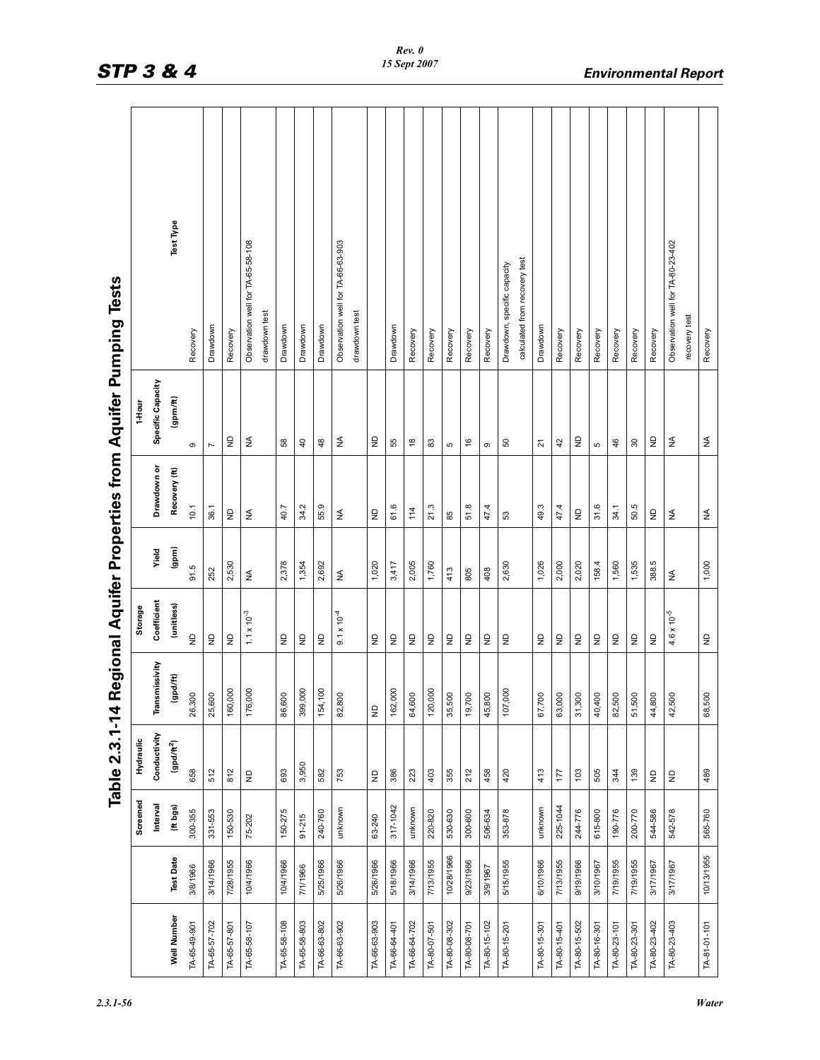## Table 2.3.1-14 Regional Aquifer Properties from Aquifer Pumping Tests

| Well Number | Test Date | Screened Interval (ft bgs) | Hydraulic Conductivity (gpd/ft$^2$) | Transmissivity (gpd/ft) | Storage Coefficient (unitless) | Yield (gpm) | Drawdown or Recovery (ft) | 1-Hour Specific Capacity (gpm/ft) | Test Type |
|---|---|---|---|---|---|---|---|---|---|
| TA-65-49-901 | 3/8/1966 | 300-355 | 658 | 26,300 | ND | 91.5 | 10.1 | 9 | Recovery |
| TA-65-57-702 | 3/14/1966 | 331-553 | 512 | 25,600 | ND | 252 | 36.1 | 7 | Drawdown |
| TA-65-57-801 | 7/28/1955 | 150-530 | 812 | 160,000 | ND | 2,530 | ND | ND | Recovery |
| TA-65-58-107 | 10/4/1966 | 75-202 | ND | 176,000 | $1.1 \times 10^{-3}$ | NA | NA | NA | Observation well for TA-65-58-108 drawdown test |
| TA-65-58-108 | 10/4/1966 | 150-275 | 693 | 86,600 | ND | 2,378 | 40.7 | 58 | Drawdown |
| TA-65-58-803 | 7/1/1966 | 91-215 | 3,950 | 399,000 | ND | 1,354 | 34.2 | 40 | Drawdown |
| TA-66-63-802 | 5/25/1966 | 240-760 | 582 | 154,100 | ND | 2,692 | 55.9 | 48 | Drawdown |
| TA-66-63-902 | 5/26/1966 | unknown | 753 | 82,800 | $9.1 \times 10^{-4}$ | NA | NA | NA | Observation well for TA-66-63-903 drawdown test |
| TA-66-63-903 | 5/26/1966 | 63-240 | ND | ND | ND | 1,020 | ND | ND | |
| TA-66-64-401 | 5/18/1966 | 317-1042 | 386 | 162,000 | ND | 3,417 | 61.6 | 55 | Drawdown |
| TA-66-64-702 | 3/14/1966 | unknown | 223 | 64,600 | ND | 2,005 | 114 | 18 | Recovery |
| TA-80-07-501 | 7/13/1955 | 220-820 | 403 | 120,000 | ND | 1,760 | 21.3 | 83 | Recovery |
| TA-80-08-302 | 10/28/1966 | 530-630 | 355 | 35,500 | ND | 413 | 85 | 5 | Recovery |
| TA-80-08-701 | 9/23/1966 | 300-600 | 212 | 19,700 | ND | 805 | 51.8 | 16 | Recovery |
| TA-80-15-102 | 3/9/1967 | 506-634 | 458 | 45,800 | ND | 408 | 47.4 | 9 | Recovery |
| TA-80-15-201 | 5/15/1955 | 353-878 | 420 | 107,000 | ND | 2,630 | 53 | 50 | Drawdown, specific capacity calculated from recovery test |
| TA-80-15-301 | 6/10/1966 | unknown | 413 | 67,700 | ND | 1,026 | 49.3 | 21 | Drawdown |
| TA-80-15-401 | 7/13/1955 | 225-1044 | 177 | 63,000 | ND | 2,000 | 47.4 | 42 | Recovery |
| TA-80-15-502 | 9/19/1966 | 244-776 | 103 | 31,300 | ND | 2,020 | ND | ND | Recovery |
| TA-80-16-301 | 3/10/1967 | 615-800 | 505 | 40,400 | ND | 158.4 | 31.6 | 5 | Recovery |
| TA-80-23-101 | 7/19/1955 | 190-776 | 344 | 82,500 | ND | 1,560 | 34.1 | 46 | Recovery |
| TA-80-23-301 | 7/19/1955 | 200-770 | 139 | 51,500 | ND | 1,535 | 50.5 | 30 | Recovery |
| TA-80-23-402 | 3/17/1967 | 544-586 | ND | 44,800 | ND | 388.5 | ND | ND | Recovery |
| TA-80-23-403 | 3/17/1967 | 542-578 | ND | 42,500 | $4.6 \times 10^{-5}$ | NA | NA | NA | Observation well for TA-80-23-402 recovery test |
| TA-81-01-101 | 10/13/1955 | 565-760 | 489 | 68,500 | ND | 1,000 | NA | NA | Recovery |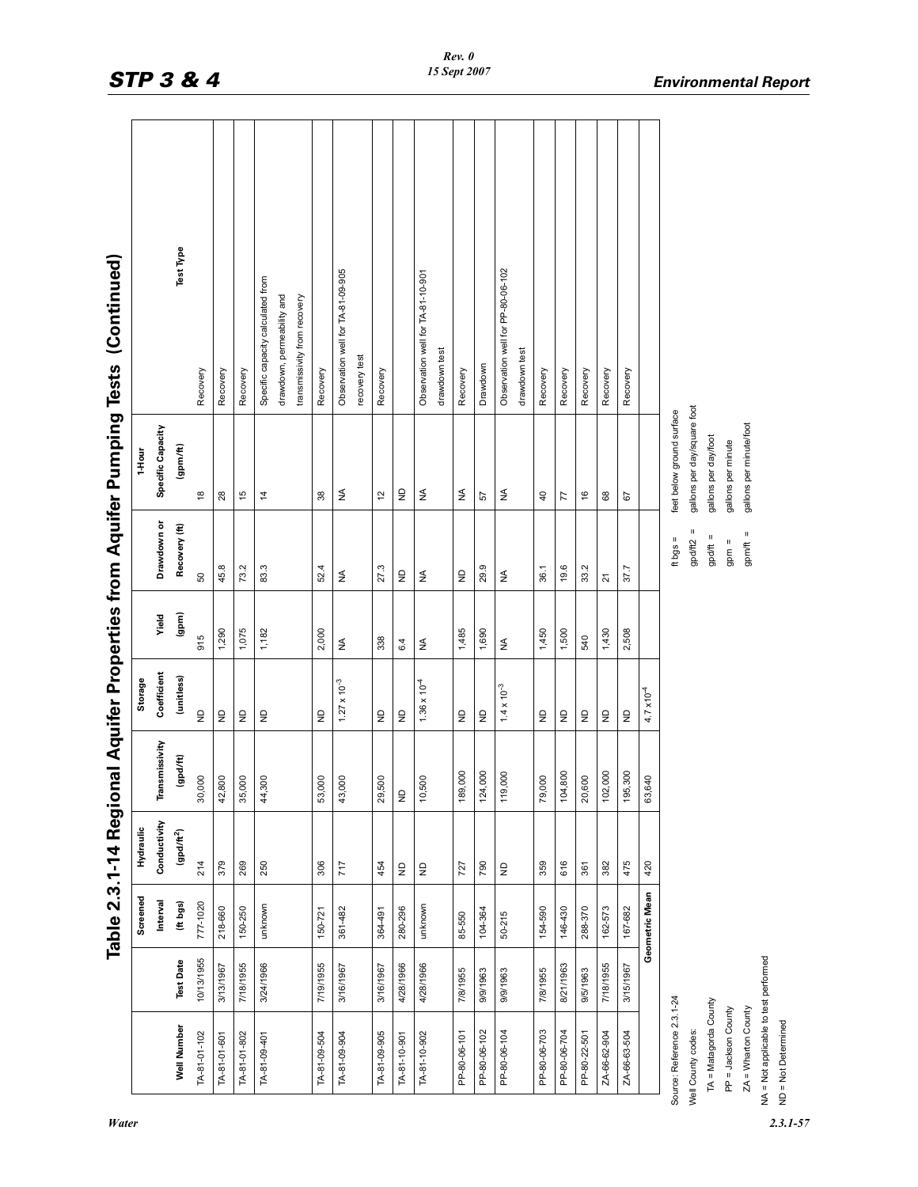# Table 2.3.1-14 Regional Aquifer Properties from Aquifer Pumping Tests (Continued)

| Well Number | Test Date | Screened Interval (ft bgs) | Hydraulic Conductivity (gpd/ft$^2$) | Transmissivity (gpd/ft) | Storage Coefficient (unitless) | Yield (gpm) | Drawdown or Recovery (ft) | 1-Hour Specific Capacity (gpm/ft) | Test Type |
|---|---|---|---|---|---|---|---|---|---|
| TA-81-01-102 | 10/13/1955 | 777-1020 | 214 | 30,000 | ND | 915 | 50 | 18 | Recovery |
| TA-81-01-601 | 3/13/1967 | 218-660 | 379 | 42,800 | ND | 1,290 | 45.8 | 28 | Recovery |
| TA-81-01-802 | 7/18/1955 | 150-250 | 269 | 35,000 | ND | 1,075 | 73.2 | 15 | Recovery |
| TA-81-09-401 | 3/24/1966 | unknown | 250 | 44,300 | ND | 1,182 | 83.3 | 14 | Specific capacity calculated from drawdown, permeability and transmissivity from recovery |
| TA-81-09-504 | 7/19/1955 | 150-721 | 306 | 53,000 | ND | 2,000 | 52.4 | 38 | Recovery |
| TA-81-09-904 | 3/16/1967 | 361-482 | 717 | 43,000 | $1.27 \times 10^{-3}$ | NA | NA | NA | Observation well for TA-81-09-905 recovery test |
| TA-81-09-905 | 3/16/1967 | 364-491 | 454 | 29,500 | ND | 338 | 27.3 | 12 | Recovery |
| TA-81-10-901 | 4/28/1966 | 280-296 | ND | ND | ND | 6.4 | ND | ND | |
| TA-81-10-902 | 4/28/1966 | unknown | ND | 10,500 | $1.36 \times 10^{-4}$ | NA | NA | NA | Observation well for TA-81-10-901 drawdown test |
| PP-80-06-101 | 7/8/1955 | 85-550 | 727 | 189,000 | ND | 1,485 | ND | NA | Recovery |
| PP-80-06-102 | 9/9/1963 | 104-364 | 790 | 124,000 | ND | 1,690 | 29.9 | 57 | Drawdown |
| PP-80-06-104 | 9/9/1963 | 50-215 | ND | 119,000 | $1.4 \times 10^{-3}$ | NA | NA | NA | Observation well for PP-80-06-102 drawdown test |
| PP-80-06-703 | 7/8/1955 | 154-590 | 359 | 79,000 | ND | 1,450 | 36.1 | 40 | Recovery |
| PP-80-06-704 | 8/21/1963 | 146-430 | 616 | 104,800 | ND | 1,500 | 19.6 | 77 | Recovery |
| PP-80-22-501 | 9/5/1963 | 288-370 | 361 | 20,600 | ND | 540 | 33.2 | 16 | Recovery |
| ZA-66-62-904 | 7/18/1955 | 162-573 | 382 | 102,000 | ND | 1,430 | 21 | 68 | Recovery |
| ZA-66-63-504 | 3/15/1967 | 167-682 | 475 | 195,300 | ND | 2,508 | 37.7 | 67 | Recovery |
| | | **Geometric Mean** | 420 | 63,640 | $4.7 \times 10^{-4}$ | | | | |

Source: Reference 2.3.1-24

Well County codes:

TA = Matagorda County

PP = Jackson County

ZA = Wharton County

NA = Not applicable to test performed

ND = Not Determined

ft bgs = feet below ground surface

gpd/ft2 = gallons per day/square foot

gpd/ft = gallons per day/foot

gpm = gallons per minute

gpm/ft = gallons per minute/foot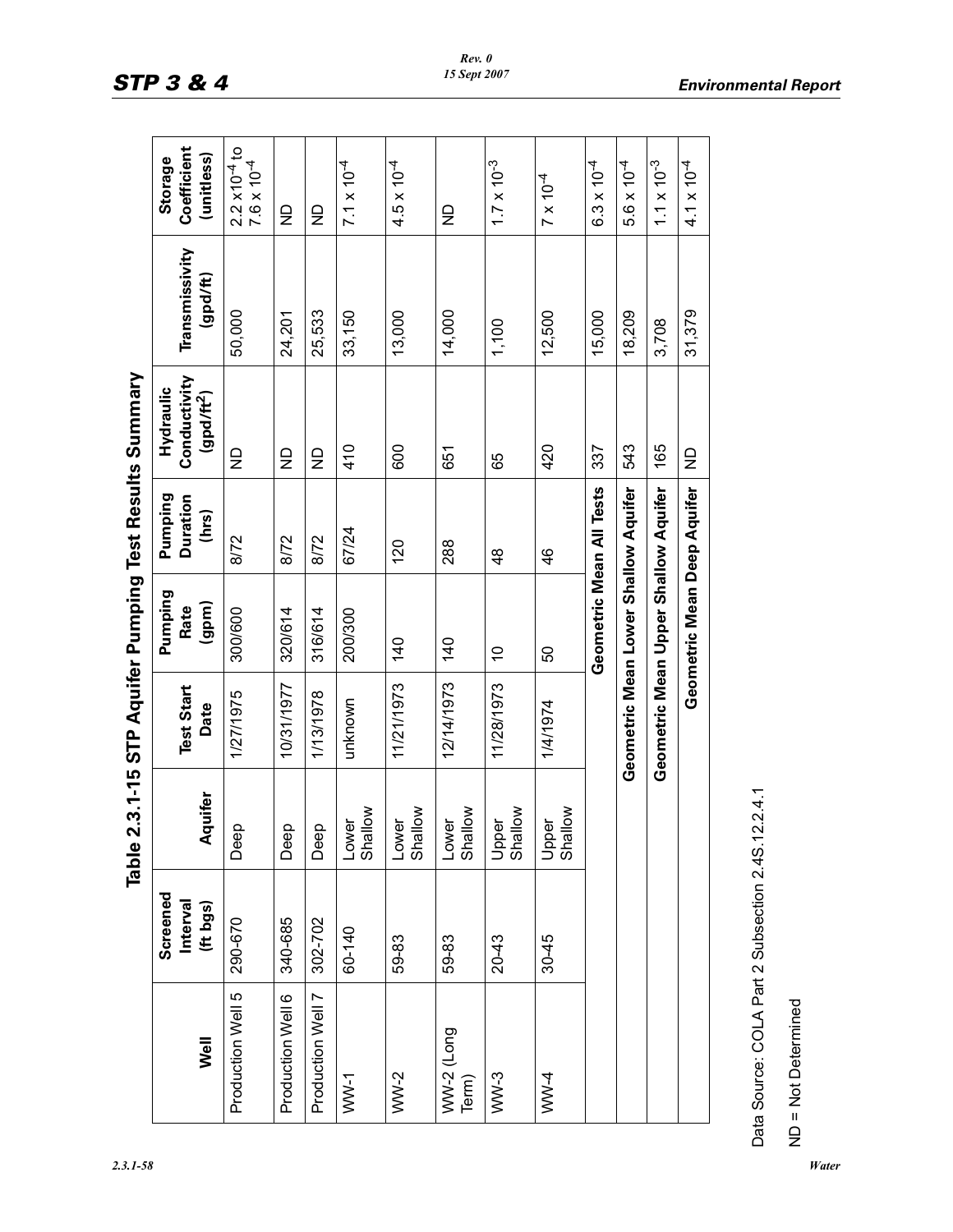## Table 2.3.1-15 STP Aquifer Pumping Test Results Summary

| Well | Screened Interval (ft bgs) | Aquifer | Test Start Date | Pumping Rate (gpm) | Pumping Duration (hrs) | Hydraulic Conductivity ($gpd/ft^2$) | Transmissivity (gpd/ft) | Storage Coefficient (unitless) |
|---|---|---|---|---|---|---|---|---|
| Production Well 5 | 290-670 | Deep | 1/27/1975 | 300/600 | 8/72 | ND | 50,000 | $2.2 \times 10^{-4}$ to $7.6 \times 10^{-4}$ |
| Production Well 6 | 340-685 | Deep | 10/31/1977 | 320/614 | 8/72 | ND | 24,201 | ND |
| Production Well 7 | 302-702 | Deep | 1/13/1978 | 316/614 | 8/72 | ND | 25,533 | ND |
| WW-1 | 60-140 | Lower Shallow | unknown | 200/300 | 67/24 | 410 | 33,150 | $7.1 \times 10^{-4}$ |
| WW-2 | 59-83 | Lower Shallow | 11/21/1973 | 140 | 120 | 600 | 13,000 | $4.5 \times 10^{-4}$ |
| WW-2 (Long Term) | 59-83 | Lower Shallow | 12/14/1973 | 140 | 288 | 651 | 14,000 | ND |
| WW-3 | 20-43 | Upper Shallow | 11/28/1973 | 10 | 48 | 65 | 1,100 | $1.7 \times 10^{-3}$ |
| WW-4 | 30-45 | Upper Shallow | 1/4/1974 | 50 | 46 | 420 | 12,500 | $7 \times 10^{-4}$ |
| | | | | Geometric Mean All Tests | | 337 | 15,000 | $6.3 \times 10^{-4}$ |
| | | | Geometric Mean Lower Shallow Aquifer | | | 543 | 18,209 | $5.6 \times 10^{-4}$ |
| | | | Geometric Mean Upper Shallow Aquifer | | | 165 | 3,708 | $1.1 \times 10^{-3}$ |
| | | | | Geometric Mean Deep Aquifer | | ND | 31,379 | $4.1 \times 10^{-4}$ |

Data Source: COLA Part 2 Subsection 2.4S.12.2.4.1

ND = Not Determined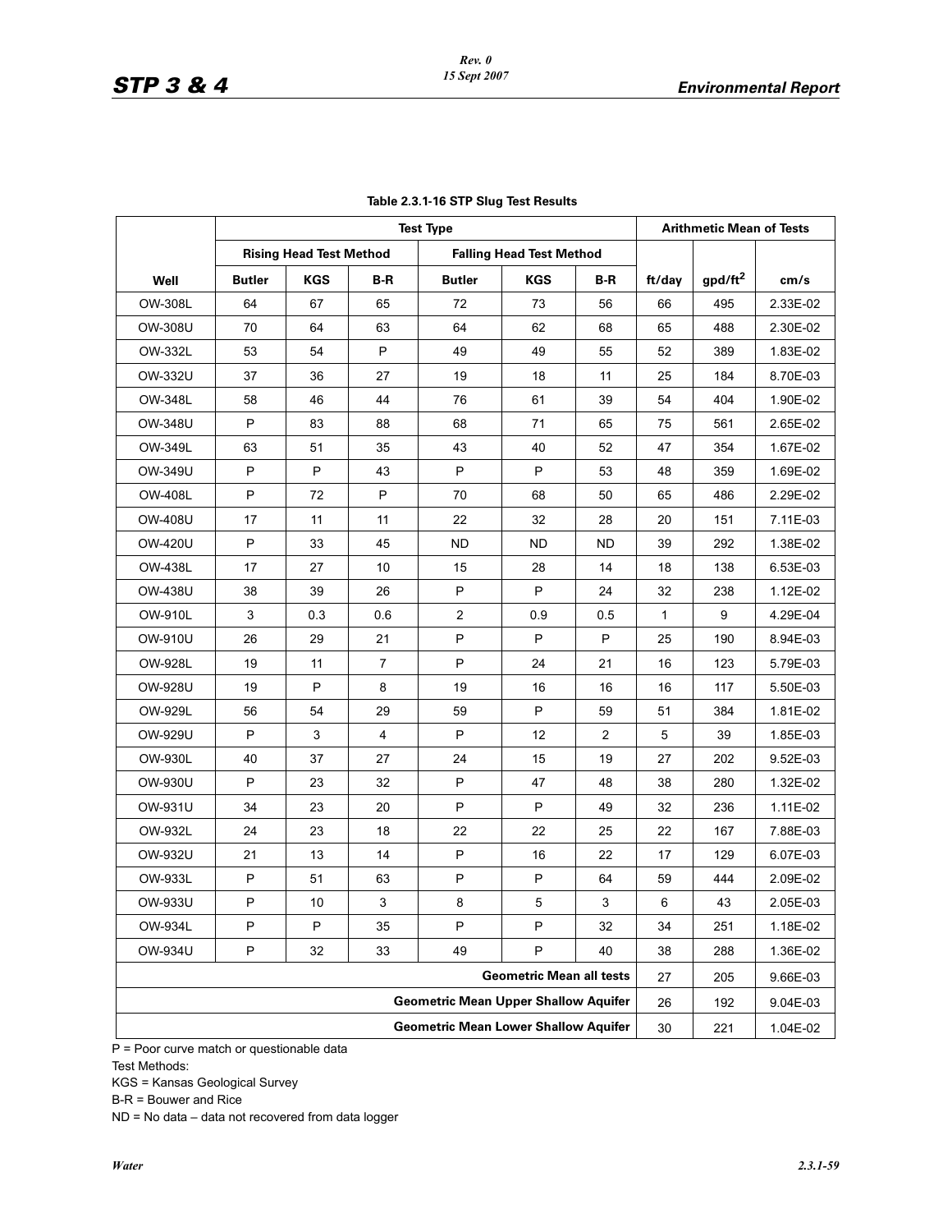**Table 2.3.1-16 STP Slug Test Results**

| | Test Type | | | | | | Arithmetic Mean of Tests | | |
|---|---|---|---|---|---|---|---|---|---|
| | Rising Head Test Method | | | Falling Head Test Method | | | | | |
| Well | Butler | KGS | B-R | Butler | KGS | B-R | ft/day | gpd/ft$^2$ | cm/s |
| OW-308L | 64 | 67 | 65 | 72 | 73 | 56 | 66 | 495 | 2.33E-02 |
| OW-308U | 70 | 64 | 63 | 64 | 62 | 68 | 65 | 488 | 2.30E-02 |
| OW-332L | 53 | 54 | P | 49 | 49 | 55 | 52 | 389 | 1.83E-02 |
| OW-332U | 37 | 36 | 27 | 19 | 18 | 11 | 25 | 184 | 8.70E-03 |
| OW-348L | 58 | 46 | 44 | 76 | 61 | 39 | 54 | 404 | 1.90E-02 |
| OW-348U | P | 83 | 88 | 68 | 71 | 65 | 75 | 561 | 2.65E-02 |
| OW-349L | 63 | 51 | 35 | 43 | 40 | 52 | 47 | 354 | 1.67E-02 |
| OW-349U | P | P | 43 | P | P | 53 | 48 | 359 | 1.69E-02 |
| OW-408L | P | 72 | P | 70 | 68 | 50 | 65 | 486 | 2.29E-02 |
| OW-408U | 17 | 11 | 11 | 22 | 32 | 28 | 20 | 151 | 7.11E-03 |
| OW-420U | P | 33 | 45 | ND | ND | ND | 39 | 292 | 1.38E-02 |
| OW-438L | 17 | 27 | 10 | 15 | 28 | 14 | 18 | 138 | 6.53E-03 |
| OW-438U | 38 | 39 | 26 | P | P | 24 | 32 | 238 | 1.12E-02 |
| OW-910L | 3 | 0.3 | 0.6 | 2 | 0.9 | 0.5 | 1 | 9 | 4.29E-04 |
| OW-910U | 26 | 29 | 21 | P | P | P | 25 | 190 | 8.94E-03 |
| OW-928L | 19 | 11 | 7 | P | 24 | 21 | 16 | 123 | 5.79E-03 |
| OW-928U | 19 | P | 8 | 19 | 16 | 16 | 16 | 117 | 5.50E-03 |
| OW-929L | 56 | 54 | 29 | 59 | P | 59 | 51 | 384 | 1.81E-02 |
| OW-929U | P | 3 | 4 | P | 12 | 2 | 5 | 39 | 1.85E-03 |
| OW-930L | 40 | 37 | 27 | 24 | 15 | 19 | 27 | 202 | 9.52E-03 |
| OW-930U | P | 23 | 32 | P | 47 | 48 | 38 | 280 | 1.32E-02 |
| OW-931U | 34 | 23 | 20 | P | P | 49 | 32 | 236 | 1.11E-02 |
| OW-932L | 24 | 23 | 18 | 22 | 22 | 25 | 22 | 167 | 7.88E-03 |
| OW-932U | 21 | 13 | 14 | P | 16 | 22 | 17 | 129 | 6.07E-03 |
| OW-933L | P | 51 | 63 | P | P | 64 | 59 | 444 | 2.09E-02 |
| OW-933U | P | 10 | 3 | 8 | 5 | 3 | 6 | 43 | 2.05E-03 |
| OW-934L | P | P | 35 | P | P | 32 | 34 | 251 | 1.18E-02 |
| OW-934U | P | 32 | 33 | 49 | P | 40 | 38 | 288 | 1.36E-02 |
| Geometric Mean all tests | | | | | | | 27 | 205 | 9.66E-03 |
| Geometric Mean Upper Shallow Aquifer | | | | | | | 26 | 192 | 9.04E-03 |
| Geometric Mean Lower Shallow Aquifer | | | | | | | 30 | 221 | 1.04E-02 |

P = Poor curve match or questionable data

Test Methods:

KGS = Kansas Geological Survey

B-R = Bouwer and Rice

ND = No data – data not recovered from data logger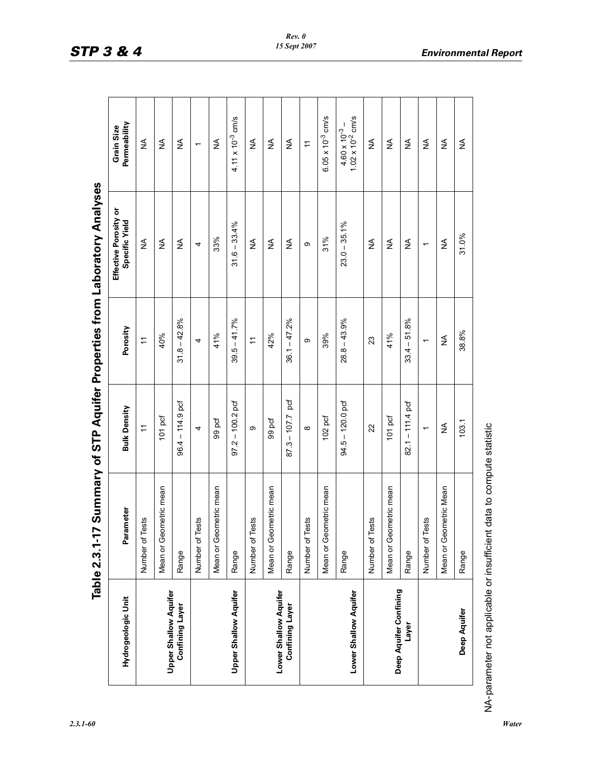# Table 2.3.1-17 Summary of STP Aquifer Properties from Laboratory Analyses

| Hydrogeologic Unit | Parameter | Bulk Density | Porosity | Effective Porosity or Specific Yield | Grain Size Permeability |
|---|---|---|---|---|---|
| Upper Shallow Aquifer Confining Layer | Number of Tests | 11 | 11 | NA | NA |
| | Mean or Geometric mean | 101 pcf | 40% | NA | NA |
| | Range | 96.4 – 114.9 pcf | 31.8 – 42.8% | NA | NA |
| Upper Shallow Aquifer | Number of Tests | 4 | 4 | 4 | 1 |
| | Mean or Geometric mean | 99 pcf | 41% | 33% | NA |
| | Range | 97.2 – 100.2 pcf | 39.5 – 41.7% | 31.6 – 33.4% | $4.11 \times 10^{-3}$ cm/s |
| Lower Shallow Aquifer Confining Layer | Number of Tests | 9 | 11 | NA | NA |
| | Mean or Geometric mean | 99 pcf | 42% | NA | NA |
| | Range | 87.3 – 107.7 pcf | 36.1 – 47.2% | NA | NA |
| Lower Shallow Aquifer | Number of Tests | 8 | 9 | 9 | 11 |
| | Mean or Geometric mean | 102 pcf | 39% | 31% | $6.05 \times 10^{-3}$ cm/s |
| | Range | 94.5 – 120.0 pcf | 28.8 – 43.9% | 23.0 – 35.1% | $4.60 \times 10^{-3}$ – $1.02 \times 10^{-2}$ cm/s |
| Deep Aquifer Confining Layer | Number of Tests | 22 | 23 | NA | NA |
| | Mean or Geometric mean | 101 pcf | 41% | NA | NA |
| | Range | 82.1 – 111.4 pcf | 33.4 – 51.8% | NA | NA |
| Deep Aquifer | Number of Tests | 1 | 1 | 1 | NA |
| | Mean or Geometric Mean | NA | NA | NA | NA |
| | Range | 103.1 | 38.8% | 31.0% | NA |

NA-parameter not applicable or insufficient data to compute statistic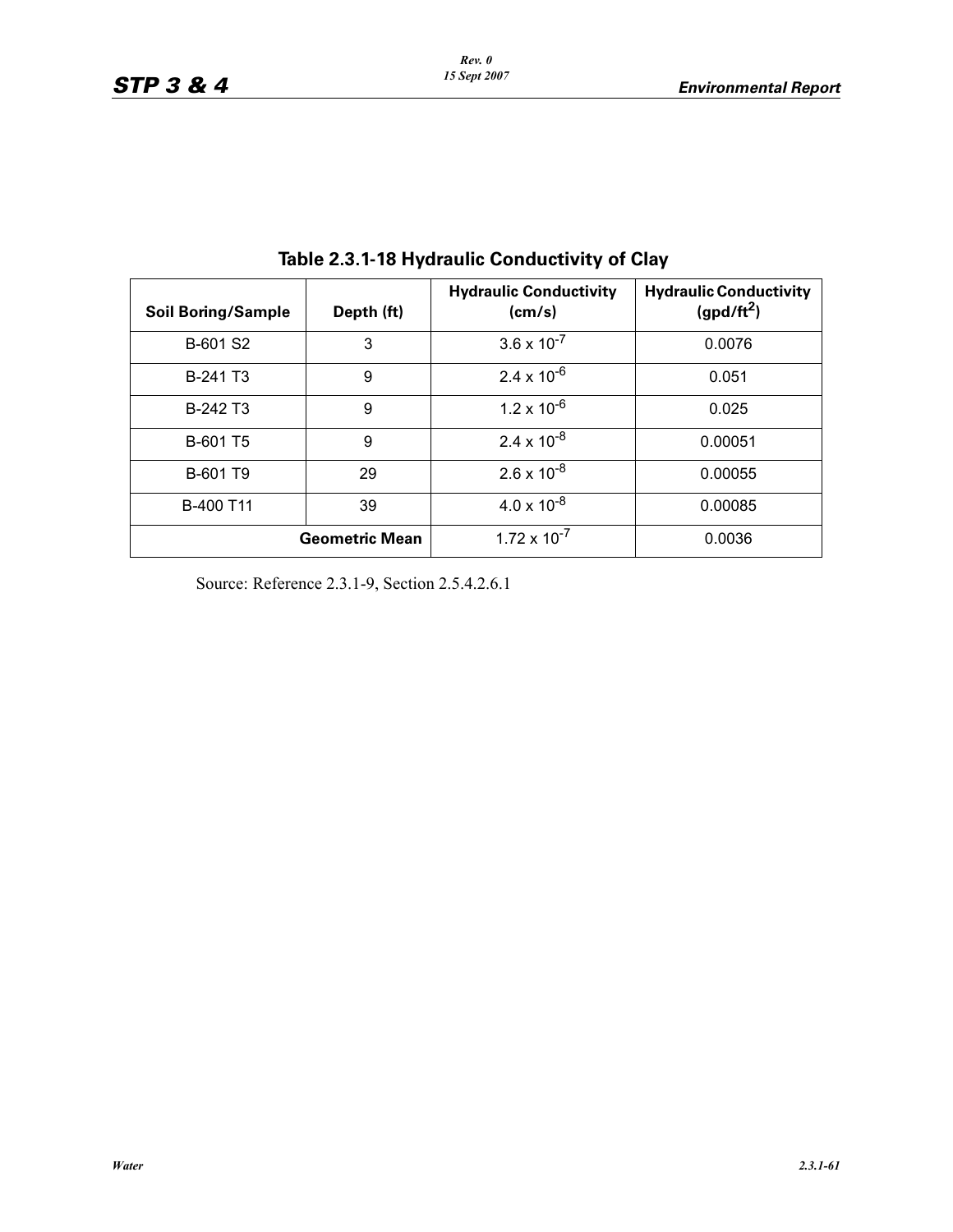## Table 2.3.1-18 Hydraulic Conductivity of Clay

| Soil Boring/Sample | Depth (ft) | Hydraulic Conductivity (cm/s) | Hydraulic Conductivity (gpd/ft$^2$) |
|---|---|---|---|
| B-601 S2 | 3 | $3.6 \times 10^{-7}$ | 0.0076 |
| B-241 T3 | 9 | $2.4 \times 10^{-6}$ | 0.051 |
| B-242 T3 | 9 | $1.2 \times 10^{-6}$ | 0.025 |
| B-601 T5 | 9 | $2.4 \times 10^{-8}$ | 0.00051 |
| B-601 T9 | 29 | $2.6 \times 10^{-8}$ | 0.00055 |
| B-400 T11 | 39 | $4.0 \times 10^{-8}$ | 0.00085 |
| **Geometric Mean** | | $1.72 \times 10^{-7}$ | 0.0036 |

Source: Reference 2.3.1-9, Section 2.5.4.2.6.1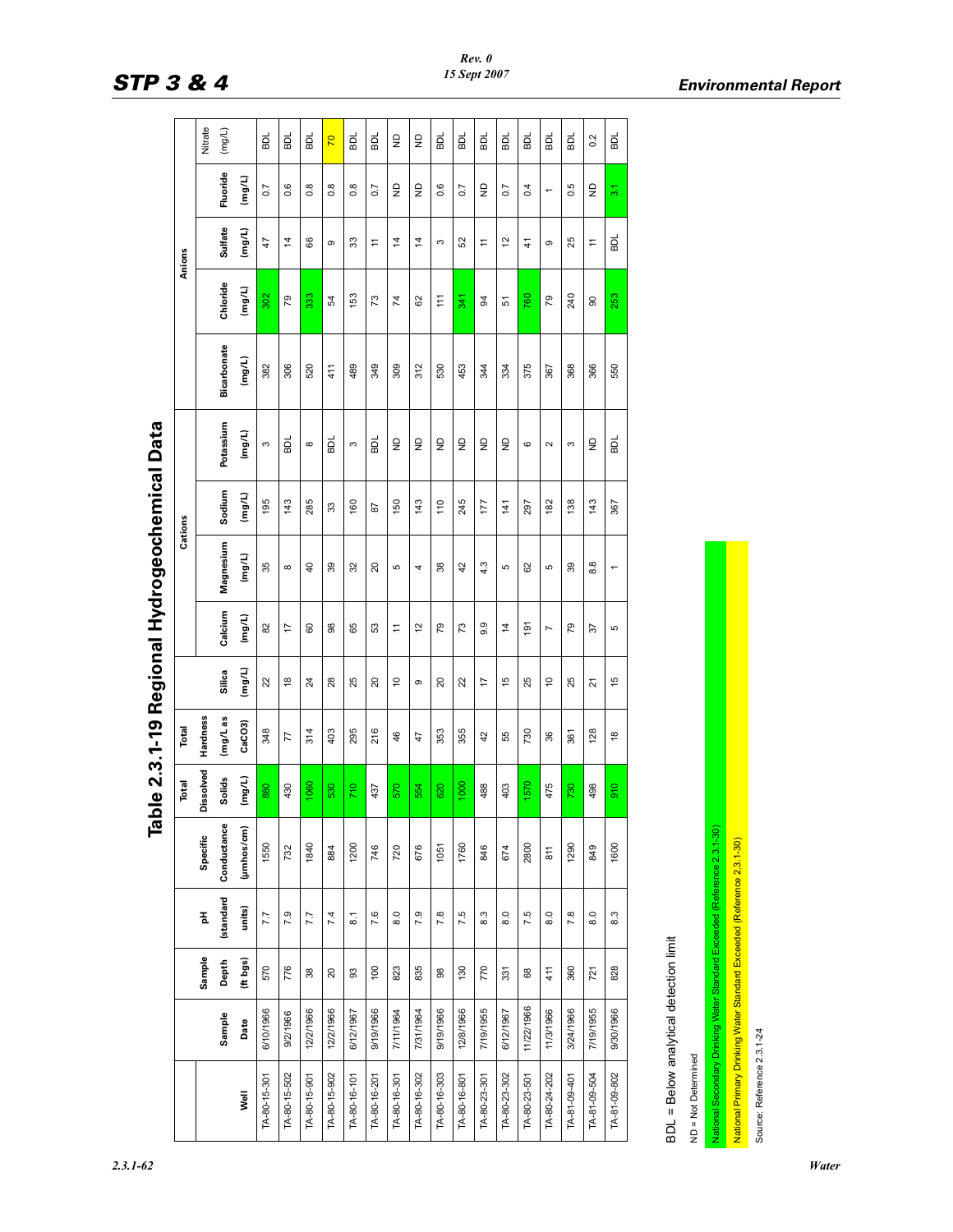# Table 2.3.1-19 Regional Hydrogeochemical Data

| Well | Sample Date | Sample Depth (ft bgs) | pH (standard units) | Specific Conductance (µmhos/cm) | Total Dissolved Solids (mg/L) | Total Hardness (mg/L as $CaCO_3$) | Silica (mg/L) | Cations | | | | Anions | | | | |
|---|---|---|---|---|---|---|---|---|---|---|---|---|---|---|---|---|
| | | | | | | | | Calcium (mg/L) | Magnesium (mg/L) | Sodium (mg/L) | Potassium (mg/L) | Bicarbonate (mg/L) | Chloride (mg/L) | Sulfate (mg/L) | Fluoride (mg/L) | Nitrate (mg/L) |
| TA-80-15-301 | 6/10/1966 | 570 | 7.7 | 1550 | 880 | 348 | 22 | 82 | 35 | 195 | 3 | 382 | 302 | 47 | 0.7 | BDL |
| TA-80-15-502 | 9/2/1966 | 776 | 7.9 | 732 | 430 | 77 | 18 | 17 | 8 | 143 | BDL | 306 | 79 | 14 | 0.6 | BDL |
| TA-80-15-901 | 12/2/1966 | 38 | 7.7 | 1840 | 1060 | 314 | 24 | 60 | 40 | 285 | 8 | 520 | 333 | 66 | 0.8 | BDL |
| TA-80-15-902 | 12/2/1966 | 20 | 7.4 | 884 | 530 | 403 | 28 | 98 | 39 | 33 | BDL | 411 | 54 | 9 | 0.8 | 70 |
| TA-80-16-101 | 6/12/1967 | 93 | 8.1 | 1200 | 710 | 295 | 25 | 65 | 32 | 160 | 3 | 489 | 153 | 33 | 0.8 | BDL |
| TA-80-16-201 | 9/19/1966 | 100 | 7.6 | 746 | 437 | 216 | 20 | 53 | 20 | 87 | BDL | 349 | 73 | 11 | 0.7 | BDL |
| TA-80-16-301 | 7/11/1964 | 823 | 8.0 | 720 | 570 | 46 | 10 | 11 | 5 | 150 | ND | 309 | 74 | 14 | ND | ND |
| TA-80-16-302 | 7/31/1964 | 835 | 7.9 | 676 | 554 | 47 | 9 | 12 | 4 | 143 | ND | 312 | 62 | 14 | ND | ND |
| TA-80-16-303 | 9/19/1966 | 98 | 7.8 | 1051 | 620 | 353 | 20 | 79 | 38 | 110 | ND | 530 | 111 | 3 | 0.6 | BDL |
| TA-80-16-801 | 12/8/1966 | 130 | 7.5 | 1760 | 1000 | 355 | 22 | 73 | 42 | 245 | ND | 453 | 341 | 52 | 0.7 | BDL |
| TA-80-23-301 | 7/19/1955 | 770 | 8.3 | 846 | 488 | 42 | 17 | 9.9 | 4.3 | 177 | ND | 344 | 94 | 11 | ND | BDL |
| TA-80-23-302 | 6/12/1967 | 331 | 8.0 | 674 | 403 | 55 | 15 | 14 | 5 | 141 | ND | 334 | 51 | 12 | 0.7 | BDL |
| TA-80-23-501 | 11/22/1966 | 68 | 7.5 | 2800 | 1570 | 730 | 25 | 191 | 62 | 297 | 6 | 375 | 760 | 41 | 0.4 | BDL |
| TA-80-24-202 | 11/3/1966 | 411 | 8.0 | 811 | 475 | 36 | 10 | 7 | 5 | 182 | 2 | 367 | 79 | 9 | 1 | BDL |
| TA-81-09-401 | 3/24/1966 | 360 | 7.8 | 1290 | 730 | 361 | 25 | 79 | 39 | 138 | 3 | 368 | 240 | 25 | 0.5 | BDL |
| TA-81-09-504 | 7/19/1955 | 721 | 8.0 | 849 | 498 | 128 | 21 | 37 | 8.8 | 143 | ND | 366 | 90 | 11 | ND | 0.2 |
| TA-81-09-802 | 9/30/1966 | 828 | 8.3 | 1600 | 910 | 18 | 15 | 5 | 1 | 367 | BDL | 550 | 253 | BDL | 3.1 | BDL |

BDL = Below analytical detection limit

ND = Not Determined

National Secondary Drinking Water Standard Exceeded (Reference 2.3.1-30)

National Primary Drinking Water Standard Exceeded (Reference 2.3.1-30)

Source: Reference 2.3.1-24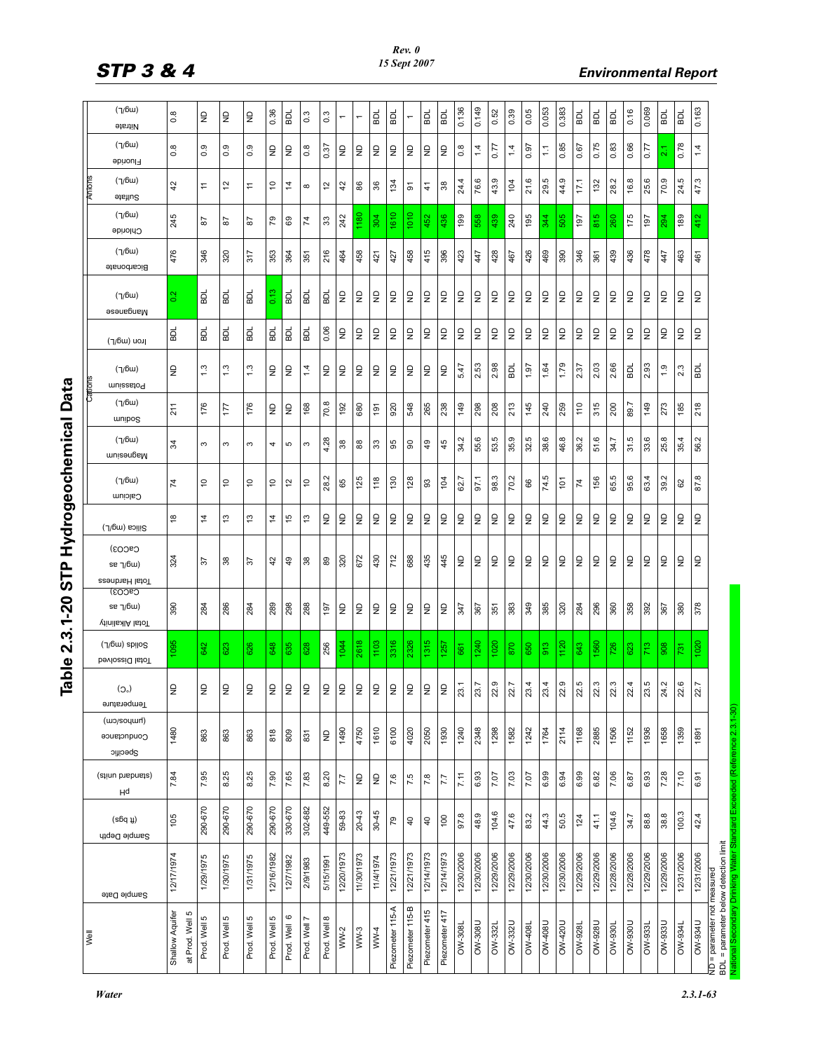# Table 2.3.1-20 STP Hydrogeochemical Data

| Well | Sample Date | Sample Depth (ft bgs) | pH (standard units) | Specific Conductance (µmhos/cm) | Temperature (C°) | Total Dissolved Solids (mg/L) | Total Alkalinity (mg/L as CaCO3) | Total Hardness (mg/L as CaCO3) | Silica (mg/L) | Cations | | | | | | Anions | | | | |
|---|---|---|---|---|---|---|---|---|---|---|---|---|---|---|---|---|---|---|---|---|
| | | | | | | | | | | Calcium (mg/L) | Magnesium (mg/L) | Sodium (mg/L) | Potassium (mg/L) | Iron (mg/L) | Manganese (mg/L) | Bicarbonate (mg/L) | Chloride (mg/L) | Sulfate (mg/L) | Fluoride (mg/L) | Nitrate (mg/L) |
| Shallow Aquifer at Prod. Well 5 | 12/17/1974 | 105 | 7.84 | 1480 | ND | 1095 | 390 | 324 | 18 | 74 | 34 | 211 | ND | BDL | 0.2 | 476 | 245 | 42 | 0.8 | 0.8 |
| Prod. Well 5 | 1/29/1975 | 290-670 | 7.95 | 863 | ND | 642 | 284 | 37 | 14 | 10 | 3 | 176 | 1.3 | BDL | BDL | 346 | 87 | 11 | 0.9 | ND |
| Prod. Well 5 | 1/30/1975 | 290-670 | 8.25 | 863 | ND | 623 | 286 | 38 | 13 | 10 | 3 | 177 | 1.3 | BDL | BDL | 320 | 87 | 12 | 0.9 | ND |
| Prod. Well 5 | 1/31/1975 | 290-670 | 8.25 | 863 | ND | 626 | 284 | 37 | 13 | 10 | 3 | 176 | 1.3 | BDL | BDL | 317 | 87 | 11 | 0.9 | ND |
| Prod. Well 5 | 12/16/1982 | 290-670 | 7.90 | 818 | ND | 648 | 289 | 42 | 14 | 10 | 4 | ND | ND | BDL | 0.13 | 353 | 79 | 10 | ND | 0.36 |
| Prod. Well 6 | 12/7/1982 | 330-670 | 7.65 | 809 | ND | 635 | 298 | 49 | 15 | 12 | 5 | ND | ND | BDL | BDL | 364 | 69 | 14 | ND | BDL |
| Prod. Well 7 | 2/9/1983 | 302-682 | 7.83 | 831 | ND | 628 | 288 | 38 | 13 | 10 | 3 | 168 | 1.4 | BDL | BDL | 351 | 74 | 8 | 0.8 | 0.3 |
| Prod. Well 8 | 5/15/1991 | 449-552 | 8.20 | ND | ND | 256 | 197 | 89 | ND | 28.2 | 4.28 | 70.8 | ND | 0.06 | BDL | 216 | 33 | 12 | 0.37 | 0.3 |
| WW-2 | 12/20/1973 | 59-83 | 7.7 | 1490 | ND | 1044 | ND | 320 | ND | 65 | 38 | 192 | ND | ND | ND | 464 | 242 | 42 | ND | 1 |
| WW-3 | 11/30/1973 | 20-43 | ND | 4750 | ND | 2618 | ND | 672 | ND | 125 | 88 | 680 | ND | ND | ND | 458 | 1180 | 86 | ND | 1 |
| WW-4 | 11/4/1974 | 30-45 | ND | 1610 | ND | 1103 | ND | 430 | ND | 118 | 33 | 191 | ND | ND | ND | 421 | 304 | 36 | ND | BDL |
| Piezometer 115-A | 12/21/1973 | 79 | 7.6 | 6100 | ND | 3316 | ND | 712 | ND | 130 | 95 | 920 | ND | ND | ND | 427 | 1610 | 134 | ND | BDL |
| Piezometer 115-B | 12/21/1973 | 40 | 7.5 | 4020 | ND | 2326 | ND | 688 | ND | 128 | 90 | 548 | ND | ND | ND | 458 | 1010 | 91 | ND | 1 |
| Piezometer 415 | 12/14/1973 | 40 | 7.8 | 2050 | ND | 1315 | ND | 435 | ND | 93 | 49 | 265 | ND | ND | ND | 415 | 452 | 41 | ND | BDL |
| Piezometer 417 | 12/14/1973 | 100 | 7.7 | 1930 | ND | 1257 | ND | 445 | ND | 104 | 45 | 238 | ND | ND | ND | 396 | 436 | 38 | ND | BDL |
| OW-308L | 12/30/2006 | 97.8 | 7.11 | 1240 | 23.1 | 661 | 347 | ND | ND | 62.7 | 34.2 | 149 | 5.47 | ND | ND | 423 | 199 | 24.4 | 0.8 | 0.136 |
| OW-308U | 12/30/2006 | 48.9 | 6.93 | 2348 | 23.7 | 1240 | 367 | ND | ND | 97.1 | 55.6 | 298 | 2.53 | ND | ND | 447 | 558 | 76.6 | 1.4 | 0.149 |
| OW-332L | 12/29/2006 | 104.6 | 7.07 | 1298 | 22.9 | 1020 | 351 | ND | ND | 98.3 | 53.5 | 208 | 2.98 | ND | ND | 428 | 439 | 43.9 | 0.77 | 0.52 |
| OW-332U | 12/29/2006 | 47.6 | 7.03 | 1582 | 22.7 | 870 | 383 | ND | ND | 70.2 | 35.9 | 213 | BDL | ND | ND | 467 | 240 | 104 | 1.4 | 0.39 |
| OW-408L | 12/30/2006 | 83.2 | 7.07 | 1242 | 23.4 | 650 | 349 | ND | ND | 66 | 32.5 | 145 | 1.97 | ND | ND | 426 | 195 | 21.6 | 0.97 | 0.05 |
| OW-408U | 12/30/2006 | 44.3 | 6.99 | 1764 | 23.4 | 913 | 385 | ND | ND | 74.5 | 38.6 | 240 | 1.64 | ND | ND | 469 | 344 | 29.5 | 1.1 | 0.053 |
| OW-420U | 12/30/2006 | 50.5 | 6.94 | 2114 | 22.9 | 1120 | 320 | ND | ND | 101 | 46.8 | 259 | 1.79 | ND | ND | 390 | 505 | 44.9 | 0.85 | 0.383 |
| OW-928L | 12/29/2006 | 124 | 6.99 | 1168 | 22.5 | 643 | 284 | ND | ND | 74 | 36.2 | 110 | 2.37 | ND | ND | 346 | 197 | 17.1 | 0.67 | BDL |
| OW-928U | 12/29/2006 | 41.1 | 6.82 | 2885 | 22.3 | 1560 | 296 | ND | ND | 156 | 51.6 | 315 | 2.03 | ND | ND | 361 | 815 | 132 | 0.75 | BDL |
| OW-930L | 12/28/2006 | 104.6 | 7.06 | 1506 | 22.3 | 726 | 360 | ND | ND | 65.5 | 34.7 | 200 | 2.66 | ND | ND | 439 | 260 | 28.2 | 0.83 | BDL |
| OW-930U | 12/28/2006 | 34.7 | 6.87 | 1152 | 22.4 | 623 | 358 | ND | ND | 95.6 | 31.5 | 89.7 | BDL | ND | ND | 436 | 175 | 16.8 | 0.66 | 0.16 |
| OW-933L | 12/29/2006 | 88.8 | 6.93 | 1936 | 23.5 | 713 | 392 | ND | ND | 63.4 | 33.6 | 149 | 2.93 | ND | ND | 478 | 197 | 25.6 | 0.77 | 0.069 |
| OW-933U | 12/29/2006 | 38.8 | 7.28 | 1658 | 24.2 | 908 | 367 | ND | ND | 39.2 | 25.8 | 273 | 1.9 | ND | ND | 447 | 294 | 70.9 | 2.1 | BDL |
| OW-934L | 12/31/2006 | 100.3 | 7.10 | 1359 | 22.6 | 731 | 380 | ND | ND | 62 | 35.4 | 185 | 2.3 | ND | ND | 463 | 189 | 24.5 | 0.78 | BDL |
| OW-934U | 12/31/2006 | 42.4 | 6.91 | 1891 | 22.7 | 1020 | 378 | ND | ND | 87.8 | 56.2 | 218 | BDL | ND | ND | 461 | 412 | 47.3 | 1.4 | 0.163 |

ND = parameter not measured
BDL = parameter below detection limit
National Secondary Drinking Water Standard Exceeded (Reference 2.3.1-30)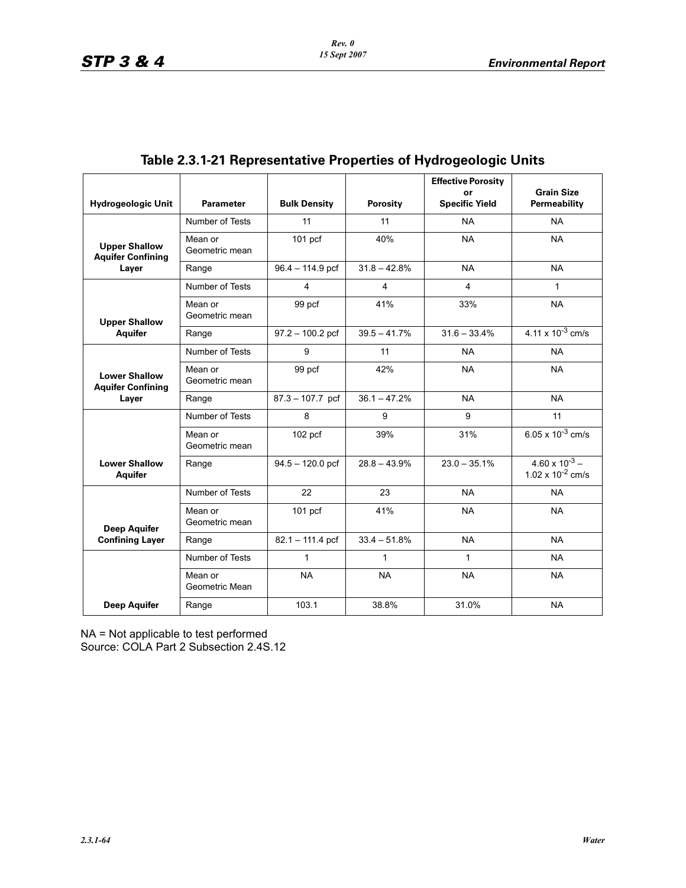## Table 2.3.1-21 Representative Properties of Hydrogeologic Units

| Hydrogeologic Unit | Parameter | Bulk Density | Porosity | Effective Porosity or Specific Yield | Grain Size Permeability |
|---|---|---|---|---|---|
| Upper Shallow Aquifer Confining Layer | Number of Tests | 11 | 11 | NA | NA |
| | Mean or Geometric mean | 101 pcf | 40% | NA | NA |
| | Range | 96.4 – 114.9 pcf | 31.8 – 42.8% | NA | NA |
| Upper Shallow Aquifer | Number of Tests | 4 | 4 | 4 | 1 |
| | Mean or Geometric mean | 99 pcf | 41% | 33% | NA |
| | Range | 97.2 – 100.2 pcf | 39.5 – 41.7% | 31.6 – 33.4% | $4.11 \times 10^{-3}$ cm/s |
| Lower Shallow Aquifer Confining Layer | Number of Tests | 9 | 11 | NA | NA |
| | Mean or Geometric mean | 99 pcf | 42% | NA | NA |
| | Range | 87.3 – 107.7 pcf | 36.1 – 47.2% | NA | NA |
| Lower Shallow Aquifer | Number of Tests | 8 | 9 | 9 | 11 |
| | Mean or Geometric mean | 102 pcf | 39% | 31% | $6.05 \times 10^{-3}$ cm/s |
| | Range | 94.5 – 120.0 pcf | 28.8 – 43.9% | 23.0 – 35.1% | $4.60 \times 10^{-3}$ – $1.02 \times 10^{-2}$ cm/s |
| Deep Aquifer Confining Layer | Number of Tests | 22 | 23 | NA | NA |
| | Mean or Geometric mean | 101 pcf | 41% | NA | NA |
| | Range | 82.1 – 111.4 pcf | 33.4 – 51.8% | NA | NA |
| Deep Aquifer | Number of Tests | 1 | 1 | 1 | NA |
| | Mean or Geometric Mean | NA | NA | NA | NA |
| | Range | 103.1 | 38.8% | 31.0% | NA |

NA = Not applicable to test performed
Source: COLA Part 2 Subsection 2.4S.12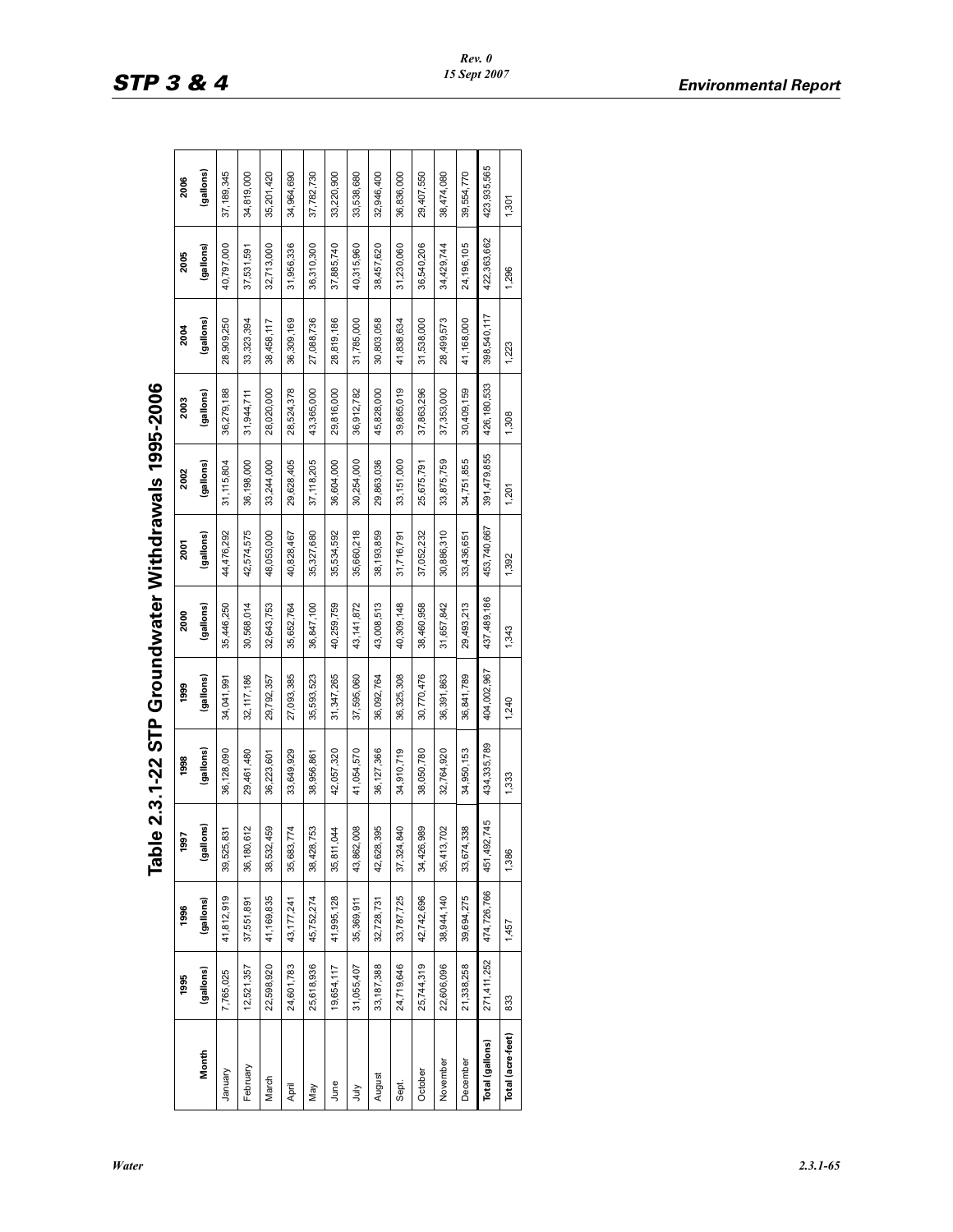# Table 2.3.1-22 STP Groundwater Withdrawals 1995-2006

| Month | 1995 (gallons) | 1996 (gallons) | 1997 (gallons) | 1998 (gallons) | 1999 (gallons) | 2000 (gallons) | 2001 (gallons) | 2002 (gallons) | 2003 (gallons) | 2004 (gallons) | 2005 (gallons) | 2006 (gallons) |
|---|---|---|---|---|---|---|---|---|---|---|---|---|
| January | 7,765,025 | 41,812,919 | 39,525,831 | 36,128,090 | 34,041,991 | 35,446,250 | 44,476,292 | 31,115,804 | 36,279,188 | 28,909,250 | 40,797,000 | 37,189,345 |
| February | 12,521,357 | 37,551,891 | 36,180,612 | 29,461,480 | 32,117,186 | 30,568,014 | 42,574,575 | 36,198,000 | 31,944,711 | 33,323,394 | 37,531,591 | 34,819,000 |
| March | 22,598,920 | 41,169,835 | 38,532,459 | 36,223,601 | 29,792,357 | 32,643,753 | 48,053,000 | 33,244,000 | 28,020,000 | 38,458,117 | 32,713,000 | 35,201,420 |
| April | 24,601,783 | 43,177,241 | 35,683,774 | 33,649,929 | 27,093,385 | 35,652,764 | 40,828,467 | 29,628,405 | 28,524,378 | 36,309,169 | 31,956,336 | 34,964,690 |
| May | 25,618,936 | 45,752,274 | 38,428,753 | 38,956,861 | 35,593,523 | 36,847,100 | 35,327,680 | 37,118,205 | 43,365,000 | 27,088,736 | 36,310,300 | 37,782,730 |
| June | 19,654,117 | 41,995,128 | 35,811,044 | 42,057,320 | 31,347,265 | 40,259,759 | 35,534,592 | 36,604,000 | 29,816,000 | 28,819,186 | 37,885,740 | 33,220,900 |
| July | 31,055,407 | 35,369,911 | 43,862,008 | 41,054,570 | 37,595,060 | 43,141,872 | 35,660,218 | 30,254,000 | 36,912,782 | 31,785,000 | 40,315,960 | 33,538,680 |
| August | 33,187,388 | 32,728,731 | 42,628,395 | 36,127,366 | 36,092,764 | 43,008,513 | 38,193,859 | 29,863,036 | 45,828,000 | 30,803,058 | 38,457,620 | 32,946,400 |
| Sept. | 24,719,646 | 33,787,725 | 37,324,840 | 34,910,719 | 36,325,308 | 40,309,148 | 31,716,791 | 33,151,000 | 39,865,019 | 41,838,634 | 31,230,060 | 36,836,000 |
| October | 25,744,319 | 42,742,696 | 34,426,989 | 38,050,780 | 30,770,476 | 38,460,958 | 37,052,232 | 25,675,791 | 37,863,296 | 31,538,000 | 36,540,206 | 29,407,550 |
| November | 22,606,096 | 38,944,140 | 35,413,702 | 32,764,920 | 36,391,863 | 31,657,842 | 30,886,310 | 33,875,759 | 37,353,000 | 28,499,573 | 34,429,744 | 38,474,080 |
| December | 21,338,258 | 39,694,275 | 33,674,338 | 34,950,153 | 36,841,789 | 29,493,213 | 33,436,651 | 34,751,855 | 30,409,159 | 41,168,000 | 24,196,105 | 39,554,770 |
| **Total (gallons)** | 271,411,252 | 474,726,766 | 451,492,745 | 434,335,789 | 404,002,967 | 437,489,186 | 453,740,667 | 391,479,855 | 426,180,533 | 398,540,117 | 422,363,662 | 423,935,565 |
| **Total (acre-feet)** | 833 | 1,457 | 1,386 | 1,333 | 1,240 | 1,343 | 1,392 | 1,201 | 1,308 | 1,223 | 1,296 | 1,301 |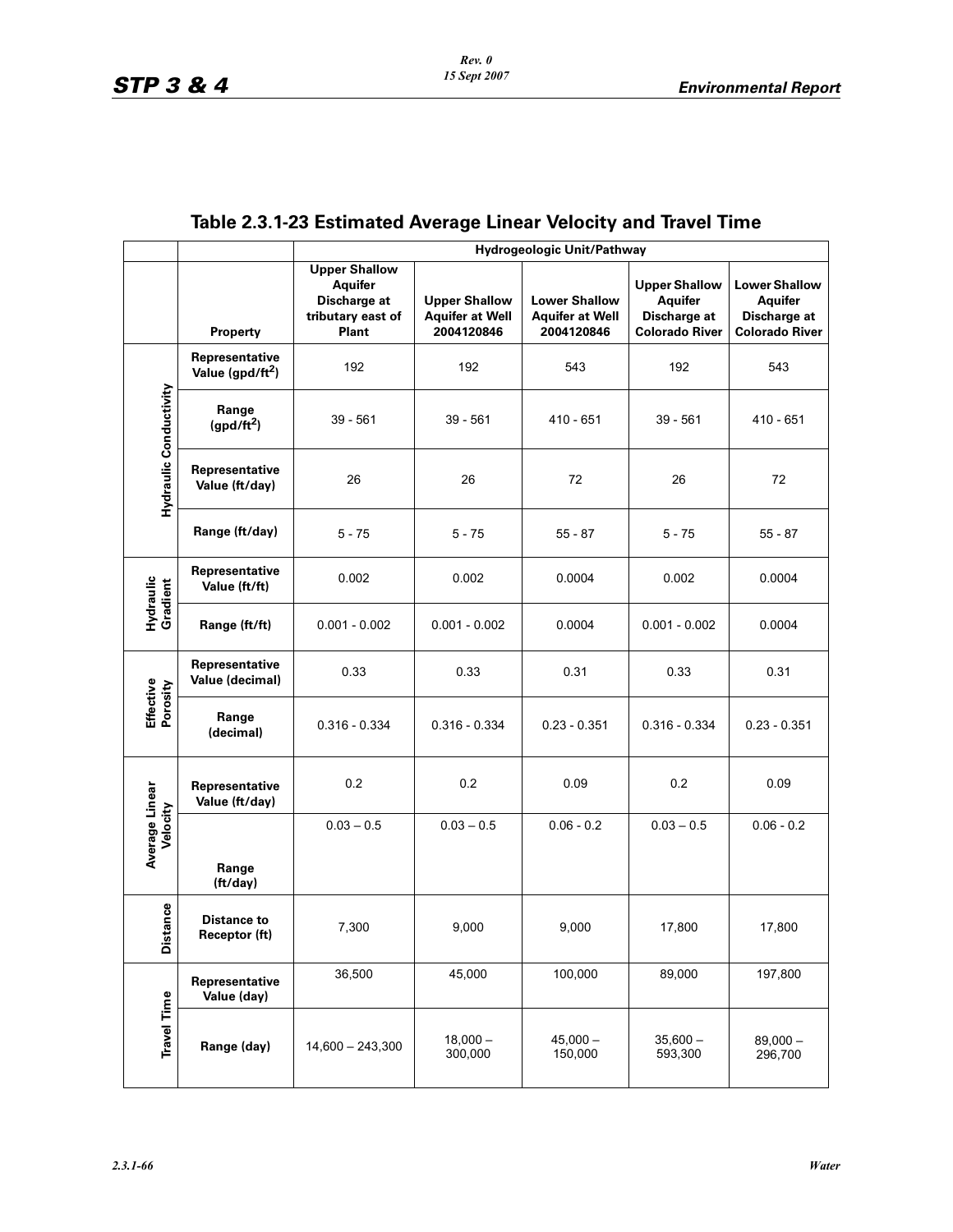## Table 2.3.1-23 Estimated Average Linear Velocity and Travel Time

| | | Hydrogeologic Unit/Pathway | | | | |
|---|---|---|---|---|---|---|
| | Property | Upper Shallow Aquifer Discharge at tributary east of Plant | Upper Shallow Aquifer at Well 2004120846 | Lower Shallow Aquifer at Well 2004120846 | Upper Shallow Aquifer Discharge at Colorado River | Lower Shallow Aquifer Discharge at Colorado River |
| Hydraulic Conductivity | Representative Value (gpd/ft$^2$) | 192 | 192 | 543 | 192 | 543 |
| | Range (gpd/ft$^2$) | 39 - 561 | 39 - 561 | 410 - 651 | 39 - 561 | 410 - 651 |
| | Representative Value (ft/day) | 26 | 26 | 72 | 26 | 72 |
| | Range (ft/day) | 5 - 75 | 5 - 75 | 55 - 87 | 5 - 75 | 55 - 87 |
| Hydraulic Gradient | Representative Value (ft/ft) | 0.002 | 0.002 | 0.0004 | 0.002 | 0.0004 |
| | Range (ft/ft) | 0.001 - 0.002 | 0.001 - 0.002 | 0.0004 | 0.001 - 0.002 | 0.0004 |
| Effective Porosity | Representative Value (decimal) | 0.33 | 0.33 | 0.31 | 0.33 | 0.31 |
| | Range (decimal) | 0.316 - 0.334 | 0.316 - 0.334 | 0.23 - 0.351 | 0.316 - 0.334 | 0.23 - 0.351 |
| Average Linear Velocity | Representative Value (ft/day) | 0.2 | 0.2 | 0.09 | 0.2 | 0.09 |
| | Range (ft/day) | 0.03 – 0.5 | 0.03 – 0.5 | 0.06 - 0.2 | 0.03 – 0.5 | 0.06 - 0.2 |
| Distance | Distance to Receptor (ft) | 7,300 | 9,000 | 9,000 | 17,800 | 17,800 |
| Travel Time | Representative Value (day) | 36,500 | 45,000 | 100,000 | 89,000 | 197,800 |
| | Range (day) | 14,600 – 243,300 | 18,000 – 300,000 | 45,000 – 150,000 | 35,600 – 593,300 | 89,000 – 296,700 |